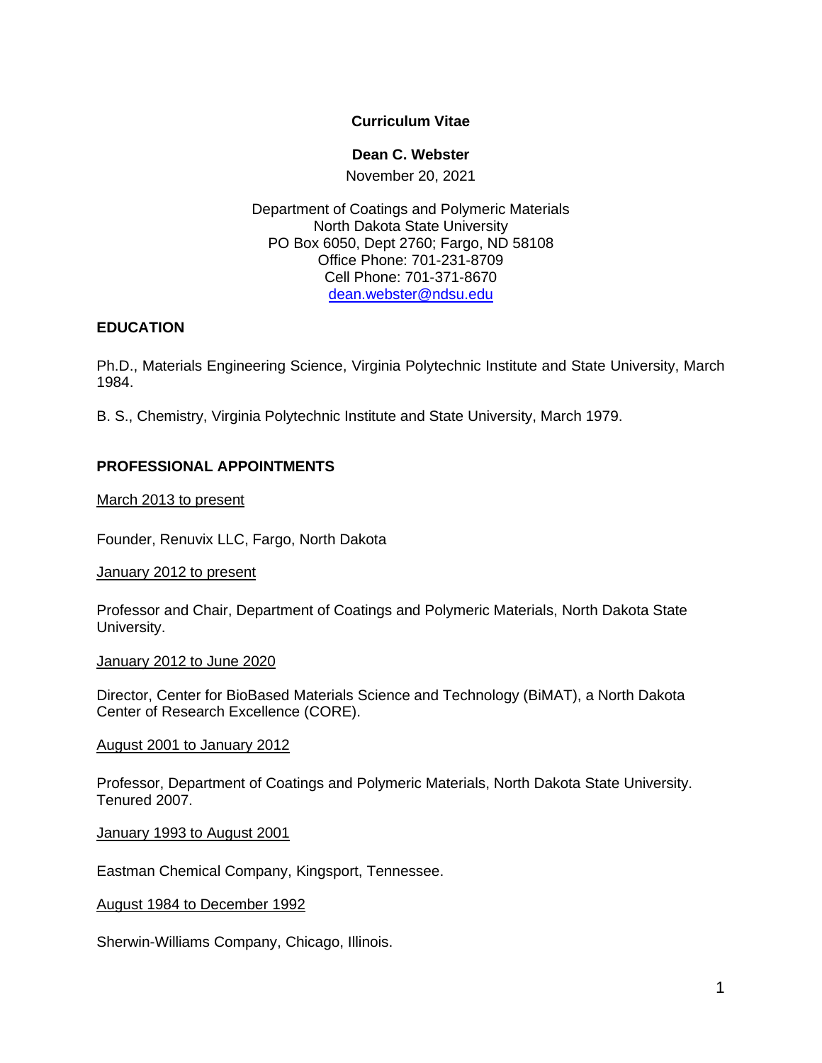# Curriculum Vitae

## Dean C. Webster

November 20, 2021

Department of Coatings and Polymeric Materials
North Dakota State University
PO Box 6050, Dept 2760; Fargo, ND 58108
Office Phone: 701-231-8709
Cell Phone: 701-371-8670
dean.webster@ndsu.edu

## EDUCATION

Ph.D., Materials Engineering Science, Virginia Polytechnic Institute and State University, March 1984.

B. S., Chemistry, Virginia Polytechnic Institute and State University, March 1979.

## PROFESSIONAL APPOINTMENTS

March 2013 to present

Founder, Renuvix LLC, Fargo, North Dakota

January 2012 to present

Professor and Chair, Department of Coatings and Polymeric Materials, North Dakota State University.

January 2012 to June 2020

Director, Center for BioBased Materials Science and Technology (BiMAT), a North Dakota Center of Research Excellence (CORE).

August 2001 to January 2012

Professor, Department of Coatings and Polymeric Materials, North Dakota State University. Tenured 2007.

January 1993 to August 2001

Eastman Chemical Company, Kingsport, Tennessee.

August 1984 to December 1992

Sherwin-Williams Company, Chicago, Illinois.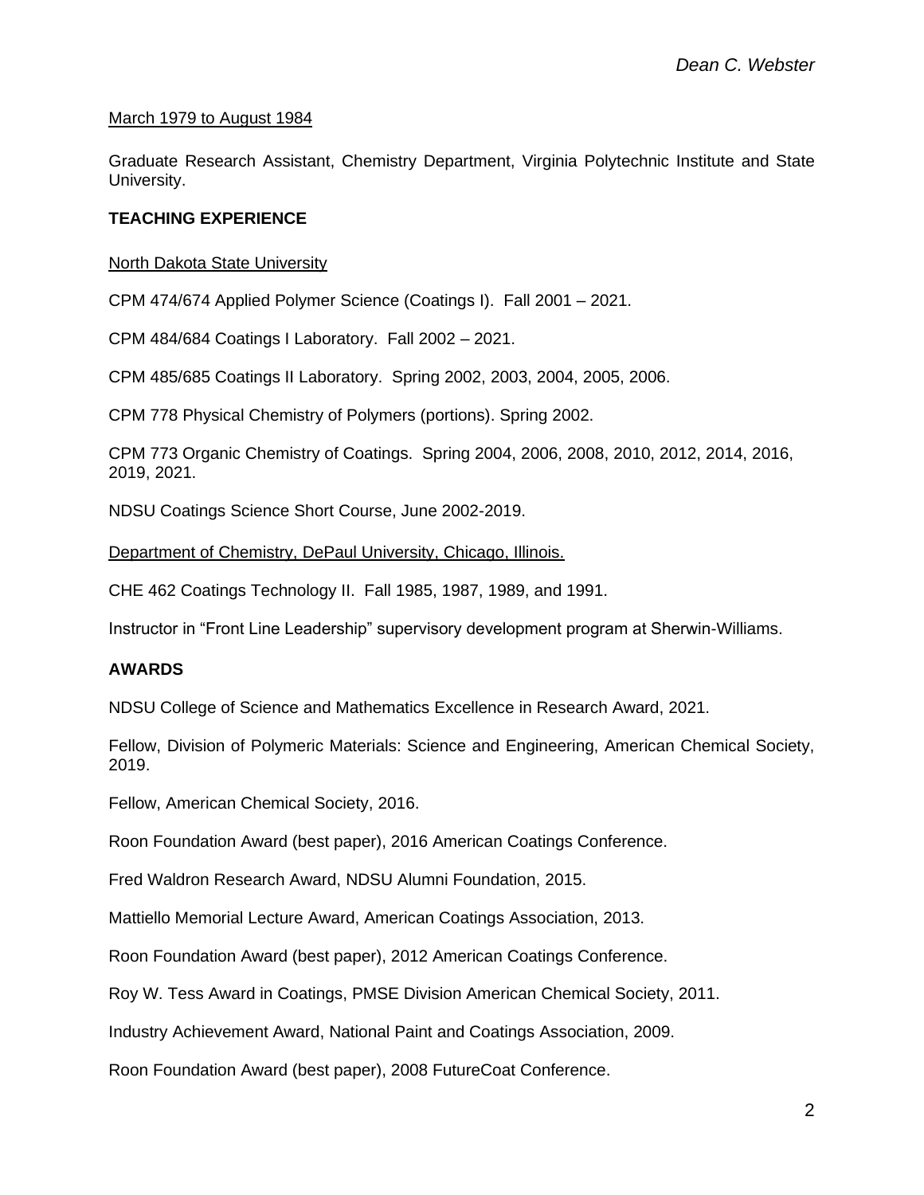<u>March 1979 to August 1984</u>

Graduate Research Assistant, Chemistry Department, Virginia Polytechnic Institute and State University.

**TEACHING EXPERIENCE**

<u>North Dakota State University</u>

CPM 474/674 Applied Polymer Science (Coatings I). Fall 2001 – 2021.

CPM 484/684 Coatings I Laboratory. Fall 2002 – 2021.

CPM 485/685 Coatings II Laboratory. Spring 2002, 2003, 2004, 2005, 2006.

CPM 778 Physical Chemistry of Polymers (portions). Spring 2002.

CPM 773 Organic Chemistry of Coatings. Spring 2004, 2006, 2008, 2010, 2012, 2014, 2016, 2019, 2021.

NDSU Coatings Science Short Course, June 2002-2019.

<u>Department of Chemistry, DePaul University, Chicago, Illinois.</u>

CHE 462 Coatings Technology II. Fall 1985, 1987, 1989, and 1991.

Instructor in "Front Line Leadership" supervisory development program at Sherwin-Williams.

**AWARDS**

NDSU College of Science and Mathematics Excellence in Research Award, 2021.

Fellow, Division of Polymeric Materials: Science and Engineering, American Chemical Society, 2019.

Fellow, American Chemical Society, 2016.

Roon Foundation Award (best paper), 2016 American Coatings Conference.

Fred Waldron Research Award, NDSU Alumni Foundation, 2015.

Mattiello Memorial Lecture Award, American Coatings Association, 2013.

Roon Foundation Award (best paper), 2012 American Coatings Conference.

Roy W. Tess Award in Coatings, PMSE Division American Chemical Society, 2011.

Industry Achievement Award, National Paint and Coatings Association, 2009.

Roon Foundation Award (best paper), 2008 FutureCoat Conference.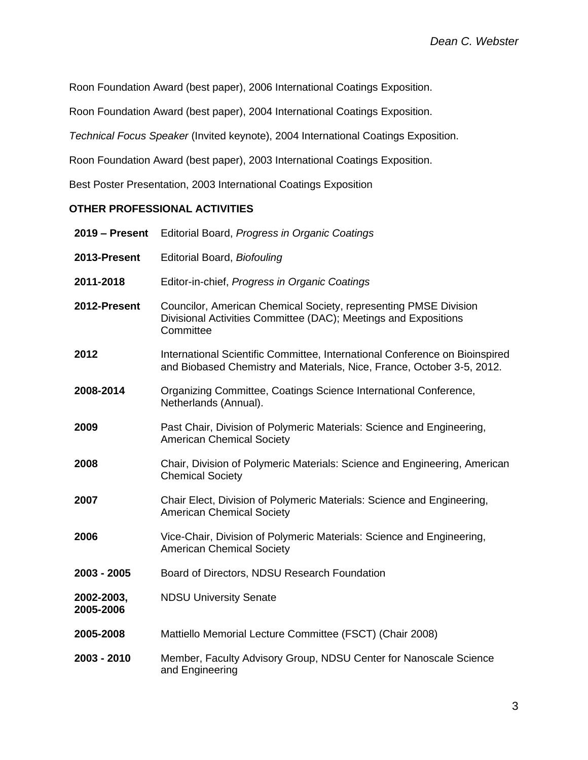Roon Foundation Award (best paper), 2006 International Coatings Exposition.

Roon Foundation Award (best paper), 2004 International Coatings Exposition.

*Technical Focus Speaker* (Invited keynote), 2004 International Coatings Exposition.

Roon Foundation Award (best paper), 2003 International Coatings Exposition.

Best Poster Presentation, 2003 International Coatings Exposition

**OTHER PROFESSIONAL ACTIVITIES**

| | |
|---|---|
| **2019 – Present** | Editorial Board, *Progress in Organic Coatings* |
| **2013-Present** | Editorial Board, *Biofouling* |
| **2011-2018** | Editor-in-chief, *Progress in Organic Coatings* |
| **2012-Present** | Councilor, American Chemical Society, representing PMSE Division Divisional Activities Committee (DAC); Meetings and Expositions Committee |
| **2012** | International Scientific Committee, International Conference on Bioinspired and Biobased Chemistry and Materials, Nice, France, October 3-5, 2012. |
| **2008-2014** | Organizing Committee, Coatings Science International Conference, Netherlands (Annual). |
| **2009** | Past Chair, Division of Polymeric Materials: Science and Engineering, American Chemical Society |
| **2008** | Chair, Division of Polymeric Materials: Science and Engineering, American Chemical Society |
| **2007** | Chair Elect, Division of Polymeric Materials: Science and Engineering, American Chemical Society |
| **2006** | Vice-Chair, Division of Polymeric Materials: Science and Engineering, American Chemical Society |
| **2003 - 2005** | Board of Directors, NDSU Research Foundation |
| **2002-2003, 2005-2006** | NDSU University Senate |
| **2005-2008** | Mattiello Memorial Lecture Committee (FSCT) (Chair 2008) |
| **2003 - 2010** | Member, Faculty Advisory Group, NDSU Center for Nanoscale Science and Engineering |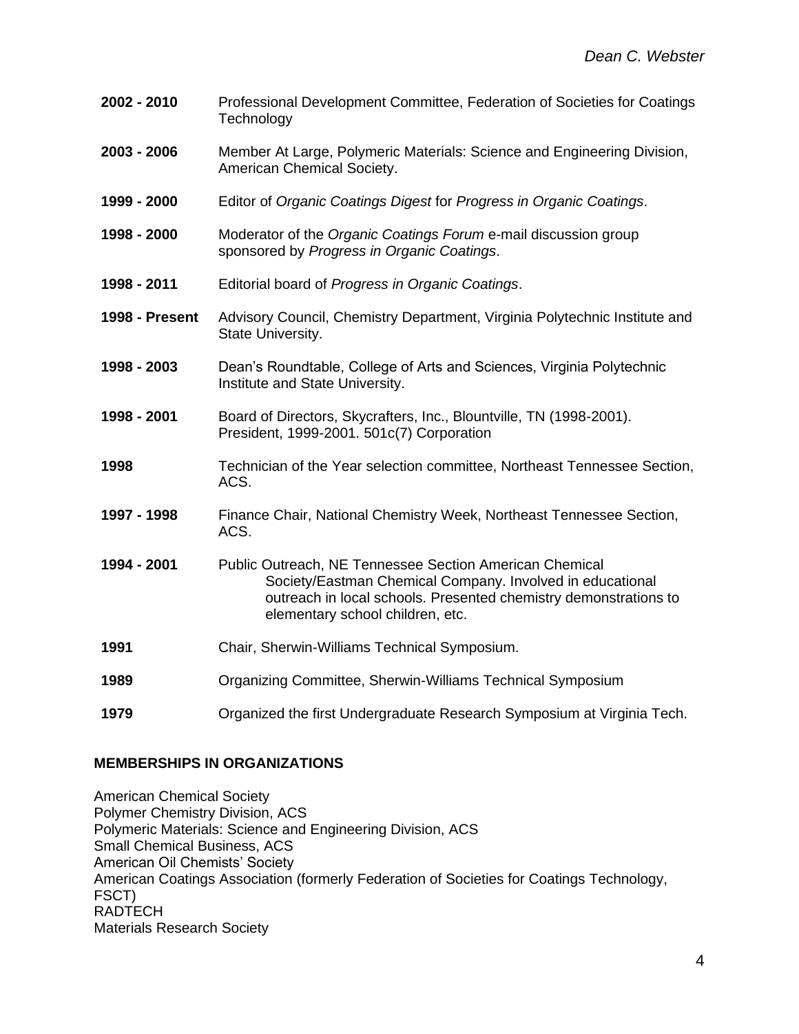**2002 - 2010** Professional Development Committee, Federation of Societies for Coatings Technology

**2003 - 2006** Member At Large, Polymeric Materials: Science and Engineering Division, American Chemical Society.

**1999 - 2000** Editor of *Organic Coatings Digest* for *Progress in Organic Coatings*.

**1998 - 2000** Moderator of the *Organic Coatings Forum* e-mail discussion group sponsored by *Progress in Organic Coatings*.

**1998 - 2011** Editorial board of *Progress in Organic Coatings*.

**1998 - Present** Advisory Council, Chemistry Department, Virginia Polytechnic Institute and State University.

**1998 - 2003** Dean's Roundtable, College of Arts and Sciences, Virginia Polytechnic Institute and State University.

**1998 - 2001** Board of Directors, Skycrafters, Inc., Blountville, TN (1998-2001). President, 1999-2001. 501c(7) Corporation

**1998** Technician of the Year selection committee, Northeast Tennessee Section, ACS.

**1997 - 1998** Finance Chair, National Chemistry Week, Northeast Tennessee Section, ACS.

**1994 - 2001** Public Outreach, NE Tennessee Section American Chemical Society/Eastman Chemical Company. Involved in educational outreach in local schools. Presented chemistry demonstrations to elementary school children, etc.

**1991** Chair, Sherwin-Williams Technical Symposium.

**1989** Organizing Committee, Sherwin-Williams Technical Symposium

**1979** Organized the first Undergraduate Research Symposium at Virginia Tech.

## MEMBERSHIPS IN ORGANIZATIONS

American Chemical Society
Polymer Chemistry Division, ACS
Polymeric Materials: Science and Engineering Division, ACS
Small Chemical Business, ACS
American Oil Chemists' Society
American Coatings Association (formerly Federation of Societies for Coatings Technology, FSCT)
RADTECH
Materials Research Society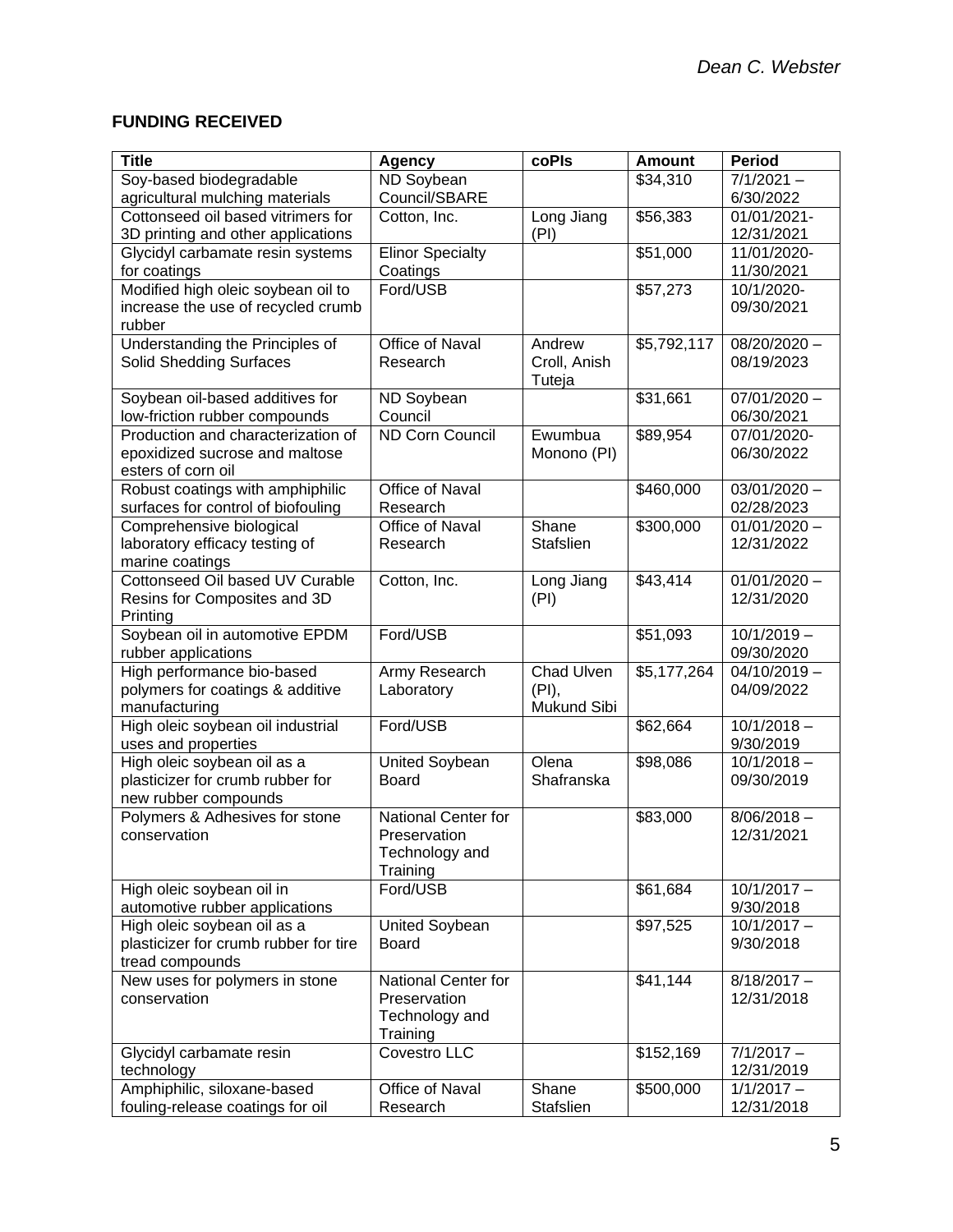## FUNDING RECEIVED

| Title | Agency | coPIs | Amount | Period |
|---|---|---|---|---|
| Soy-based biodegradable agricultural mulching materials | ND Soybean Council/SBARE | | $34,310 | 7/1/2021 – 6/30/2022 |
| Cottonseed oil based vitrimers for 3D printing and other applications | Cotton, Inc. | Long Jiang (PI) | $56,383 | 01/01/2021-12/31/2021 |
| Glycidyl carbamate resin systems for coatings | Elinor Specialty Coatings | | $51,000 | 11/01/2020-11/30/2021 |
| Modified high oleic soybean oil to increase the use of recycled crumb rubber | Ford/USB | | $57,273 | 10/1/2020-09/30/2021 |
| Understanding the Principles of Solid Shedding Surfaces | Office of Naval Research | Andrew Croll, Anish Tuteja | $5,792,117 | 08/20/2020 – 08/19/2023 |
| Soybean oil-based additives for low-friction rubber compounds | ND Soybean Council | | $31,661 | 07/01/2020 – 06/30/2021 |
| Production and characterization of epoxidized sucrose and maltose esters of corn oil | ND Corn Council | Ewumbua Monono (PI) | $89,954 | 07/01/2020-06/30/2022 |
| Robust coatings with amphiphilic surfaces for control of biofouling | Office of Naval Research | | $460,000 | 03/01/2020 – 02/28/2023 |
| Comprehensive biological laboratory efficacy testing of marine coatings | Office of Naval Research | Shane Stafslien | $300,000 | 01/01/2020 – 12/31/2022 |
| Cottonseed Oil based UV Curable Resins for Composites and 3D Printing | Cotton, Inc. | Long Jiang (PI) | $43,414 | 01/01/2020 – 12/31/2020 |
| Soybean oil in automotive EPDM rubber applications | Ford/USB | | $51,093 | 10/1/2019 – 09/30/2020 |
| High performance bio-based polymers for coatings & additive manufacturing | Army Research Laboratory | Chad Ulven (PI), Mukund Sibi | $5,177,264 | 04/10/2019 – 04/09/2022 |
| High oleic soybean oil industrial uses and properties | Ford/USB | | $62,664 | 10/1/2018 – 9/30/2019 |
| High oleic soybean oil as a plasticizer for crumb rubber for new rubber compounds | United Soybean Board | Olena Shafranska | $98,086 | 10/1/2018 – 09/30/2019 |
| Polymers & Adhesives for stone conservation | National Center for Preservation Technology and Training | | $83,000 | 8/06/2018 – 12/31/2021 |
| High oleic soybean oil in automotive rubber applications | Ford/USB | | $61,684 | 10/1/2017 – 9/30/2018 |
| High oleic soybean oil as a plasticizer for crumb rubber for tire tread compounds | United Soybean Board | | $97,525 | 10/1/2017 – 9/30/2018 |
| New uses for polymers in stone conservation | National Center for Preservation Technology and Training | | $41,144 | 8/18/2017 – 12/31/2018 |
| Glycidyl carbamate resin technology | Covestro LLC | | $152,169 | 7/1/2017 – 12/31/2019 |
| Amphiphilic, siloxane-based fouling-release coatings for oil | Office of Naval Research | Shane Stafslien | $500,000 | 1/1/2017 – 12/31/2018 |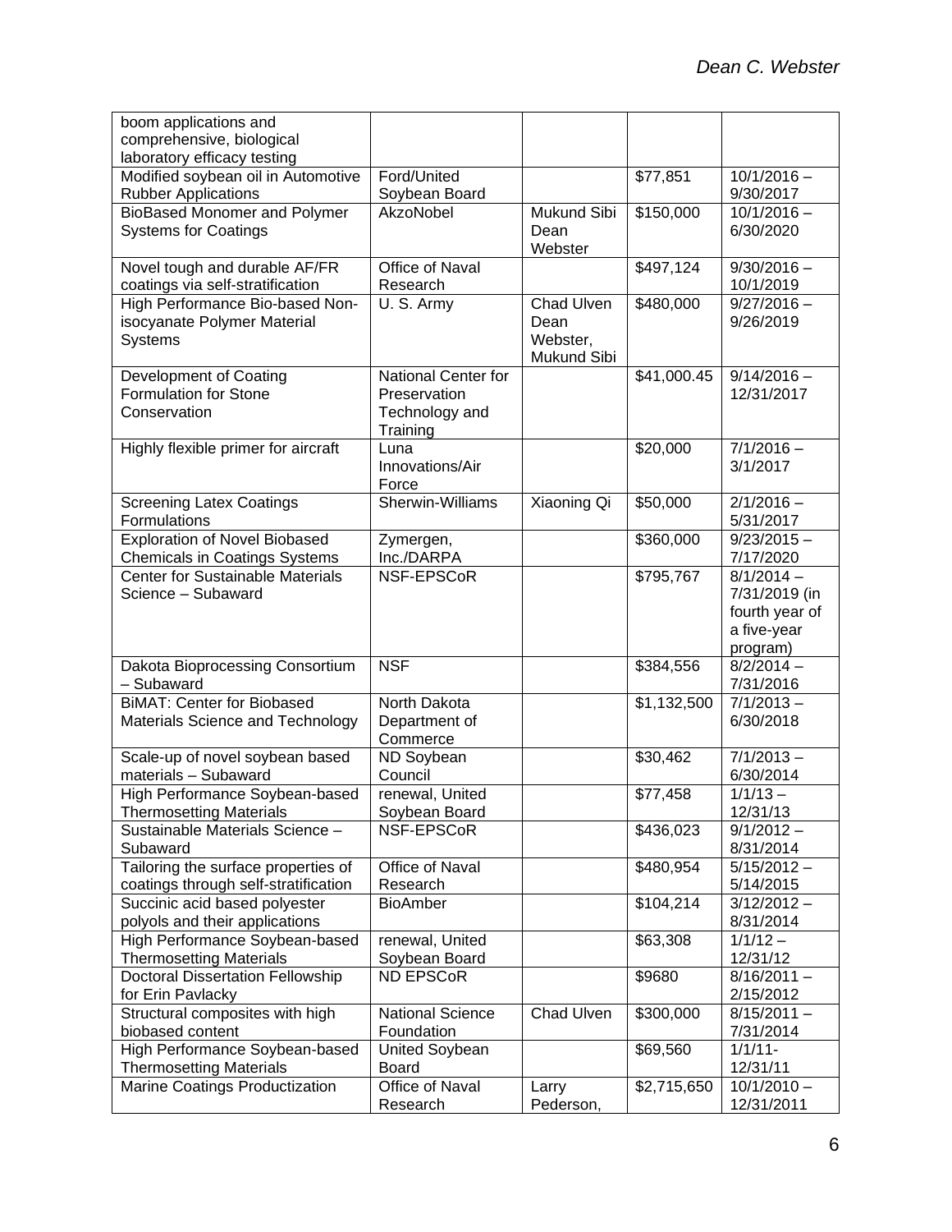| | | | | |
|---|---|---|---|---|
| boom applications and comprehensive, biological laboratory efficacy testing | | | | |
| Modified soybean oil in Automotive Rubber Applications | Ford/United Soybean Board | | $77,851 | 10/1/2016 – 9/30/2017 |
| BioBased Monomer and Polymer Systems for Coatings | AkzoNobel | Mukund Sibi Dean Webster | $150,000 | 10/1/2016 – 6/30/2020 |
| Novel tough and durable AF/FR coatings via self-stratification | Office of Naval Research | | $497,124 | 9/30/2016 – 10/1/2019 |
| High Performance Bio-based Non-isocyanate Polymer Material Systems | U. S. Army | Chad Ulven Dean Webster, Mukund Sibi | $480,000 | 9/27/2016 – 9/26/2019 |
| Development of Coating Formulation for Stone Conservation | National Center for Preservation Technology and Training | | $41,000.45 | 9/14/2016 – 12/31/2017 |
| Highly flexible primer for aircraft | Luna Innovations/Air Force | | $20,000 | 7/1/2016 – 3/1/2017 |
| Screening Latex Coatings Formulations | Sherwin-Williams | Xiaoning Qi | $50,000 | 2/1/2016 – 5/31/2017 |
| Exploration of Novel Biobased Chemicals in Coatings Systems | Zymergen, Inc./DARPA | | $360,000 | 9/23/2015 – 7/17/2020 |
| Center for Sustainable Materials Science – Subaward | NSF-EPSCoR | | $795,767 | 8/1/2014 – 7/31/2019 (in fourth year of a five-year program) |
| Dakota Bioprocessing Consortium – Subaward | NSF | | $384,556 | 8/2/2014 – 7/31/2016 |
| BiMAT: Center for Biobased Materials Science and Technology | North Dakota Department of Commerce | | $1,132,500 | 7/1/2013 – 6/30/2018 |
| Scale-up of novel soybean based materials – Subaward | ND Soybean Council | | $30,462 | 7/1/2013 – 6/30/2014 |
| High Performance Soybean-based Thermosetting Materials | renewal, United Soybean Board | | $77,458 | 1/1/13 – 12/31/13 |
| Sustainable Materials Science – Subaward | NSF-EPSCoR | | $436,023 | 9/1/2012 – 8/31/2014 |
| Tailoring the surface properties of coatings through self-stratification | Office of Naval Research | | $480,954 | 5/15/2012 – 5/14/2015 |
| Succinic acid based polyester polyols and their applications | BioAmber | | $104,214 | 3/12/2012 – 8/31/2014 |
| High Performance Soybean-based Thermosetting Materials | renewal, United Soybean Board | | $63,308 | 1/1/12 – 12/31/12 |
| Doctoral Dissertation Fellowship for Erin Pavlacky | ND EPSCoR | | $9680 | 8/16/2011 – 2/15/2012 |
| Structural composites with high biobased content | National Science Foundation | Chad Ulven | $300,000 | 8/15/2011 – 7/31/2014 |
| High Performance Soybean-based Thermosetting Materials | United Soybean Board | | $69,560 | 1/1/11- 12/31/11 |
| Marine Coatings Productization | Office of Naval Research | Larry Pederson, | $2,715,650 | 10/1/2010 – 12/31/2011 |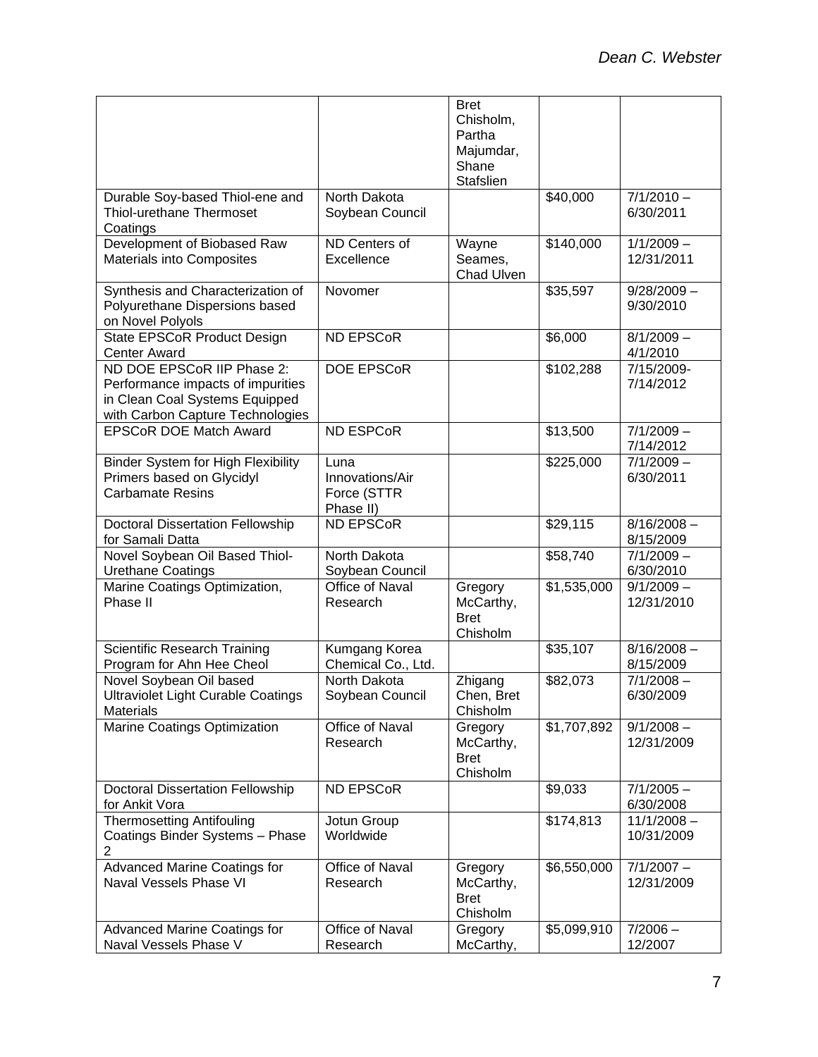| | | Bret Chisholm, Partha Majumdar, Shane Stafslien | | |
|---|---|---|---|---|
| Durable Soy-based Thiol-ene and Thiol-urethane Thermoset Coatings | North Dakota Soybean Council | | $40,000 | 7/1/2010 – 6/30/2011 |
| Development of Biobased Raw Materials into Composites | ND Centers of Excellence | Wayne Seames, Chad Ulven | $140,000 | 1/1/2009 – 12/31/2011 |
| Synthesis and Characterization of Polyurethane Dispersions based on Novel Polyols | Novomer | | $35,597 | 9/28/2009 – 9/30/2010 |
| State EPSCoR Product Design Center Award | ND EPSCoR | | $6,000 | 8/1/2009 – 4/1/2010 |
| ND DOE EPSCoR IIP Phase 2: Performance impacts of impurities in Clean Coal Systems Equipped with Carbon Capture Technologies | DOE EPSCoR | | $102,288 | 7/15/2009- 7/14/2012 |
| EPSCoR DOE Match Award | ND ESPCoR | | $13,500 | 7/1/2009 – 7/14/2012 |
| Binder System for High Flexibility Primers based on Glycidyl Carbamate Resins | Luna Innovations/Air Force (STTR Phase II) | | $225,000 | 7/1/2009 – 6/30/2011 |
| Doctoral Dissertation Fellowship for Samali Datta | ND EPSCoR | | $29,115 | 8/16/2008 – 8/15/2009 |
| Novel Soybean Oil Based Thiol-Urethane Coatings | North Dakota Soybean Council | | $58,740 | 7/1/2009 – 6/30/2010 |
| Marine Coatings Optimization, Phase II | Office of Naval Research | Gregory McCarthy, Bret Chisholm | $1,535,000 | 9/1/2009 – 12/31/2010 |
| Scientific Research Training Program for Ahn Hee Cheol | Kumgang Korea Chemical Co., Ltd. | | $35,107 | 8/16/2008 – 8/15/2009 |
| Novel Soybean Oil based Ultraviolet Light Curable Coatings Materials | North Dakota Soybean Council | Zhigang Chen, Bret Chisholm | $82,073 | 7/1/2008 – 6/30/2009 |
| Marine Coatings Optimization | Office of Naval Research | Gregory McCarthy, Bret Chisholm | $1,707,892 | 9/1/2008 – 12/31/2009 |
| Doctoral Dissertation Fellowship for Ankit Vora | ND EPSCoR | | $9,033 | 7/1/2005 – 6/30/2008 |
| Thermosetting Antifouling Coatings Binder Systems – Phase 2 | Jotun Group Worldwide | | $174,813 | 11/1/2008 – 10/31/2009 |
| Advanced Marine Coatings for Naval Vessels Phase VI | Office of Naval Research | Gregory McCarthy, Bret Chisholm | $6,550,000 | 7/1/2007 – 12/31/2009 |
| Advanced Marine Coatings for Naval Vessels Phase V | Office of Naval Research | Gregory McCarthy, | $5,099,910 | 7/2006 – 12/2007 |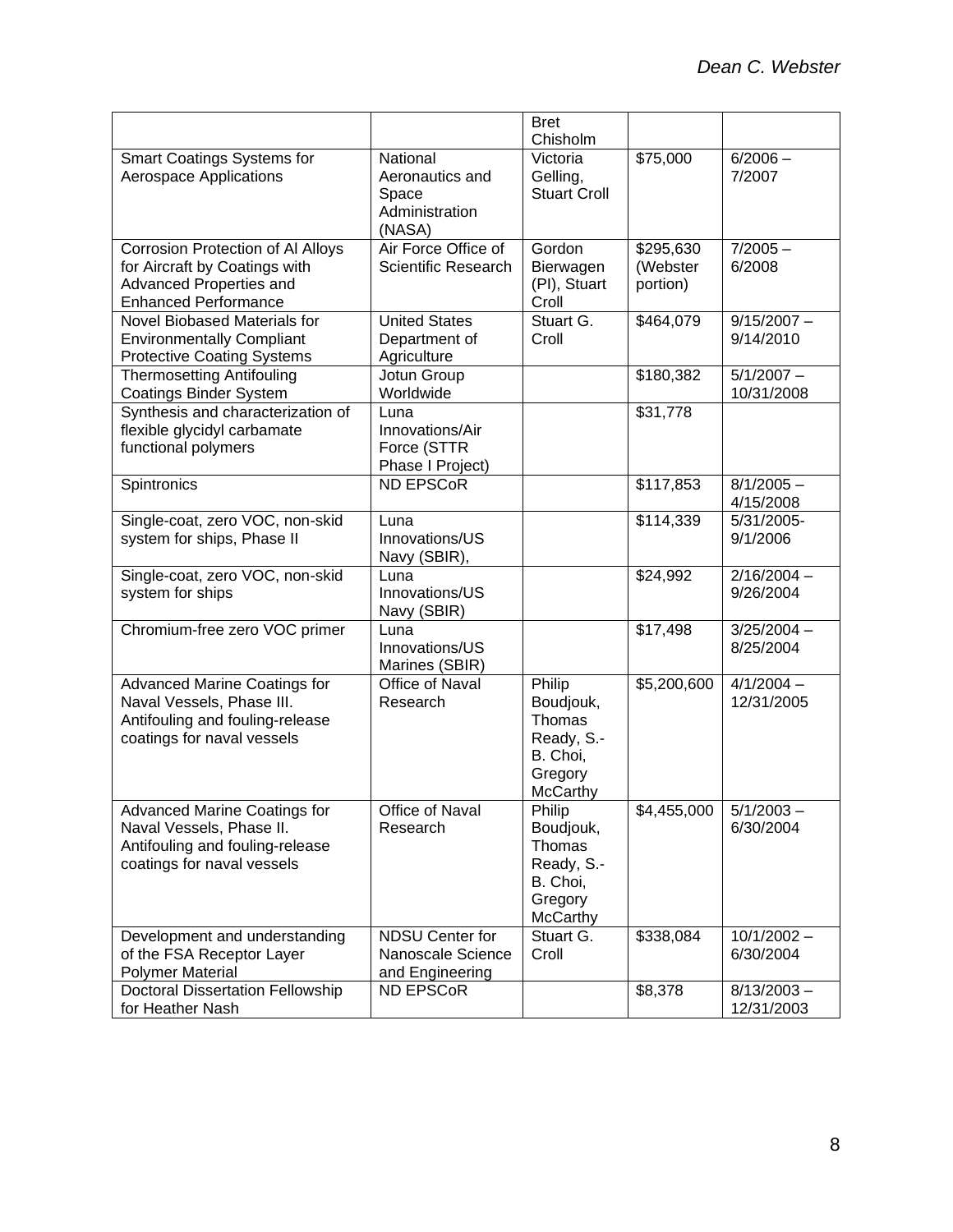| | | Bret Chisholm | | |
|---|---|---|---|---|
| Smart Coatings Systems for Aerospace Applications | National Aeronautics and Space Administration (NASA) | Victoria Gelling, Stuart Croll | $75,000 | 6/2006 – 7/2007 |
| Corrosion Protection of Al Alloys for Aircraft by Coatings with Advanced Properties and Enhanced Performance | Air Force Office of Scientific Research | Gordon Bierwagen (PI), Stuart Croll | $295,630 (Webster portion) | 7/2005 – 6/2008 |
| Novel Biobased Materials for Environmentally Compliant Protective Coating Systems | United States Department of Agriculture | Stuart G. Croll | $464,079 | 9/15/2007 – 9/14/2010 |
| Thermosetting Antifouling Coatings Binder System | Jotun Group Worldwide | | $180,382 | 5/1/2007 – 10/31/2008 |
| Synthesis and characterization of flexible glycidyl carbamate functional polymers | Luna Innovations/Air Force (STTR Phase I Project) | | $31,778 | |
| Spintronics | ND EPSCoR | | $117,853 | 8/1/2005 – 4/15/2008 |
| Single-coat, zero VOC, non-skid system for ships, Phase II | Luna Innovations/US Navy (SBIR), | | $114,339 | 5/31/2005-9/1/2006 |
| Single-coat, zero VOC, non-skid system for ships | Luna Innovations/US Navy (SBIR) | | $24,992 | 2/16/2004 – 9/26/2004 |
| Chromium-free zero VOC primer | Luna Innovations/US Marines (SBIR) | | $17,498 | 3/25/2004 – 8/25/2004 |
| Advanced Marine Coatings for Naval Vessels, Phase III. Antifouling and fouling-release coatings for naval vessels | Office of Naval Research | Philip Boudjouk, Thomas Ready, S.-B. Choi, Gregory McCarthy | $5,200,600 | 4/1/2004 – 12/31/2005 |
| Advanced Marine Coatings for Naval Vessels, Phase II. Antifouling and fouling-release coatings for naval vessels | Office of Naval Research | Philip Boudjouk, Thomas Ready, S.-B. Choi, Gregory McCarthy | $4,455,000 | 5/1/2003 – 6/30/2004 |
| Development and understanding of the FSA Receptor Layer Polymer Material | NDSU Center for Nanoscale Science and Engineering | Stuart G. Croll | $338,084 | 10/1/2002 – 6/30/2004 |
| Doctoral Dissertation Fellowship for Heather Nash | ND EPSCoR | | $8,378 | 8/13/2003 – 12/31/2003 |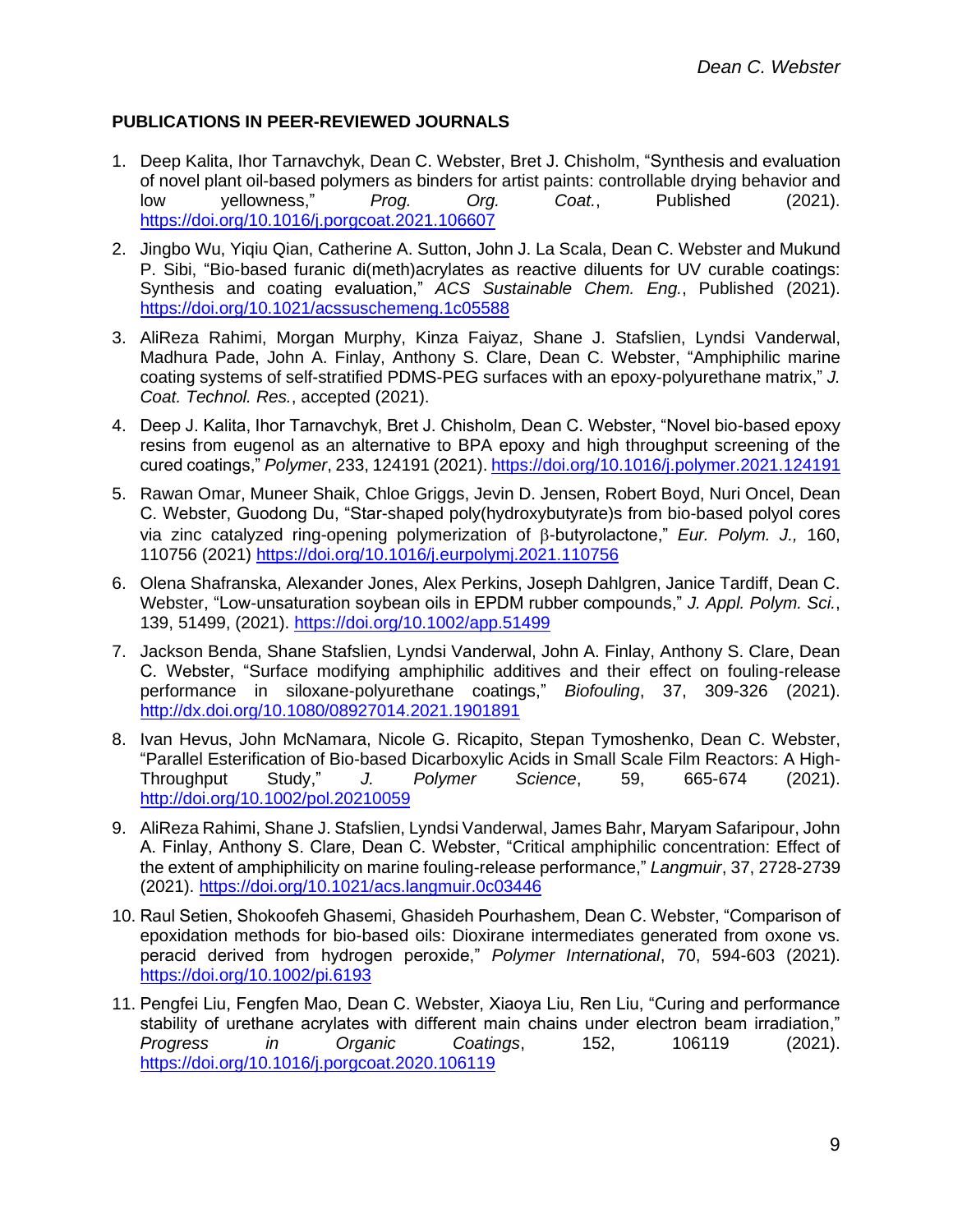**PUBLICATIONS IN PEER-REVIEWED JOURNALS**

1. Deep Kalita, Ihor Tarnavchyk, Dean C. Webster, Bret J. Chisholm, "Synthesis and evaluation of novel plant oil-based polymers as binders for artist paints: controllable drying behavior and low yellowness," *Prog. Org. Coat.*, Published (2021). https://doi.org/10.1016/j.porgcoat.2021.106607

2. Jingbo Wu, Yiqiu Qian, Catherine A. Sutton, John J. La Scala, Dean C. Webster and Mukund P. Sibi, "Bio-based furanic di(meth)acrylates as reactive diluents for UV curable coatings: Synthesis and coating evaluation," *ACS Sustainable Chem. Eng.*, Published (2021). https://doi.org/10.1021/acssuschemeng.1c05588

3. AliReza Rahimi, Morgan Murphy, Kinza Faiyaz, Shane J. Stafslien, Lyndsi Vanderwal, Madhura Pade, John A. Finlay, Anthony S. Clare, Dean C. Webster, "Amphiphilic marine coating systems of self-stratified PDMS-PEG surfaces with an epoxy-polyurethane matrix," *J. Coat. Technol. Res.*, accepted (2021).

4. Deep J. Kalita, Ihor Tarnavchyk, Bret J. Chisholm, Dean C. Webster, "Novel bio-based epoxy resins from eugenol as an alternative to BPA epoxy and high throughput screening of the cured coatings," *Polymer*, 233, 124191 (2021). https://doi.org/10.1016/j.polymer.2021.124191

5. Rawan Omar, Muneer Shaik, Chloe Griggs, Jevin D. Jensen, Robert Boyd, Nuri Oncel, Dean C. Webster, Guodong Du, "Star-shaped poly(hydroxybutyrate)s from bio-based polyol cores via zinc catalyzed ring-opening polymerization of β-butyrolactone," *Eur. Polym. J.,* 160, 110756 (2021) https://doi.org/10.1016/j.eurpolymj.2021.110756

6. Olena Shafranska, Alexander Jones, Alex Perkins, Joseph Dahlgren, Janice Tardiff, Dean C. Webster, "Low-unsaturation soybean oils in EPDM rubber compounds," *J. Appl. Polym. Sci.*, 139, 51499, (2021). https://doi.org/10.1002/app.51499

7. Jackson Benda, Shane Stafslien, Lyndsi Vanderwal, John A. Finlay, Anthony S. Clare, Dean C. Webster, "Surface modifying amphiphilic additives and their effect on fouling-release performance in siloxane-polyurethane coatings," *Biofouling*, 37, 309-326 (2021). http://dx.doi.org/10.1080/08927014.2021.1901891

8. Ivan Hevus, John McNamara, Nicole G. Ricapito, Stepan Tymoshenko, Dean C. Webster, "Parallel Esterification of Bio-based Dicarboxylic Acids in Small Scale Film Reactors: A High-Throughput Study," *J. Polymer Science*, 59, 665-674 (2021). http://doi.org/10.1002/pol.20210059

9. AliReza Rahimi, Shane J. Stafslien, Lyndsi Vanderwal, James Bahr, Maryam Safaripour, John A. Finlay, Anthony S. Clare, Dean C. Webster, "Critical amphiphilic concentration: Effect of the extent of amphiphilicity on marine fouling-release performance," *Langmuir*, 37, 2728-2739 (2021). https://doi.org/10.1021/acs.langmuir.0c03446

10. Raul Setien, Shokoofeh Ghasemi, Ghasideh Pourhashem, Dean C. Webster, "Comparison of epoxidation methods for bio-based oils: Dioxirane intermediates generated from oxone vs. peracid derived from hydrogen peroxide," *Polymer International*, 70, 594-603 (2021). https://doi.org/10.1002/pi.6193

11. Pengfei Liu, Fengfen Mao, Dean C. Webster, Xiaoya Liu, Ren Liu, "Curing and performance stability of urethane acrylates with different main chains under electron beam irradiation," *Progress in Organic Coatings*, 152, 106119 (2021). https://doi.org/10.1016/j.porgcoat.2020.106119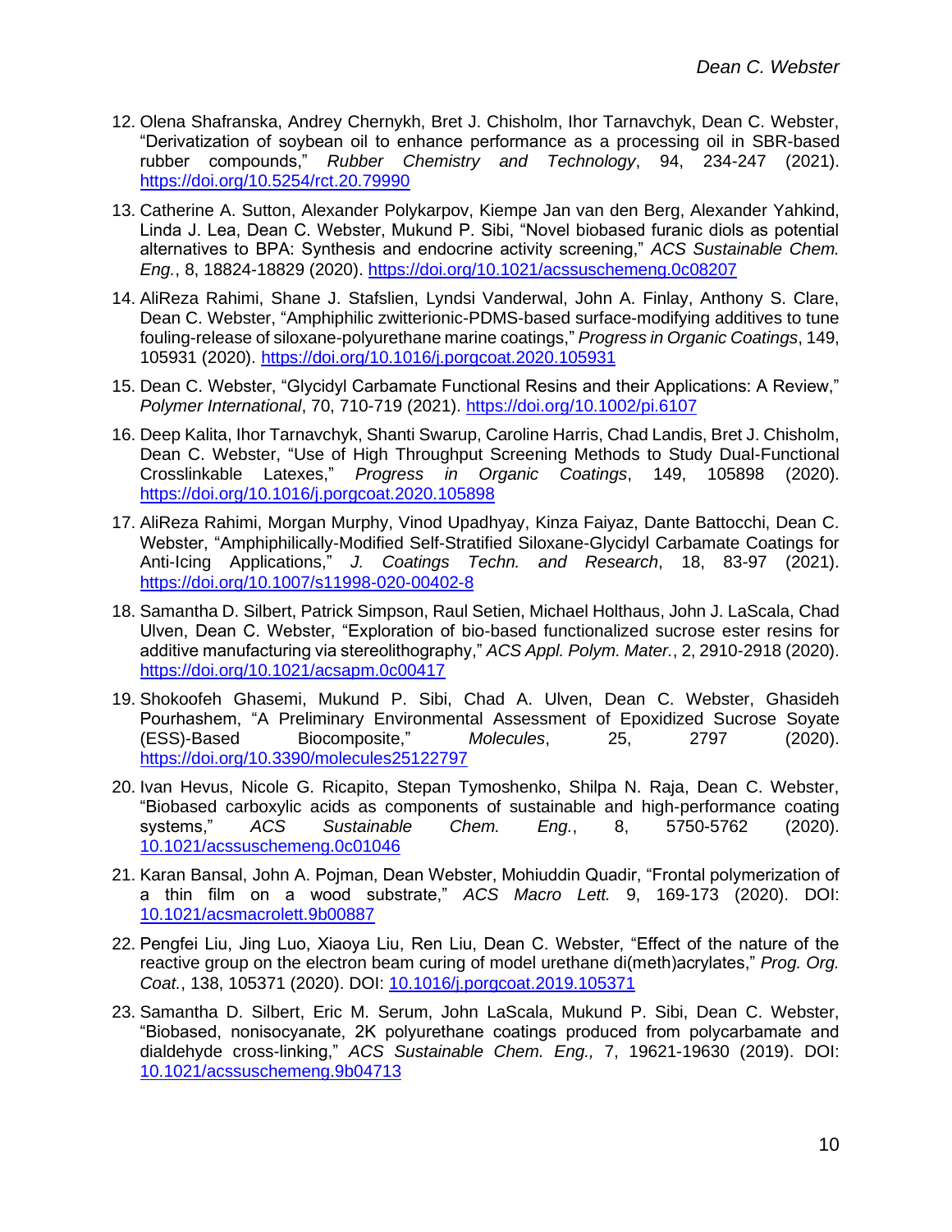12. Olena Shafranska, Andrey Chernykh, Bret J. Chisholm, Ihor Tarnavchyk, Dean C. Webster, "Derivatization of soybean oil to enhance performance as a processing oil in SBR-based rubber compounds," *Rubber Chemistry and Technology*, 94, 234-247 (2021). https://doi.org/10.5254/rct.20.79990

13. Catherine A. Sutton, Alexander Polykarpov, Kiempe Jan van den Berg, Alexander Yahkind, Linda J. Lea, Dean C. Webster, Mukund P. Sibi, "Novel biobased furanic diols as potential alternatives to BPA: Synthesis and endocrine activity screening," *ACS Sustainable Chem. Eng.*, 8, 18824-18829 (2020). https://doi.org/10.1021/acssuschemeng.0c08207

14. AliReza Rahimi, Shane J. Stafslien, Lyndsi Vanderwal, John A. Finlay, Anthony S. Clare, Dean C. Webster, "Amphiphilic zwitterionic-PDMS-based surface-modifying additives to tune fouling-release of siloxane-polyurethane marine coatings," *Progress in Organic Coatings*, 149, 105931 (2020). https://doi.org/10.1016/j.porgcoat.2020.105931

15. Dean C. Webster, "Glycidyl Carbamate Functional Resins and their Applications: A Review," *Polymer International*, 70, 710-719 (2021). https://doi.org/10.1002/pi.6107

16. Deep Kalita, Ihor Tarnavchyk, Shanti Swarup, Caroline Harris, Chad Landis, Bret J. Chisholm, Dean C. Webster, "Use of High Throughput Screening Methods to Study Dual-Functional Crosslinkable Latexes," *Progress in Organic Coatings*, 149, 105898 (2020). https://doi.org/10.1016/j.porgcoat.2020.105898

17. AliReza Rahimi, Morgan Murphy, Vinod Upadhyay, Kinza Faiyaz, Dante Battocchi, Dean C. Webster, "Amphiphilically-Modified Self-Stratified Siloxane-Glycidyl Carbamate Coatings for Anti-Icing Applications," *J. Coatings Techn. and Research*, 18, 83-97 (2021). https://doi.org/10.1007/s11998-020-00402-8

18. Samantha D. Silbert, Patrick Simpson, Raul Setien, Michael Holthaus, John J. LaScala, Chad Ulven, Dean C. Webster, "Exploration of bio-based functionalized sucrose ester resins for additive manufacturing via stereolithography," *ACS Appl. Polym. Mater.*, 2, 2910-2918 (2020). https://doi.org/10.1021/acsapm.0c00417

19. Shokoofeh Ghasemi, Mukund P. Sibi, Chad A. Ulven, Dean C. Webster, Ghasideh Pourhashem, "A Preliminary Environmental Assessment of Epoxidized Sucrose Soyate (ESS)-Based Biocomposite," *Molecules*, 25, 2797 (2020). https://doi.org/10.3390/molecules25122797

20. Ivan Hevus, Nicole G. Ricapito, Stepan Tymoshenko, Shilpa N. Raja, Dean C. Webster, "Biobased carboxylic acids as components of sustainable and high-performance coating systems," *ACS Sustainable Chem. Eng.*, 8, 5750-5762 (2020). 10.1021/acssuschemeng.0c01046

21. Karan Bansal, John A. Pojman, Dean Webster, Mohiuddin Quadir, "Frontal polymerization of a thin film on a wood substrate," *ACS Macro Lett.* 9, 169-173 (2020). DOI: 10.1021/acsmacrolett.9b00887

22. Pengfei Liu, Jing Luo, Xiaoya Liu, Ren Liu, Dean C. Webster, "Effect of the nature of the reactive group on the electron beam curing of model urethane di(meth)acrylates," *Prog. Org. Coat.*, 138, 105371 (2020). DOI: 10.1016/j.porgcoat.2019.105371

23. Samantha D. Silbert, Eric M. Serum, John LaScala, Mukund P. Sibi, Dean C. Webster, "Biobased, nonisocyanate, 2K polyurethane coatings produced from polycarbamate and dialdehyde cross-linking," *ACS Sustainable Chem. Eng.,* 7, 19621-19630 (2019). DOI: 10.1021/acssuschemeng.9b04713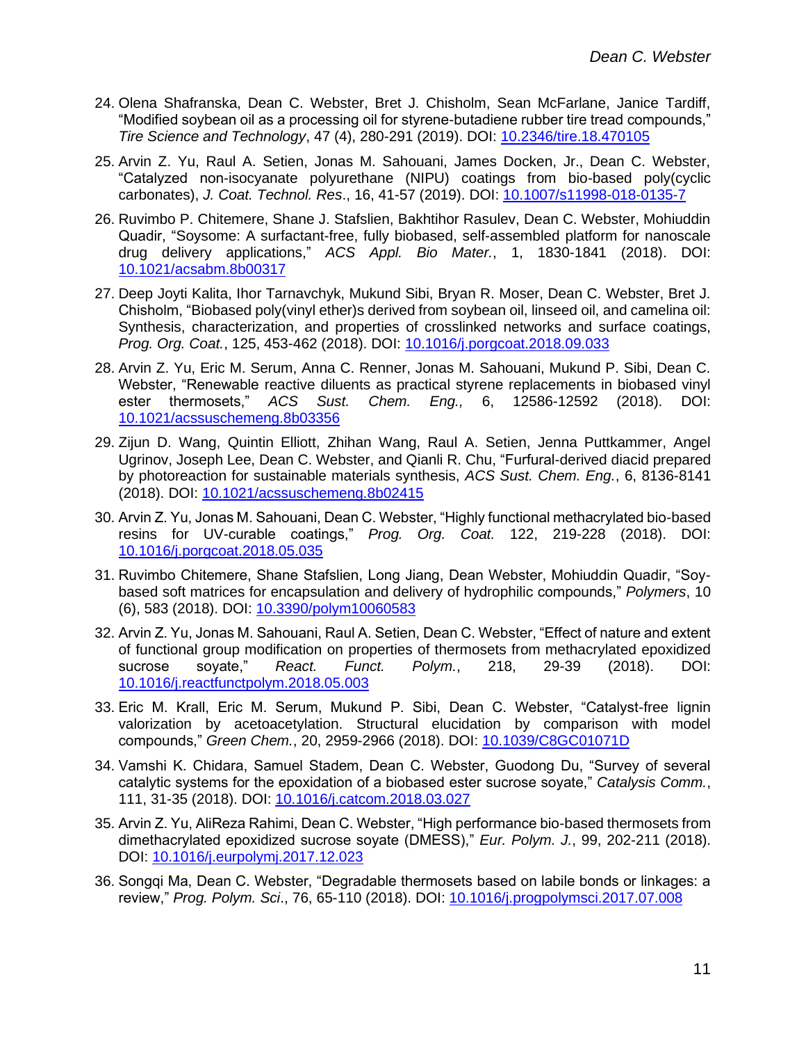24. Olena Shafranska, Dean C. Webster, Bret J. Chisholm, Sean McFarlane, Janice Tardiff, “Modified soybean oil as a processing oil for styrene-butadiene rubber tire tread compounds,” *Tire Science and Technology*, 47 (4), 280-291 (2019). DOI: [10.2346/tire.18.470105](https://doi.org/10.2346/tire.18.470105)

25. Arvin Z. Yu, Raul A. Setien, Jonas M. Sahouani, James Docken, Jr., Dean C. Webster, “Catalyzed non-isocyanate polyurethane (NIPU) coatings from bio-based poly(cyclic carbonates), *J. Coat. Technol. Res*., 16, 41-57 (2019). DOI: [10.1007/s11998-018-0135-7](https://doi.org/10.1007/s11998-018-0135-7)

26. Ruvimbo P. Chitemere, Shane J. Stafslien, Bakhtihor Rasulev, Dean C. Webster, Mohiuddin Quadir, “Soysome: A surfactant-free, fully biobased, self-assembled platform for nanoscale drug delivery applications,” *ACS Appl. Bio Mater.*, 1, 1830-1841 (2018). DOI: [10.1021/acsabm.8b00317](https://doi.org/10.1021/acsabm.8b00317)

27. Deep Joyti Kalita, Ihor Tarnavchyk, Mukund Sibi, Bryan R. Moser, Dean C. Webster, Bret J. Chisholm, “Biobased poly(vinyl ether)s derived from soybean oil, linseed oil, and camelina oil: Synthesis, characterization, and properties of crosslinked networks and surface coatings, *Prog. Org. Coat.*, 125, 453-462 (2018). DOI: [10.1016/j.porgcoat.2018.09.033](https://doi.org/10.1016/j.porgcoat.2018.09.033)

28. Arvin Z. Yu, Eric M. Serum, Anna C. Renner, Jonas M. Sahouani, Mukund P. Sibi, Dean C. Webster, “Renewable reactive diluents as practical styrene replacements in biobased vinyl ester thermosets,” *ACS Sust. Chem. Eng.,* 6, 12586-12592 (2018). DOI: [10.1021/acssuschemeng.8b03356](https://doi.org/10.1021/acssuschemeng.8b03356)

29. Zijun D. Wang, Quintin Elliott, Zhihan Wang, Raul A. Setien, Jenna Puttkammer, Angel Ugrinov, Joseph Lee, Dean C. Webster, and Qianli R. Chu, “Furfural-derived diacid prepared by photoreaction for sustainable materials synthesis, *ACS Sust. Chem. Eng.*, 6, 8136-8141 (2018). DOI: [10.1021/acssuschemeng.8b02415](https://doi.org/10.1021/acssuschemeng.8b02415)

30. Arvin Z. Yu, Jonas M. Sahouani, Dean C. Webster, “Highly functional methacrylated bio-based resins for UV-curable coatings,” *Prog. Org. Coat.* 122, 219-228 (2018). DOI: [10.1016/j.porgcoat.2018.05.035](https://doi.org/10.1016/j.porgcoat.2018.05.035)

31. Ruvimbo Chitemere, Shane Stafslien, Long Jiang, Dean Webster, Mohiuddin Quadir, “Soy-based soft matrices for encapsulation and delivery of hydrophilic compounds,” *Polymers*, 10 (6), 583 (2018). DOI: [10.3390/polym10060583](https://doi.org/10.3390/polym10060583)

32. Arvin Z. Yu, Jonas M. Sahouani, Raul A. Setien, Dean C. Webster, “Effect of nature and extent of functional group modification on properties of thermosets from methacrylated epoxidized sucrose soyate,” *React. Funct. Polym.*, 218, 29-39 (2018). DOI: [10.1016/j.reactfunctpolym.2018.05.003](https://doi.org/10.1016/j.reactfunctpolym.2018.05.003)

33. Eric M. Krall, Eric M. Serum, Mukund P. Sibi, Dean C. Webster, “Catalyst-free lignin valorization by acetoacetylation. Structural elucidation by comparison with model compounds,” *Green Chem.*, 20, 2959-2966 (2018). DOI: [10.1039/C8GC01071D](https://doi.org/10.1039/C8GC01071D)

34. Vamshi K. Chidara, Samuel Stadem, Dean C. Webster, Guodong Du, “Survey of several catalytic systems for the epoxidation of a biobased ester sucrose soyate,” *Catalysis Comm.*, 111, 31-35 (2018). DOI: [10.1016/j.catcom.2018.03.027](https://doi.org/10.1016/j.catcom.2018.03.027)

35. Arvin Z. Yu, AliReza Rahimi, Dean C. Webster, “High performance bio-based thermosets from dimethacrylated epoxidized sucrose soyate (DMESS),” *Eur. Polym. J.*, 99, 202-211 (2018). DOI: [10.1016/j.eurpolymj.2017.12.023](https://doi.org/10.1016/j.eurpolymj.2017.12.023)

36. Songqi Ma, Dean C. Webster, “Degradable thermosets based on labile bonds or linkages: a review,” *Prog. Polym. Sci*., 76, 65-110 (2018). DOI: [10.1016/j.progpolymsci.2017.07.008](https://doi.org/10.1016/j.progpolymsci.2017.07.008)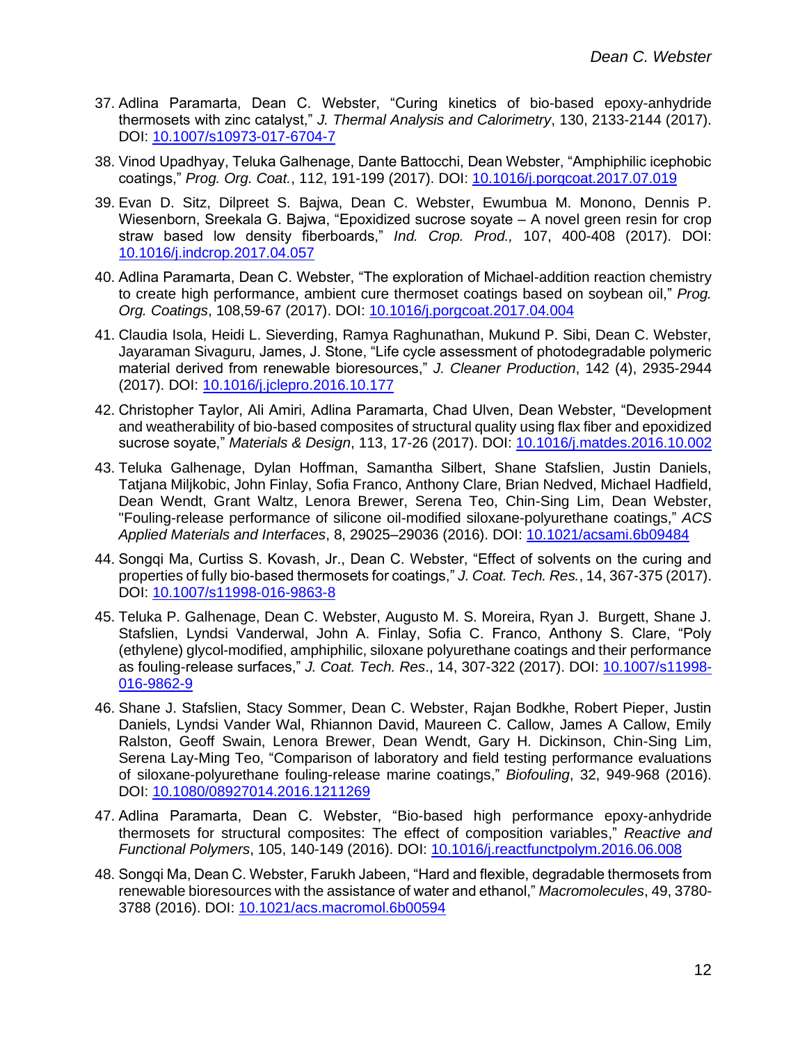37. Adlina Paramarta, Dean C. Webster, "Curing kinetics of bio-based epoxy-anhydride thermosets with zinc catalyst," *J. Thermal Analysis and Calorimetry*, 130, 2133-2144 (2017). DOI: [10.1007/s10973-017-6704-7](https://doi.org/10.1007/s10973-017-6704-7)

38. Vinod Upadhyay, Teluka Galhenage, Dante Battocchi, Dean Webster, "Amphiphilic icephobic coatings," *Prog. Org. Coat.*, 112, 191-199 (2017). DOI: [10.1016/j.porgcoat.2017.07.019](https://doi.org/10.1016/j.porgcoat.2017.07.019)

39. Evan D. Sitz, Dilpreet S. Bajwa, Dean C. Webster, Ewumbua M. Monono, Dennis P. Wiesenborn, Sreekala G. Bajwa, "Epoxidized sucrose soyate – A novel green resin for crop straw based low density fiberboards," *Ind. Crop. Prod.,* 107, 400-408 (2017). DOI: [10.1016/j.indcrop.2017.04.057](https://doi.org/10.1016/j.indcrop.2017.04.057)

40. Adlina Paramarta, Dean C. Webster, "The exploration of Michael-addition reaction chemistry to create high performance, ambient cure thermoset coatings based on soybean oil," *Prog. Org. Coatings*, 108,59-67 (2017). DOI: [10.1016/j.porgcoat.2017.04.004](https://doi.org/10.1016/j.porgcoat.2017.04.004)

41. Claudia Isola, Heidi L. Sieverding, Ramya Raghunathan, Mukund P. Sibi, Dean C. Webster, Jayaraman Sivaguru, James, J. Stone, "Life cycle assessment of photodegradable polymeric material derived from renewable bioresources," *J. Cleaner Production*, 142 (4), 2935-2944 (2017). DOI: [10.1016/j.jclepro.2016.10.177](https://doi.org/10.1016/j.jclepro.2016.10.177)

42. Christopher Taylor, Ali Amiri, Adlina Paramarta, Chad Ulven, Dean Webster, "Development and weatherability of bio-based composites of structural quality using flax fiber and epoxidized sucrose soyate," *Materials & Design*, 113, 17-26 (2017). DOI: [10.1016/j.matdes.2016.10.002](https://doi.org/10.1016/j.matdes.2016.10.002)

43. Teluka Galhenage, Dylan Hoffman, Samantha Silbert, Shane Stafslien, Justin Daniels, Tatjana Miljkobic, John Finlay, Sofia Franco, Anthony Clare, Brian Nedved, Michael Hadfield, Dean Wendt, Grant Waltz, Lenora Brewer, Serena Teo, Chin-Sing Lim, Dean Webster, "Fouling-release performance of silicone oil-modified siloxane-polyurethane coatings," *ACS Applied Materials and Interfaces*, 8, 29025–29036 (2016). DOI: [10.1021/acsami.6b09484](https://doi.org/10.1021/acsami.6b09484)

44. Songqi Ma, Curtiss S. Kovash, Jr., Dean C. Webster, "Effect of solvents on the curing and properties of fully bio-based thermosets for coatings," *J. Coat. Tech. Res.*, 14, 367-375 (2017). DOI: [10.1007/s11998-016-9863-8](https://doi.org/10.1007/s11998-016-9863-8)

45. Teluka P. Galhenage, Dean C. Webster, Augusto M. S. Moreira, Ryan J. Burgett, Shane J. Stafslien, Lyndsi Vanderwal, John A. Finlay, Sofia C. Franco, Anthony S. Clare, "Poly (ethylene) glycol-modified, amphiphilic, siloxane polyurethane coatings and their performance as fouling-release surfaces," *J. Coat. Tech. Res*., 14, 307-322 (2017). DOI: [10.1007/s11998-016-9862-9](https://doi.org/10.1007/s11998-016-9862-9)

46. Shane J. Stafslien, Stacy Sommer, Dean C. Webster, Rajan Bodkhe, Robert Pieper, Justin Daniels, Lyndsi Vander Wal, Rhiannon David, Maureen C. Callow, James A Callow, Emily Ralston, Geoff Swain, Lenora Brewer, Dean Wendt, Gary H. Dickinson, Chin-Sing Lim, Serena Lay-Ming Teo, "Comparison of laboratory and field testing performance evaluations of siloxane-polyurethane fouling-release marine coatings," *Biofouling*, 32, 949-968 (2016). DOI: [10.1080/08927014.2016.1211269](https://doi.org/10.1080/08927014.2016.1211269)

47. Adlina Paramarta, Dean C. Webster, "Bio-based high performance epoxy-anhydride thermosets for structural composites: The effect of composition variables," *Reactive and Functional Polymers*, 105, 140-149 (2016). DOI: [10.1016/j.reactfunctpolym.2016.06.008](https://doi.org/10.1016/j.reactfunctpolym.2016.06.008)

48. Songqi Ma, Dean C. Webster, Farukh Jabeen, "Hard and flexible, degradable thermosets from renewable bioresources with the assistance of water and ethanol," *Macromolecules*, 49, 3780-3788 (2016). DOI: [10.1021/acs.macromol.6b00594](https://doi.org/10.1021/acs.macromol.6b00594)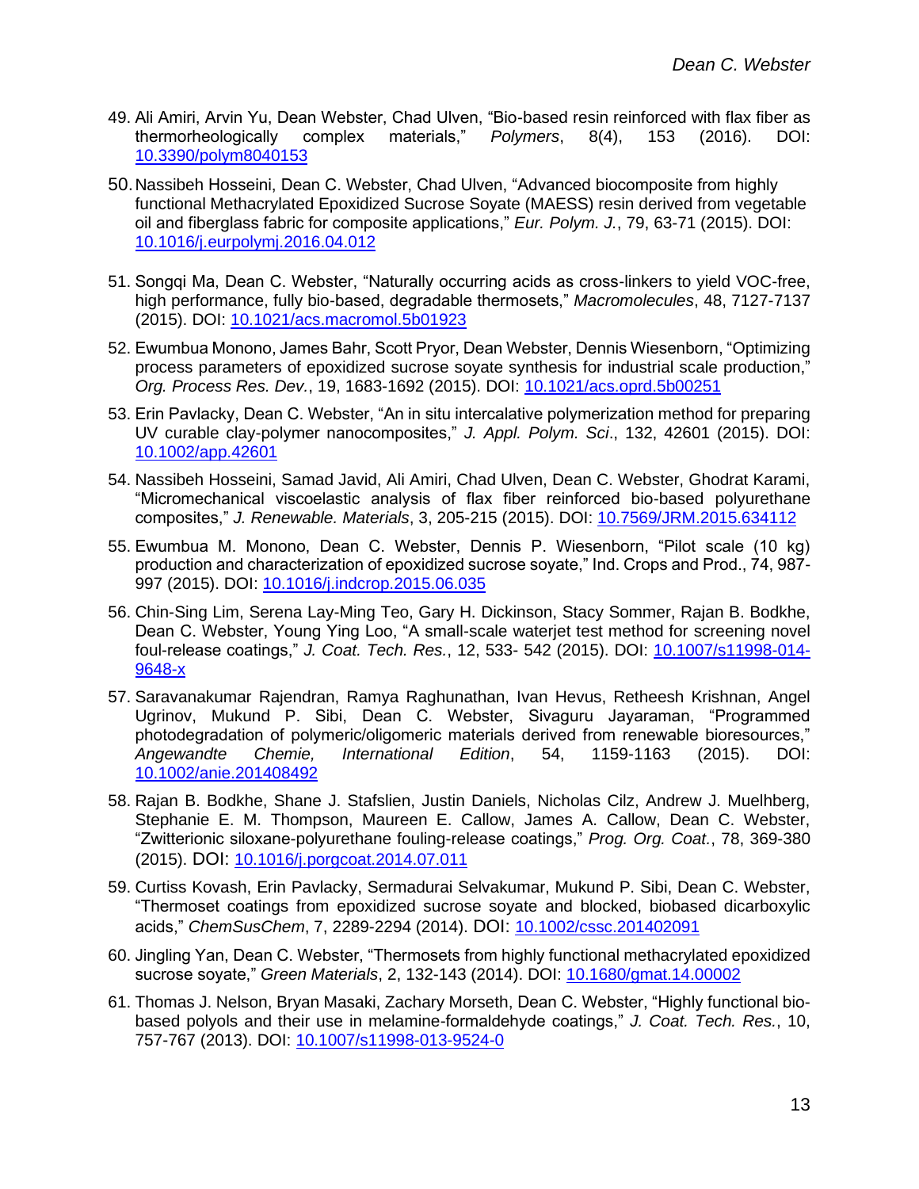49. Ali Amiri, Arvin Yu, Dean Webster, Chad Ulven, "Bio-based resin reinforced with flax fiber as thermorheologically complex materials," *Polymers*, 8(4), 153 (2016). DOI: 10.3390/polym8040153

50. Nassibeh Hosseini, Dean C. Webster, Chad Ulven, "Advanced biocomposite from highly functional Methacrylated Epoxidized Sucrose Soyate (MAESS) resin derived from vegetable oil and fiberglass fabric for composite applications," *Eur. Polym. J.*, 79, 63-71 (2015). DOI: 10.1016/j.eurpolymj.2016.04.012

51. Songqi Ma, Dean C. Webster, "Naturally occurring acids as cross-linkers to yield VOC-free, high performance, fully bio-based, degradable thermosets," *Macromolecules*, 48, 7127-7137 (2015). DOI: 10.1021/acs.macromol.5b01923

52. Ewumbua Monono, James Bahr, Scott Pryor, Dean Webster, Dennis Wiesenborn, "Optimizing process parameters of epoxidized sucrose soyate synthesis for industrial scale production," *Org. Process Res. Dev.*, 19, 1683-1692 (2015). DOI: 10.1021/acs.oprd.5b00251

53. Erin Pavlacky, Dean C. Webster, "An in situ intercalative polymerization method for preparing UV curable clay-polymer nanocomposites," *J. Appl. Polym. Sci*., 132, 42601 (2015). DOI: 10.1002/app.42601

54. Nassibeh Hosseini, Samad Javid, Ali Amiri, Chad Ulven, Dean C. Webster, Ghodrat Karami, "Micromechanical viscoelastic analysis of flax fiber reinforced bio-based polyurethane composites," *J. Renewable. Materials*, 3, 205-215 (2015). DOI: 10.7569/JRM.2015.634112

55. Ewumbua M. Monono, Dean C. Webster, Dennis P. Wiesenborn, "Pilot scale (10 kg) production and characterization of epoxidized sucrose soyate," Ind. Crops and Prod., 74, 987-997 (2015). DOI: 10.1016/j.indcrop.2015.06.035

56. Chin-Sing Lim, Serena Lay-Ming Teo, Gary H. Dickinson, Stacy Sommer, Rajan B. Bodkhe, Dean C. Webster, Young Ying Loo, "A small-scale waterjet test method for screening novel foul-release coatings," *J. Coat. Tech. Res.*, 12, 533- 542 (2015). DOI: 10.1007/s11998-014-9648-x

57. Saravanakumar Rajendran, Ramya Raghunathan, Ivan Hevus, Retheesh Krishnan, Angel Ugrinov, Mukund P. Sibi, Dean C. Webster, Sivaguru Jayaraman, "Programmed photodegradation of polymeric/oligomeric materials derived from renewable bioresources," *Angewandte Chemie, International Edition*, 54, 1159-1163 (2015). DOI: 10.1002/anie.201408492

58. Rajan B. Bodkhe, Shane J. Stafslien, Justin Daniels, Nicholas Cilz, Andrew J. Muelhberg, Stephanie E. M. Thompson, Maureen E. Callow, James A. Callow, Dean C. Webster, "Zwitterionic siloxane-polyurethane fouling-release coatings," *Prog. Org. Coat.*, 78, 369-380 (2015). DOI: 10.1016/j.porgcoat.2014.07.011

59. Curtiss Kovash, Erin Pavlacky, Sermadurai Selvakumar, Mukund P. Sibi, Dean C. Webster, "Thermoset coatings from epoxidized sucrose soyate and blocked, biobased dicarboxylic acids," *ChemSusChem*, 7, 2289-2294 (2014). DOI: 10.1002/cssc.201402091

60. Jingling Yan, Dean C. Webster, "Thermosets from highly functional methacrylated epoxidized sucrose soyate," *Green Materials*, 2, 132-143 (2014). DOI: 10.1680/gmat.14.00002

61. Thomas J. Nelson, Bryan Masaki, Zachary Morseth, Dean C. Webster, "Highly functional bio-based polyols and their use in melamine-formaldehyde coatings," *J. Coat. Tech. Res.*, 10, 757-767 (2013). DOI: 10.1007/s11998-013-9524-0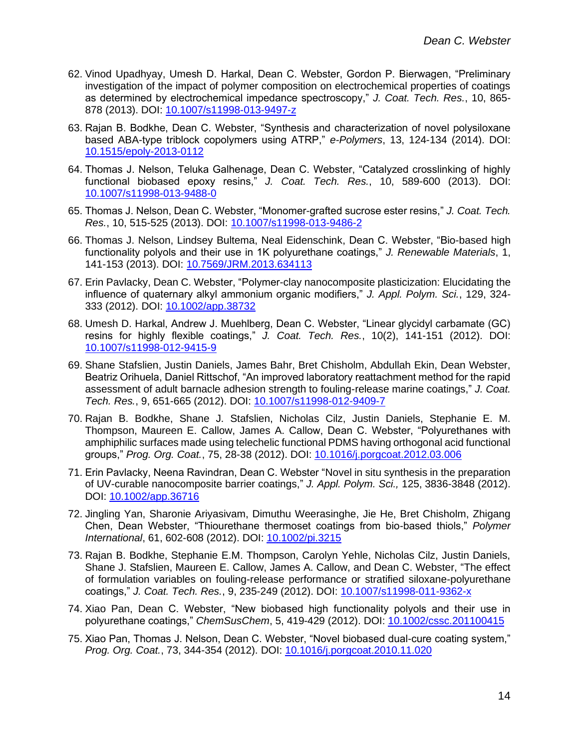62. Vinod Upadhyay, Umesh D. Harkal, Dean C. Webster, Gordon P. Bierwagen, "Preliminary investigation of the impact of polymer composition on electrochemical properties of coatings as determined by electrochemical impedance spectroscopy," *J. Coat. Tech. Res.*, 10, 865-878 (2013). DOI: 10.1007/s11998-013-9497-z

63. Rajan B. Bodkhe, Dean C. Webster, "Synthesis and characterization of novel polysiloxane based ABA-type triblock copolymers using ATRP," *e-Polymers*, 13, 124-134 (2014). DOI: 10.1515/epoly-2013-0112

64. Thomas J. Nelson, Teluka Galhenage, Dean C. Webster, "Catalyzed crosslinking of highly functional biobased epoxy resins," *J. Coat. Tech. Res.*, 10, 589-600 (2013). DOI: 10.1007/s11998-013-9488-0

65. Thomas J. Nelson, Dean C. Webster, "Monomer-grafted sucrose ester resins," *J. Coat. Tech. Res.*, 10, 515-525 (2013). DOI: 10.1007/s11998-013-9486-2

66. Thomas J. Nelson, Lindsey Bultema, Neal Eidenschink, Dean C. Webster, "Bio-based high functionality polyols and their use in 1K polyurethane coatings," *J. Renewable Materials*, 1, 141-153 (2013). DOI: 10.7569/JRM.2013.634113

67. Erin Pavlacky, Dean C. Webster, "Polymer-clay nanocomposite plasticization: Elucidating the influence of quaternary alkyl ammonium organic modifiers," *J. Appl. Polym. Sci.*, 129, 324-333 (2012). DOI: 10.1002/app.38732

68. Umesh D. Harkal, Andrew J. Muehlberg, Dean C. Webster, "Linear glycidyl carbamate (GC) resins for highly flexible coatings," *J. Coat. Tech. Res.*, 10(2), 141-151 (2012). DOI: 10.1007/s11998-012-9415-9

69. Shane Stafslien, Justin Daniels, James Bahr, Bret Chisholm, Abdullah Ekin, Dean Webster, Beatriz Orihuela, Daniel Rittschof, "An improved laboratory reattachment method for the rapid assessment of adult barnacle adhesion strength to fouling-release marine coatings," *J. Coat. Tech. Res.*, 9, 651-665 (2012). DOI: 10.1007/s11998-012-9409-7

70. Rajan B. Bodkhe, Shane J. Stafslien, Nicholas Cilz, Justin Daniels, Stephanie E. M. Thompson, Maureen E. Callow, James A. Callow, Dean C. Webster, "Polyurethanes with amphiphilic surfaces made using telechelic functional PDMS having orthogonal acid functional groups," *Prog. Org. Coat.*, 75, 28-38 (2012). DOI: 10.1016/j.porgcoat.2012.03.006

71. Erin Pavlacky, Neena Ravindran, Dean C. Webster "Novel in situ synthesis in the preparation of UV-curable nanocomposite barrier coatings," *J. Appl. Polym. Sci.,* 125, 3836-3848 (2012). DOI: 10.1002/app.36716

72. Jingling Yan, Sharonie Ariyasivam, Dimuthu Weerasinghe, Jie He, Bret Chisholm, Zhigang Chen, Dean Webster, "Thiourethane thermoset coatings from bio-based thiols," *Polymer International*, 61, 602-608 (2012). DOI: 10.1002/pi.3215

73. Rajan B. Bodkhe, Stephanie E.M. Thompson, Carolyn Yehle, Nicholas Cilz, Justin Daniels, Shane J. Stafslien, Maureen E. Callow, James A. Callow, and Dean C. Webster, "The effect of formulation variables on fouling-release performance or stratified siloxane-polyurethane coatings," *J. Coat. Tech. Res.*, 9, 235-249 (2012). DOI: 10.1007/s11998-011-9362-x

74. Xiao Pan, Dean C. Webster, "New biobased high functionality polyols and their use in polyurethane coatings," *ChemSusChem*, 5, 419-429 (2012). DOI: 10.1002/cssc.201100415

75. Xiao Pan, Thomas J. Nelson, Dean C. Webster, "Novel biobased dual-cure coating system," *Prog. Org. Coat.*, 73, 344-354 (2012). DOI: 10.1016/j.porgcoat.2010.11.020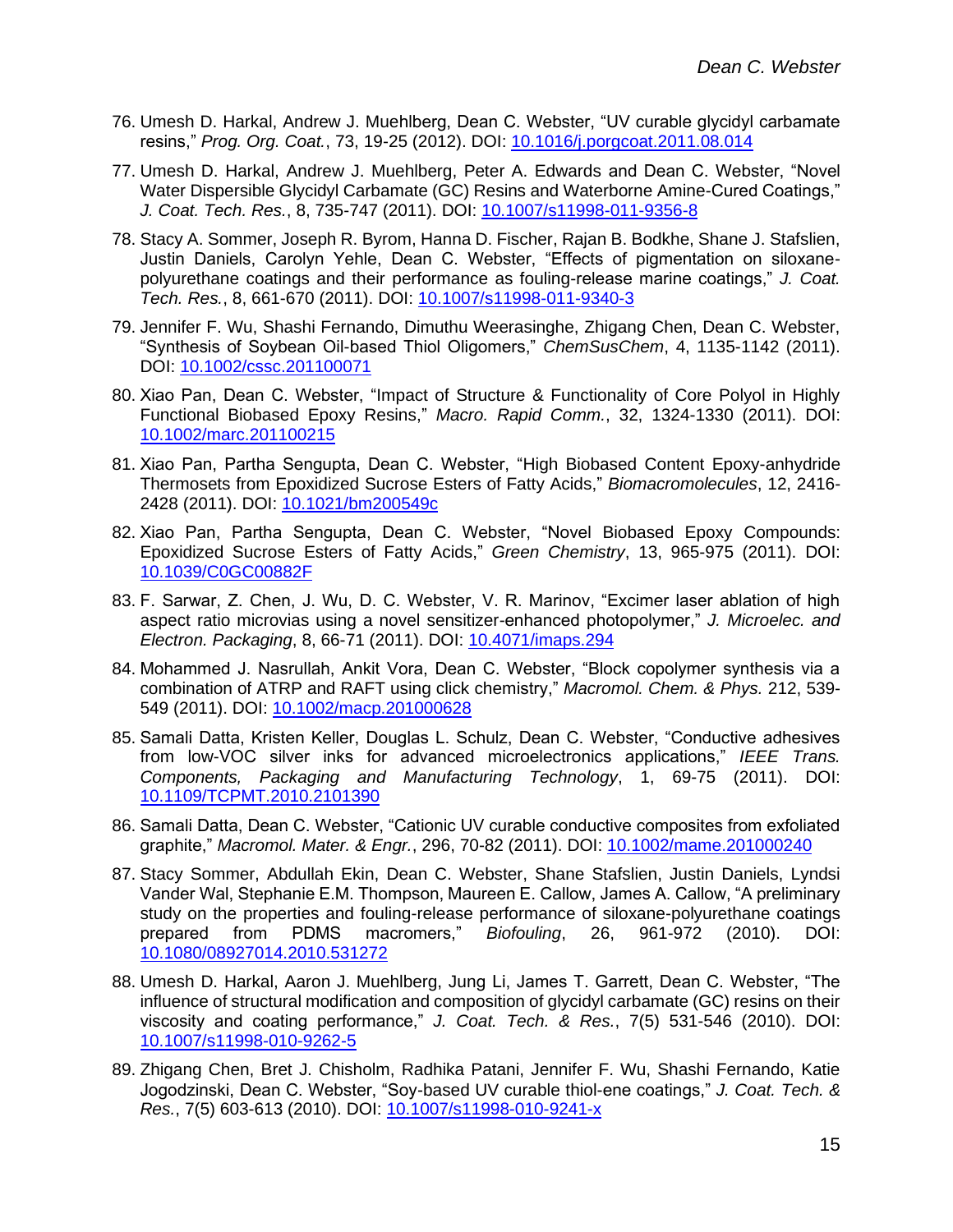76. Umesh D. Harkal, Andrew J. Muehlberg, Dean C. Webster, “UV curable glycidyl carbamate resins,” *Prog. Org. Coat.*, 73, 19-25 (2012). DOI: [10.1016/j.porgcoat.2011.08.014](https://doi.org/10.1016/j.porgcoat.2011.08.014)
77. Umesh D. Harkal, Andrew J. Muehlberg, Peter A. Edwards and Dean C. Webster, “Novel Water Dispersible Glycidyl Carbamate (GC) Resins and Waterborne Amine-Cured Coatings,” *J. Coat. Tech. Res.*, 8, 735-747 (2011). DOI: [10.1007/s11998-011-9356-8](https://doi.org/10.1007/s11998-011-9356-8)
78. Stacy A. Sommer, Joseph R. Byrom, Hanna D. Fischer, Rajan B. Bodkhe, Shane J. Stafslien, Justin Daniels, Carolyn Yehle, Dean C. Webster, “Effects of pigmentation on siloxane-polyurethane coatings and their performance as fouling-release marine coatings,” *J. Coat. Tech. Res.*, 8, 661-670 (2011). DOI: [10.1007/s11998-011-9340-3](https://doi.org/10.1007/s11998-011-9340-3)
79. Jennifer F. Wu, Shashi Fernando, Dimuthu Weerasinghe, Zhigang Chen, Dean C. Webster, “Synthesis of Soybean Oil-based Thiol Oligomers,” *ChemSusChem*, 4, 1135-1142 (2011). DOI: [10.1002/cssc.201100071](https://doi.org/10.1002/cssc.201100071)
80. Xiao Pan, Dean C. Webster, “Impact of Structure & Functionality of Core Polyol in Highly Functional Biobased Epoxy Resins,” *Macro. Rapid Comm.*, 32, 1324-1330 (2011). DOI: [10.1002/marc.201100215](https://doi.org/10.1002/marc.201100215)
81. Xiao Pan, Partha Sengupta, Dean C. Webster, “High Biobased Content Epoxy-anhydride Thermosets from Epoxidized Sucrose Esters of Fatty Acids,” *Biomacromolecules*, 12, 2416-2428 (2011). DOI: [10.1021/bm200549c](https://doi.org/10.1021/bm200549c)
82. Xiao Pan, Partha Sengupta, Dean C. Webster, “Novel Biobased Epoxy Compounds: Epoxidized Sucrose Esters of Fatty Acids,” *Green Chemistry*, 13, 965-975 (2011). DOI: [10.1039/C0GC00882F](https://doi.org/10.1039/C0GC00882F)
83. F. Sarwar, Z. Chen, J. Wu, D. C. Webster, V. R. Marinov, “Excimer laser ablation of high aspect ratio microvias using a novel sensitizer-enhanced photopolymer,” *J. Microelec. and Electron. Packaging*, 8, 66-71 (2011). DOI: [10.4071/imaps.294](https://doi.org/10.4071/imaps.294)
84. Mohammed J. Nasrullah, Ankit Vora, Dean C. Webster, “Block copolymer synthesis via a combination of ATRP and RAFT using click chemistry,” *Macromol. Chem. & Phys.* 212, 539-549 (2011). DOI: [10.1002/macp.201000628](https://doi.org/10.1002/macp.201000628)
85. Samali Datta, Kristen Keller, Douglas L. Schulz, Dean C. Webster, “Conductive adhesives from low-VOC silver inks for advanced microelectronics applications,” *IEEE Trans. Components, Packaging and Manufacturing Technology*, 1, 69-75 (2011). DOI: [10.1109/TCPMT.2010.2101390](https://doi.org/10.1109/TCPMT.2010.2101390)
86. Samali Datta, Dean C. Webster, “Cationic UV curable conductive composites from exfoliated graphite,” *Macromol. Mater. & Engr.*, 296, 70-82 (2011). DOI: [10.1002/mame.201000240](https://doi.org/10.1002/mame.201000240)
87. Stacy Sommer, Abdullah Ekin, Dean C. Webster, Shane Stafslien, Justin Daniels, Lyndsi Vander Wal, Stephanie E.M. Thompson, Maureen E. Callow, James A. Callow, “A preliminary study on the properties and fouling-release performance of siloxane-polyurethane coatings prepared from PDMS macromers,” *Biofouling*, 26, 961-972 (2010). DOI: [10.1080/08927014.2010.531272](https://doi.org/10.1080/08927014.2010.531272)
88. Umesh D. Harkal, Aaron J. Muehlberg, Jung Li, James T. Garrett, Dean C. Webster, “The influence of structural modification and composition of glycidyl carbamate (GC) resins on their viscosity and coating performance,” *J. Coat. Tech. & Res.*, 7(5) 531-546 (2010). DOI: [10.1007/s11998-010-9262-5](https://doi.org/10.1007/s11998-010-9262-5)
89. Zhigang Chen, Bret J. Chisholm, Radhika Patani, Jennifer F. Wu, Shashi Fernando, Katie Jogodzinski, Dean C. Webster, “Soy-based UV curable thiol-ene coatings,” *J. Coat. Tech. & Res.*, 7(5) 603-613 (2010). DOI: [10.1007/s11998-010-9241-x](https://doi.org/10.1007/s11998-010-9241-x)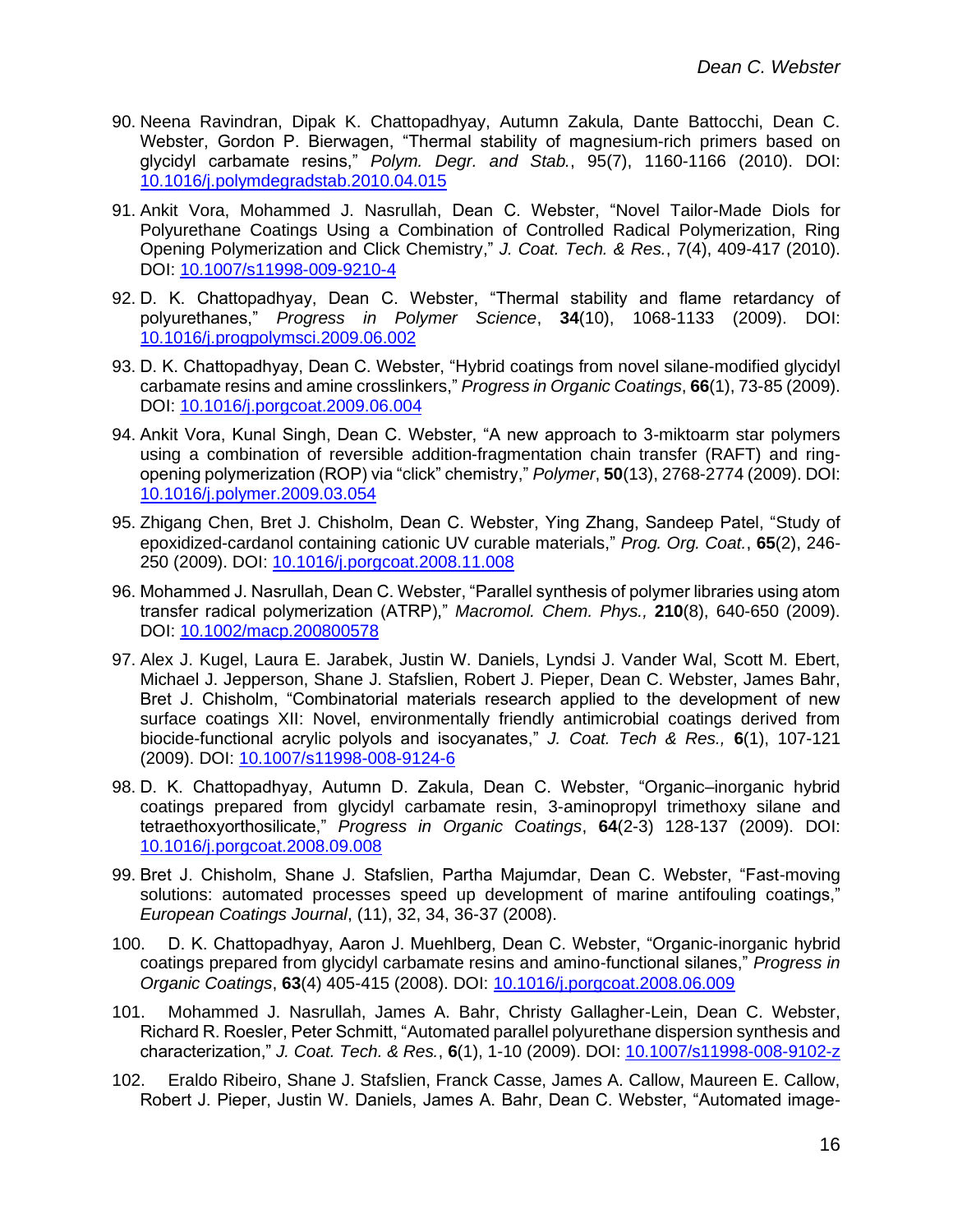90. Neena Ravindran, Dipak K. Chattopadhyay, Autumn Zakula, Dante Battocchi, Dean C. Webster, Gordon P. Bierwagen, "Thermal stability of magnesium-rich primers based on glycidyl carbamate resins," *Polym. Degr. and Stab.*, 95(7), 1160-1166 (2010). DOI: [10.1016/j.polymdegradstab.2010.04.015](https://doi.org/10.1016/j.polymdegradstab.2010.04.015)

91. Ankit Vora, Mohammed J. Nasrullah, Dean C. Webster, "Novel Tailor-Made Diols for Polyurethane Coatings Using a Combination of Controlled Radical Polymerization, Ring Opening Polymerization and Click Chemistry," *J. Coat. Tech. & Res.*, 7(4), 409-417 (2010). DOI: [10.1007/s11998-009-9210-4](https://doi.org/10.1007/s11998-009-9210-4)

92. D. K. Chattopadhyay, Dean C. Webster, "Thermal stability and flame retardancy of polyurethanes," *Progress in Polymer Science*, **34**(10), 1068-1133 (2009). DOI: [10.1016/j.progpolymsci.2009.06.002](https://doi.org/10.1016/j.progpolymsci.2009.06.002)

93. D. K. Chattopadhyay, Dean C. Webster, "Hybrid coatings from novel silane-modified glycidyl carbamate resins and amine crosslinkers," *Progress in Organic Coatings*, **66**(1), 73-85 (2009). DOI: [10.1016/j.porgcoat.2009.06.004](https://doi.org/10.1016/j.porgcoat.2009.06.004)

94. Ankit Vora, Kunal Singh, Dean C. Webster, "A new approach to 3-miktoarm star polymers using a combination of reversible addition-fragmentation chain transfer (RAFT) and ring-opening polymerization (ROP) via "click" chemistry," *Polymer*, **50**(13), 2768-2774 (2009). DOI: [10.1016/j.polymer.2009.03.054](https://doi.org/10.1016/j.polymer.2009.03.054)

95. Zhigang Chen, Bret J. Chisholm, Dean C. Webster, Ying Zhang, Sandeep Patel, "Study of epoxidized-cardanol containing cationic UV curable materials," *Prog. Org. Coat.*, **65**(2), 246-250 (2009). DOI: [10.1016/j.porgcoat.2008.11.008](https://doi.org/10.1016/j.porgcoat.2008.11.008)

96. Mohammed J. Nasrullah, Dean C. Webster, "Parallel synthesis of polymer libraries using atom transfer radical polymerization (ATRP)," *Macromol. Chem. Phys.,* **210**(8), 640-650 (2009). DOI: [10.1002/macp.200800578](https://doi.org/10.1002/macp.200800578)

97. Alex J. Kugel, Laura E. Jarabek, Justin W. Daniels, Lyndsi J. Vander Wal, Scott M. Ebert, Michael J. Jepperson, Shane J. Stafslien, Robert J. Pieper, Dean C. Webster, James Bahr, Bret J. Chisholm, "Combinatorial materials research applied to the development of new surface coatings XII: Novel, environmentally friendly antimicrobial coatings derived from biocide-functional acrylic polyols and isocyanates," *J. Coat. Tech & Res.,* **6**(1), 107-121 (2009). DOI: [10.1007/s11998-008-9124-6](https://doi.org/10.1007/s11998-008-9124-6)

98. D. K. Chattopadhyay, Autumn D. Zakula, Dean C. Webster, "Organic–inorganic hybrid coatings prepared from glycidyl carbamate resin, 3-aminopropyl trimethoxy silane and tetraethoxyorthosilicate," *Progress in Organic Coatings*, **64**(2-3) 128-137 (2009). DOI: [10.1016/j.porgcoat.2008.09.008](https://doi.org/10.1016/j.porgcoat.2008.09.008)

99. Bret J. Chisholm, Shane J. Stafslien, Partha Majumdar, Dean C. Webster, "Fast-moving solutions: automated processes speed up development of marine antifouling coatings," *European Coatings Journal*, (11), 32, 34, 36-37 (2008).

100. D. K. Chattopadhyay, Aaron J. Muehlberg, Dean C. Webster, "Organic-inorganic hybrid coatings prepared from glycidyl carbamate resins and amino-functional silanes," *Progress in Organic Coatings*, **63**(4) 405-415 (2008). DOI: [10.1016/j.porgcoat.2008.06.009](https://doi.org/10.1016/j.porgcoat.2008.06.009)

101. Mohammed J. Nasrullah, James A. Bahr, Christy Gallagher-Lein, Dean C. Webster, Richard R. Roesler, Peter Schmitt, "Automated parallel polyurethane dispersion synthesis and characterization," *J. Coat. Tech. & Res.*, **6**(1), 1-10 (2009). DOI: [10.1007/s11998-008-9102-z](https://doi.org/10.1007/s11998-008-9102-z)

102. Eraldo Ribeiro, Shane J. Stafslien, Franck Casse, James A. Callow, Maureen E. Callow, Robert J. Pieper, Justin W. Daniels, James A. Bahr, Dean C. Webster, "Automated image-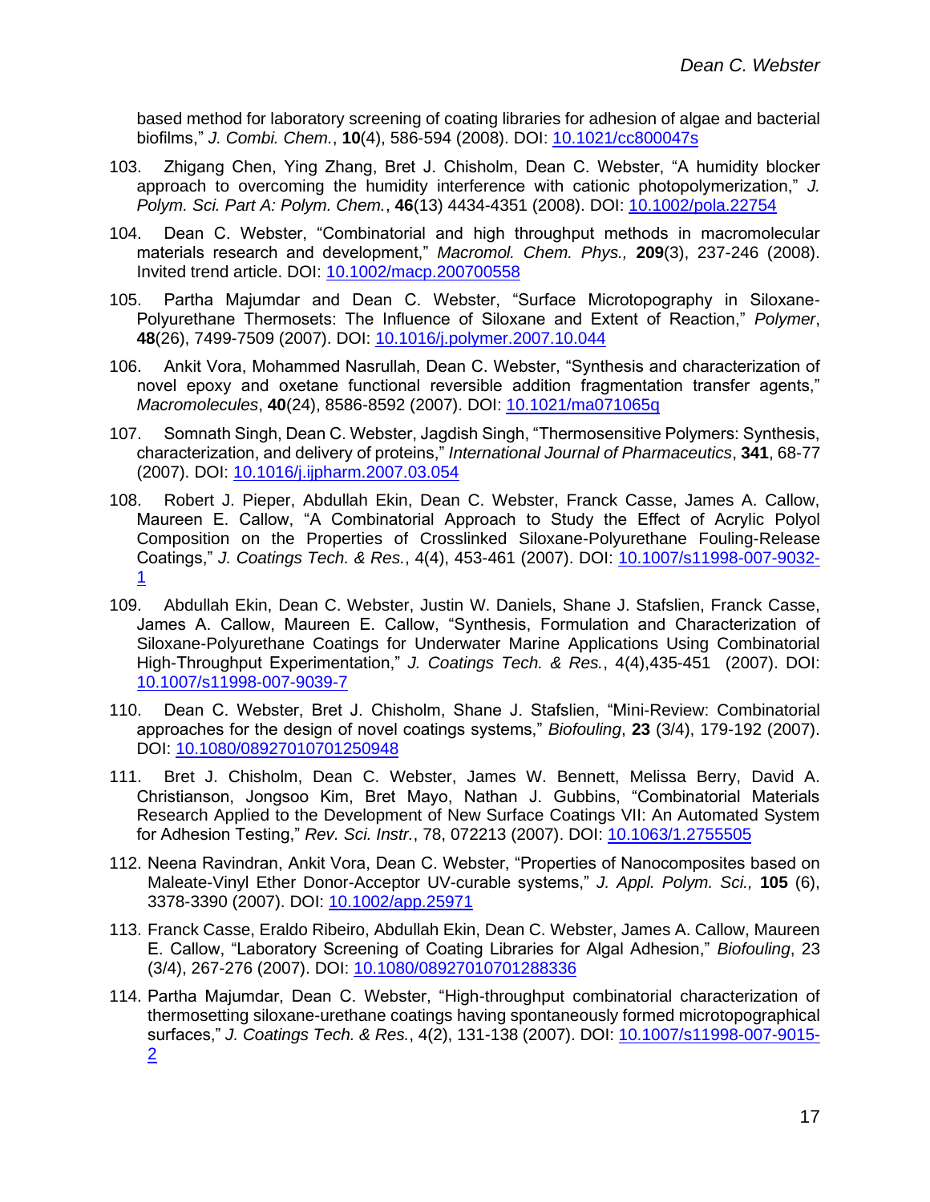based method for laboratory screening of coating libraries for adhesion of algae and bacterial biofilms," *J. Combi. Chem.*, **10**(4), 586-594 (2008). DOI: [10.1021/cc800047s](10.1021/cc800047s)

103. Zhigang Chen, Ying Zhang, Bret J. Chisholm, Dean C. Webster, "A humidity blocker approach to overcoming the humidity interference with cationic photopolymerization," *J. Polym. Sci. Part A: Polym. Chem.*, **46**(13) 4434-4351 (2008). DOI: [10.1002/pola.22754](10.1002/pola.22754)

104. Dean C. Webster, "Combinatorial and high throughput methods in macromolecular materials research and development," *Macromol. Chem. Phys.,* **209**(3), 237-246 (2008). Invited trend article. DOI: [10.1002/macp.200700558](10.1002/macp.200700558)

105. Partha Majumdar and Dean C. Webster, "Surface Microtopography in Siloxane-Polyurethane Thermosets: The Influence of Siloxane and Extent of Reaction," *Polymer*, **48**(26), 7499-7509 (2007). DOI: [10.1016/j.polymer.2007.10.044](10.1016/j.polymer.2007.10.044)

106. Ankit Vora, Mohammed Nasrullah, Dean C. Webster, "Synthesis and characterization of novel epoxy and oxetane functional reversible addition fragmentation transfer agents," *Macromolecules*, **40**(24), 8586-8592 (2007). DOI: [10.1021/ma071065q](10.1021/ma071065q)

107. Somnath Singh, Dean C. Webster, Jagdish Singh, "Thermosensitive Polymers: Synthesis, characterization, and delivery of proteins," *International Journal of Pharmaceutics*, **341**, 68-77 (2007). DOI: [10.1016/j.ijpharm.2007.03.054](10.1016/j.ijpharm.2007.03.054)

108. Robert J. Pieper, Abdullah Ekin, Dean C. Webster, Franck Casse, James A. Callow, Maureen E. Callow, "A Combinatorial Approach to Study the Effect of Acrylic Polyol Composition on the Properties of Crosslinked Siloxane-Polyurethane Fouling-Release Coatings," *J. Coatings Tech. & Res.*, 4(4), 453-461 (2007). DOI: [10.1007/s11998-007-9032-1](10.1007/s11998-007-9032-1)

109. Abdullah Ekin, Dean C. Webster, Justin W. Daniels, Shane J. Stafslien, Franck Casse, James A. Callow, Maureen E. Callow, "Synthesis, Formulation and Characterization of Siloxane-Polyurethane Coatings for Underwater Marine Applications Using Combinatorial High-Throughput Experimentation," *J. Coatings Tech. & Res.*, 4(4),435-451 (2007). DOI: [10.1007/s11998-007-9039-7](10.1007/s11998-007-9039-7)

110. Dean C. Webster, Bret J. Chisholm, Shane J. Stafslien, "Mini-Review: Combinatorial approaches for the design of novel coatings systems," *Biofouling*, **23** (3/4), 179-192 (2007). DOI: [10.1080/08927010701250948](10.1080/08927010701250948)

111. Bret J. Chisholm, Dean C. Webster, James W. Bennett, Melissa Berry, David A. Christianson, Jongsoo Kim, Bret Mayo, Nathan J. Gubbins, "Combinatorial Materials Research Applied to the Development of New Surface Coatings VII: An Automated System for Adhesion Testing," *Rev. Sci. Instr.*, 78, 072213 (2007). DOI: [10.1063/1.2755505](10.1063/1.2755505)

112. Neena Ravindran, Ankit Vora, Dean C. Webster, "Properties of Nanocomposites based on Maleate-Vinyl Ether Donor-Acceptor UV-curable systems," *J. Appl. Polym. Sci.,* **105** (6), 3378-3390 (2007). DOI: [10.1002/app.25971](10.1002/app.25971)

113. Franck Casse, Eraldo Ribeiro, Abdullah Ekin, Dean C. Webster, James A. Callow, Maureen E. Callow, "Laboratory Screening of Coating Libraries for Algal Adhesion," *Biofouling*, 23 (3/4), 267-276 (2007). DOI: [10.1080/08927010701288336](10.1080/08927010701288336)

114. Partha Majumdar, Dean C. Webster, "High-throughput combinatorial characterization of thermosetting siloxane-urethane coatings having spontaneously formed microtopographical surfaces," *J. Coatings Tech. & Res.*, 4(2), 131-138 (2007). DOI: [10.1007/s11998-007-9015-2](10.1007/s11998-007-9015-2)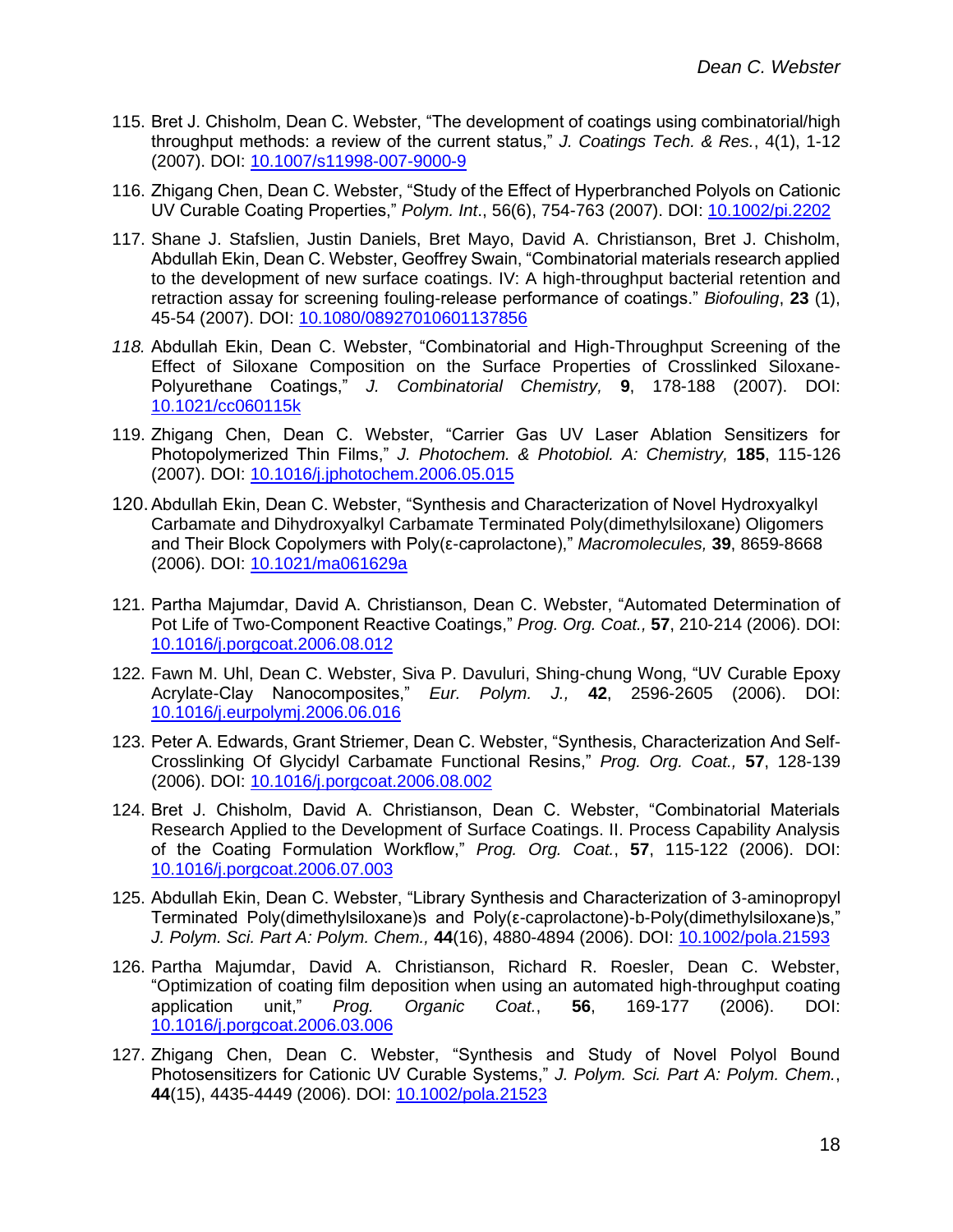115. Bret J. Chisholm, Dean C. Webster, "The development of coatings using combinatorial/high throughput methods: a review of the current status," *J. Coatings Tech. & Res.*, 4(1), 1-12 (2007). DOI: 10.1007/s11998-007-9000-9

116. Zhigang Chen, Dean C. Webster, "Study of the Effect of Hyperbranched Polyols on Cationic UV Curable Coating Properties," *Polym. Int*., 56(6), 754-763 (2007). DOI: 10.1002/pi.2202

117. Shane J. Stafslien, Justin Daniels, Bret Mayo, David A. Christianson, Bret J. Chisholm, Abdullah Ekin, Dean C. Webster, Geoffrey Swain, "Combinatorial materials research applied to the development of new surface coatings. IV: A high-throughput bacterial retention and retraction assay for screening fouling-release performance of coatings." *Biofouling*, **23** (1), 45-54 (2007). DOI: 10.1080/08927010601137856

118. Abdullah Ekin, Dean C. Webster, "Combinatorial and High-Throughput Screening of the Effect of Siloxane Composition on the Surface Properties of Crosslinked Siloxane-Polyurethane Coatings," *J. Combinatorial Chemistry,* **9**, 178-188 (2007). DOI: 10.1021/cc060115k

119. Zhigang Chen, Dean C. Webster, "Carrier Gas UV Laser Ablation Sensitizers for Photopolymerized Thin Films," *J. Photochem. & Photobiol. A: Chemistry,* **185**, 115-126 (2007). DOI: 10.1016/j.jphotochem.2006.05.015

120. Abdullah Ekin, Dean C. Webster, "Synthesis and Characterization of Novel Hydroxyalkyl Carbamate and Dihydroxyalkyl Carbamate Terminated Poly(dimethylsiloxane) Oligomers and Their Block Copolymers with Poly(ε-caprolactone)," *Macromolecules,* **39**, 8659-8668 (2006). DOI: 10.1021/ma061629a

121. Partha Majumdar, David A. Christianson, Dean C. Webster, "Automated Determination of Pot Life of Two-Component Reactive Coatings," *Prog. Org. Coat.,* **57**, 210-214 (2006). DOI: 10.1016/j.porgcoat.2006.08.012

122. Fawn M. Uhl, Dean C. Webster, Siva P. Davuluri, Shing-chung Wong, "UV Curable Epoxy Acrylate-Clay Nanocomposites," *Eur. Polym. J.,* **42**, 2596-2605 (2006). DOI: 10.1016/j.eurpolymj.2006.06.016

123. Peter A. Edwards, Grant Striemer, Dean C. Webster, "Synthesis, Characterization And Self-Crosslinking Of Glycidyl Carbamate Functional Resins," *Prog. Org. Coat.,* **57**, 128-139 (2006). DOI: 10.1016/j.porgcoat.2006.08.002

124. Bret J. Chisholm, David A. Christianson, Dean C. Webster, "Combinatorial Materials Research Applied to the Development of Surface Coatings. II. Process Capability Analysis of the Coating Formulation Workflow," *Prog. Org. Coat.*, **57**, 115-122 (2006). DOI: 10.1016/j.porgcoat.2006.07.003

125. Abdullah Ekin, Dean C. Webster, "Library Synthesis and Characterization of 3-aminopropyl Terminated Poly(dimethylsiloxane)s and Poly(ε-caprolactone)-b-Poly(dimethylsiloxane)s," *J. Polym. Sci. Part A: Polym. Chem.,* **44**(16), 4880-4894 (2006). DOI: 10.1002/pola.21593

126. Partha Majumdar, David A. Christianson, Richard R. Roesler, Dean C. Webster, "Optimization of coating film deposition when using an automated high-throughput coating application unit," *Prog. Organic Coat.*, **56**, 169-177 (2006). DOI: 10.1016/j.porgcoat.2006.03.006

127. Zhigang Chen, Dean C. Webster, "Synthesis and Study of Novel Polyol Bound Photosensitizers for Cationic UV Curable Systems," *J. Polym. Sci. Part A: Polym. Chem.*, **44**(15), 4435-4449 (2006). DOI: 10.1002/pola.21523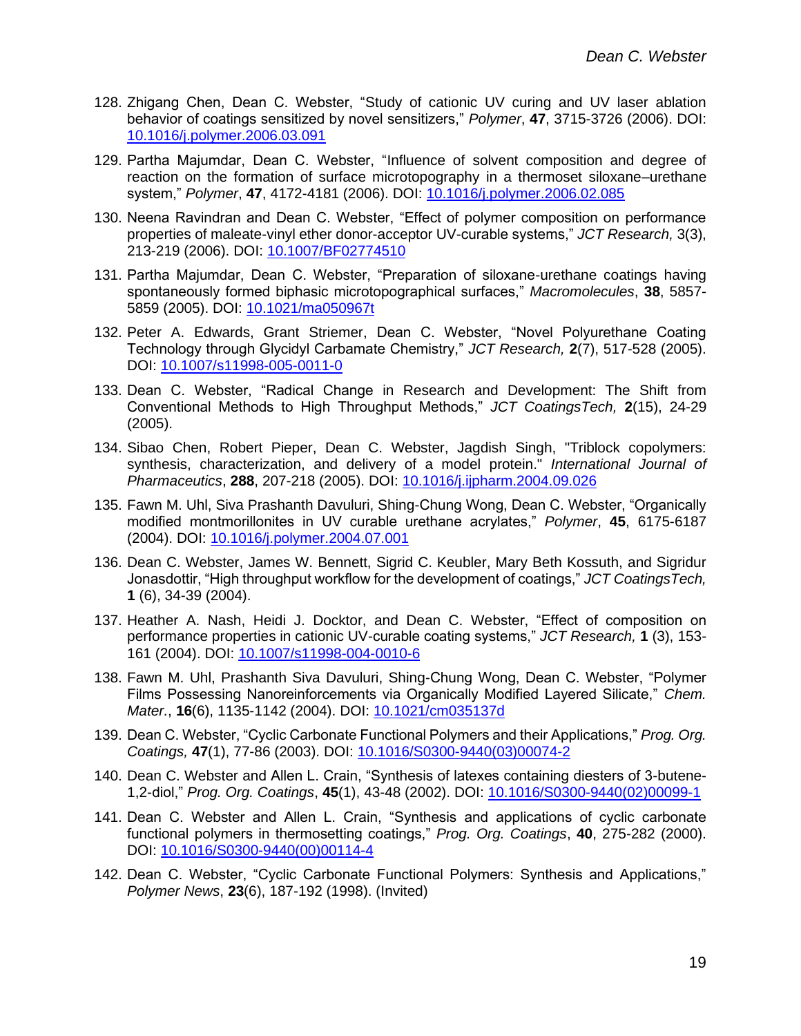128. Zhigang Chen, Dean C. Webster, “Study of cationic UV curing and UV laser ablation behavior of coatings sensitized by novel sensitizers,” *Polymer*, **47**, 3715-3726 (2006). DOI: [10.1016/j.polymer.2006.03.091](https://doi.org/10.1016/j.polymer.2006.03.091)

129. Partha Majumdar, Dean C. Webster, “Influence of solvent composition and degree of reaction on the formation of surface microtopography in a thermoset siloxane–urethane system,” *Polymer*, **47**, 4172-4181 (2006). DOI: [10.1016/j.polymer.2006.02.085](https://doi.org/10.1016/j.polymer.2006.02.085)

130. Neena Ravindran and Dean C. Webster, “Effect of polymer composition on performance properties of maleate-vinyl ether donor-acceptor UV-curable systems,” *JCT Research,* 3(3), 213-219 (2006). DOI: [10.1007/BF02774510](https://doi.org/10.1007/BF02774510)

131. Partha Majumdar, Dean C. Webster, “Preparation of siloxane-urethane coatings having spontaneously formed biphasic microtopographical surfaces,” *Macromolecules*, **38**, 5857-5859 (2005). DOI: [10.1021/ma050967t](https://doi.org/10.1021/ma050967t)

132. Peter A. Edwards, Grant Striemer, Dean C. Webster, “Novel Polyurethane Coating Technology through Glycidyl Carbamate Chemistry,” *JCT Research,* **2**(7), 517-528 (2005). DOI: [10.1007/s11998-005-0011-0](https://doi.org/10.1007/s11998-005-0011-0)

133. Dean C. Webster, “Radical Change in Research and Development: The Shift from Conventional Methods to High Throughput Methods,” *JCT CoatingsTech,* **2**(15), 24-29 (2005).

134. Sibao Chen, Robert Pieper, Dean C. Webster, Jagdish Singh, "Triblock copolymers: synthesis, characterization, and delivery of a model protein." *International Journal of Pharmaceutics*, **288**, 207-218 (2005). DOI: [10.1016/j.ijpharm.2004.09.026](https://doi.org/10.1016/j.ijpharm.2004.09.026)

135. Fawn M. Uhl, Siva Prashanth Davuluri, Shing-Chung Wong, Dean C. Webster, “Organically modified montmorillonites in UV curable urethane acrylates,” *Polymer*, **45**, 6175-6187 (2004). DOI: [10.1016/j.polymer.2004.07.001](https://doi.org/10.1016/j.polymer.2004.07.001)

136. Dean C. Webster, James W. Bennett, Sigrid C. Keubler, Mary Beth Kossuth, and Sigridur Jonasdottir, “High throughput workflow for the development of coatings,” *JCT CoatingsTech,* **1** (6), 34-39 (2004).

137. Heather A. Nash, Heidi J. Docktor, and Dean C. Webster, “Effect of composition on performance properties in cationic UV-curable coating systems,” *JCT Research,* **1** (3), 153-161 (2004). DOI: [10.1007/s11998-004-0010-6](https://doi.org/10.1007/s11998-004-0010-6)

138. Fawn M. Uhl, Prashanth Siva Davuluri, Shing-Chung Wong, Dean C. Webster, “Polymer Films Possessing Nanoreinforcements via Organically Modified Layered Silicate,” *Chem. Mater.*, **16**(6), 1135-1142 (2004). DOI: [10.1021/cm035137d](https://doi.org/10.1021/cm035137d)

139. Dean C. Webster, “Cyclic Carbonate Functional Polymers and their Applications,” *Prog. Org. Coatings,* **47**(1), 77-86 (2003). DOI: [10.1016/S0300-9440(03)00074-2](https://doi.org/10.1016/S0300-9440(03)00074-2)

140. Dean C. Webster and Allen L. Crain, “Synthesis of latexes containing diesters of 3-butene-1,2-diol,” *Prog. Org. Coatings*, **45**(1), 43-48 (2002). DOI: [10.1016/S0300-9440(02)00099-1](https://doi.org/10.1016/S0300-9440(02)00099-1)

141. Dean C. Webster and Allen L. Crain, “Synthesis and applications of cyclic carbonate functional polymers in thermosetting coatings,” *Prog. Org. Coatings*, **40**, 275-282 (2000). DOI: [10.1016/S0300-9440(00)00114-4](https://doi.org/10.1016/S0300-9440(00)00114-4)

142. Dean C. Webster, “Cyclic Carbonate Functional Polymers: Synthesis and Applications,” *Polymer News*, **23**(6), 187-192 (1998). (Invited)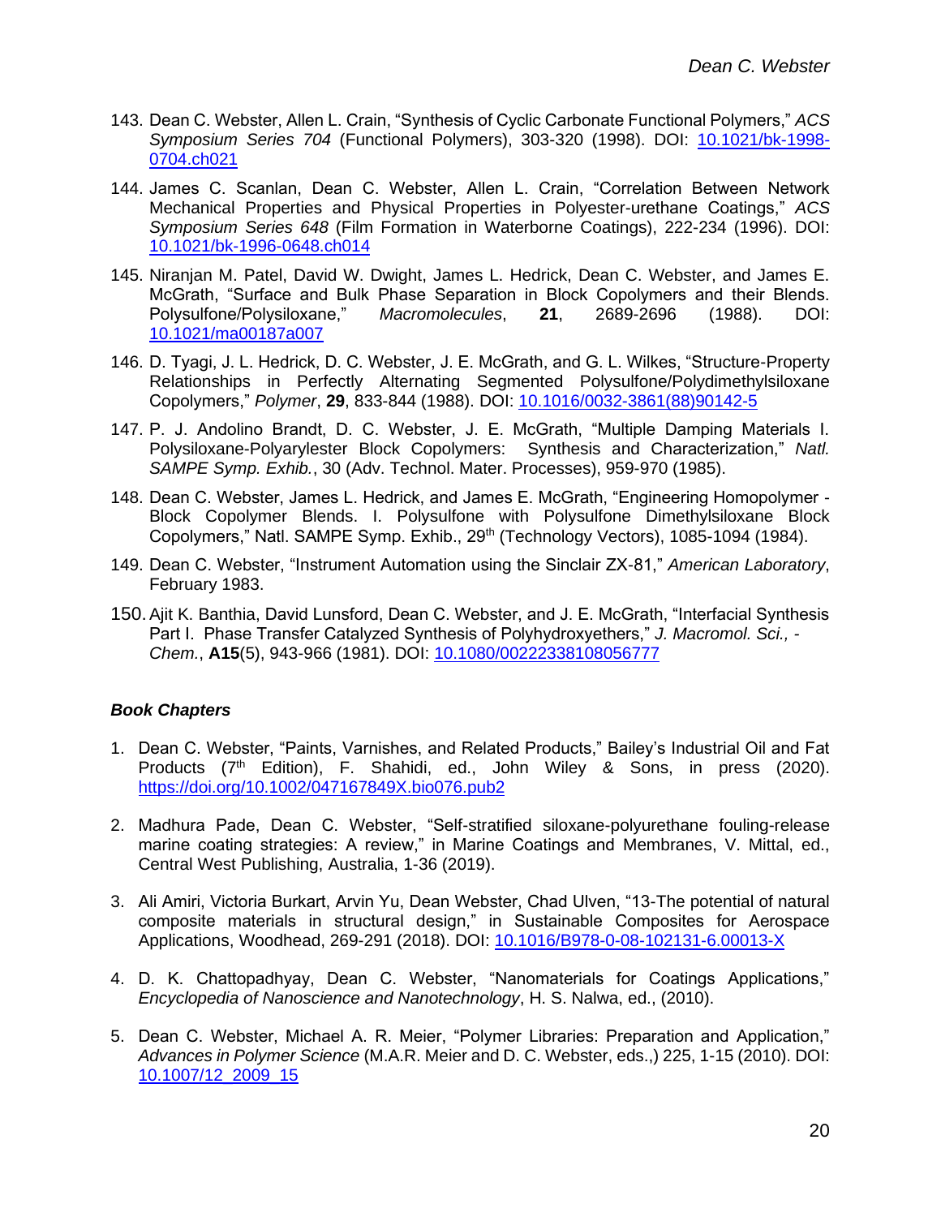143. Dean C. Webster, Allen L. Crain, “Synthesis of Cyclic Carbonate Functional Polymers,” *ACS Symposium Series 704* (Functional Polymers), 303-320 (1998). DOI: [10.1021/bk-1998-0704.ch021](https://doi.org/10.1021/bk-1998-0704.ch021)

144. James C. Scanlan, Dean C. Webster, Allen L. Crain, “Correlation Between Network Mechanical Properties and Physical Properties in Polyester-urethane Coatings,” *ACS Symposium Series 648* (Film Formation in Waterborne Coatings), 222-234 (1996). DOI: [10.1021/bk-1996-0648.ch014](https://doi.org/10.1021/bk-1996-0648.ch014)

145. Niranjan M. Patel, David W. Dwight, James L. Hedrick, Dean C. Webster, and James E. McGrath, “Surface and Bulk Phase Separation in Block Copolymers and their Blends. Polysulfone/Polysiloxane,” *Macromolecules*, **21**, 2689-2696 (1988). DOI: [10.1021/ma00187a007](https://doi.org/10.1021/ma00187a007)

146. D. Tyagi, J. L. Hedrick, D. C. Webster, J. E. McGrath, and G. L. Wilkes, “Structure-Property Relationships in Perfectly Alternating Segmented Polysulfone/Polydimethylsiloxane Copolymers,” *Polymer*, **29**, 833-844 (1988). DOI: [10.1016/0032-3861(88)90142-5](https://doi.org/10.1016/0032-3861(88)90142-5)

147. P. J. Andolino Brandt, D. C. Webster, J. E. McGrath, “Multiple Damping Materials I. Polysiloxane-Polyarylester Block Copolymers: Synthesis and Characterization,” *Natl. SAMPE Symp. Exhib.*, 30 (Adv. Technol. Mater. Processes), 959-970 (1985).

148. Dean C. Webster, James L. Hedrick, and James E. McGrath, “Engineering Homopolymer - Block Copolymer Blends. I. Polysulfone with Polysulfone Dimethylsiloxane Block Copolymers,” Natl. SAMPE Symp. Exhib., 29th (Technology Vectors), 1085-1094 (1984).

149. Dean C. Webster, “Instrument Automation using the Sinclair ZX-81,” *American Laboratory*, February 1983.

150. Ajit K. Banthia, David Lunsford, Dean C. Webster, and J. E. McGrath, “Interfacial Synthesis Part I. Phase Transfer Catalyzed Synthesis of Polyhydroxyethers,” *J. Macromol. Sci., - Chem.*, **A15**(5), 943-966 (1981). DOI: [10.1080/00222338108056777](https://doi.org/10.1080/00222338108056777)

### *Book Chapters*

1. Dean C. Webster, “Paints, Varnishes, and Related Products,” Bailey’s Industrial Oil and Fat Products (7th Edition), F. Shahidi, ed., John Wiley & Sons, in press (2020). [https://doi.org/10.1002/047167849X.bio076.pub2](https://doi.org/10.1002/047167849X.bio076.pub2)

2. Madhura Pade, Dean C. Webster, “Self-stratified siloxane-polyurethane fouling-release marine coating strategies: A review,” in Marine Coatings and Membranes, V. Mittal, ed., Central West Publishing, Australia, 1-36 (2019).

3. Ali Amiri, Victoria Burkart, Arvin Yu, Dean Webster, Chad Ulven, “13-The potential of natural composite materials in structural design,” in Sustainable Composites for Aerospace Applications, Woodhead, 269-291 (2018). DOI: [10.1016/B978-0-08-102131-6.00013-X](https://doi.org/10.1016/B978-0-08-102131-6.00013-X)

4. D. K. Chattopadhyay, Dean C. Webster, “Nanomaterials for Coatings Applications,” *Encyclopedia of Nanoscience and Nanotechnology*, H. S. Nalwa, ed., (2010).

5. Dean C. Webster, Michael A. R. Meier, “Polymer Libraries: Preparation and Application,” *Advances in Polymer Science* (M.A.R. Meier and D. C. Webster, eds.,) 225, 1-15 (2010). DOI: [10.1007/12_2009_15](https://doi.org/10.1007/12_2009_15)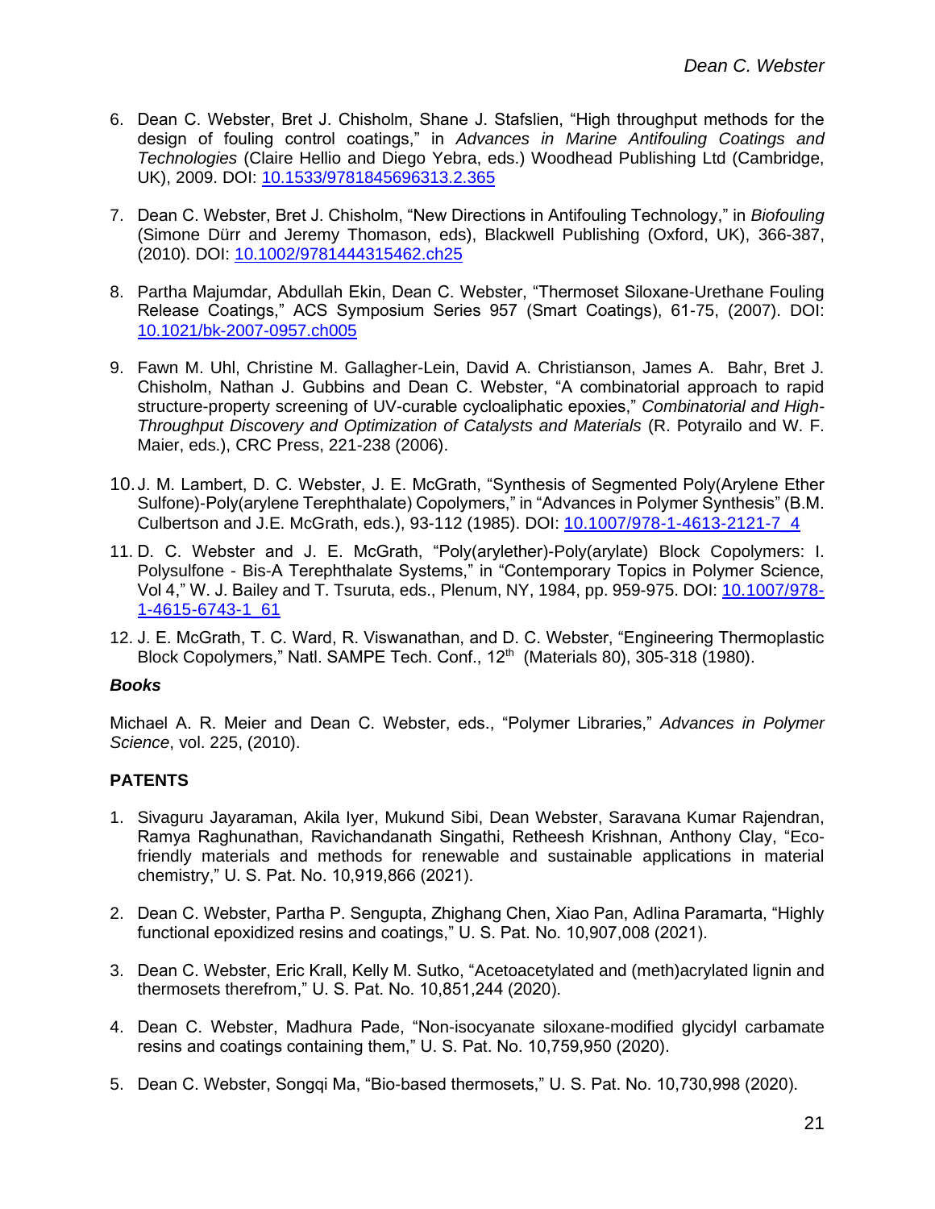6. Dean C. Webster, Bret J. Chisholm, Shane J. Stafslien, "High throughput methods for the design of fouling control coatings," in *Advances in Marine Antifouling Coatings and Technologies* (Claire Hellio and Diego Yebra, eds.) Woodhead Publishing Ltd (Cambridge, UK), 2009. DOI: 10.1533/9781845696313.2.365

7. Dean C. Webster, Bret J. Chisholm, "New Directions in Antifouling Technology," in *Biofouling* (Simone Dürr and Jeremy Thomason, eds), Blackwell Publishing (Oxford, UK), 366-387, (2010). DOI: 10.1002/9781444315462.ch25

8. Partha Majumdar, Abdullah Ekin, Dean C. Webster, "Thermoset Siloxane-Urethane Fouling Release Coatings," ACS Symposium Series 957 (Smart Coatings), 61-75, (2007). DOI: 10.1021/bk-2007-0957.ch005

9. Fawn M. Uhl, Christine M. Gallagher-Lein, David A. Christianson, James A. Bahr, Bret J. Chisholm, Nathan J. Gubbins and Dean C. Webster, "A combinatorial approach to rapid structure-property screening of UV-curable cycloaliphatic epoxies," *Combinatorial and High-Throughput Discovery and Optimization of Catalysts and Materials* (R. Potyrailo and W. F. Maier, eds.), CRC Press, 221-238 (2006).

10. J. M. Lambert, D. C. Webster, J. E. McGrath, "Synthesis of Segmented Poly(Arylene Ether Sulfone)-Poly(arylene Terephthalate) Copolymers," in "Advances in Polymer Synthesis" (B.M. Culbertson and J.E. McGrath, eds.), 93-112 (1985). DOI: 10.1007/978-1-4613-2121-7_4

11. D. C. Webster and J. E. McGrath, "Poly(arylether)-Poly(arylate) Block Copolymers: I. Polysulfone - Bis-A Terephthalate Systems," in "Contemporary Topics in Polymer Science, Vol 4," W. J. Bailey and T. Tsuruta, eds., Plenum, NY, 1984, pp. 959-975. DOI: 10.1007/978-1-4615-6743-1_61

12. J. E. McGrath, T. C. Ward, R. Viswanathan, and D. C. Webster, "Engineering Thermoplastic Block Copolymers," Natl. SAMPE Tech. Conf., 12th (Materials 80), 305-318 (1980).

***Books***

Michael A. R. Meier and Dean C. Webster, eds., "Polymer Libraries," *Advances in Polymer Science*, vol. 225, (2010).

**PATENTS**

1. Sivaguru Jayaraman, Akila Iyer, Mukund Sibi, Dean Webster, Saravana Kumar Rajendran, Ramya Raghunathan, Ravichandanath Singathi, Retheesh Krishnan, Anthony Clay, "Eco-friendly materials and methods for renewable and sustainable applications in material chemistry," U. S. Pat. No. 10,919,866 (2021).

2. Dean C. Webster, Partha P. Sengupta, Zhighang Chen, Xiao Pan, Adlina Paramarta, "Highly functional epoxidized resins and coatings," U. S. Pat. No. 10,907,008 (2021).

3. Dean C. Webster, Eric Krall, Kelly M. Sutko, "Acetoacetylated and (meth)acrylated lignin and thermosets therefrom," U. S. Pat. No. 10,851,244 (2020).

4. Dean C. Webster, Madhura Pade, "Non-isocyanate siloxane-modified glycidyl carbamate resins and coatings containing them," U. S. Pat. No. 10,759,950 (2020).

5. Dean C. Webster, Songqi Ma, "Bio-based thermosets," U. S. Pat. No. 10,730,998 (2020).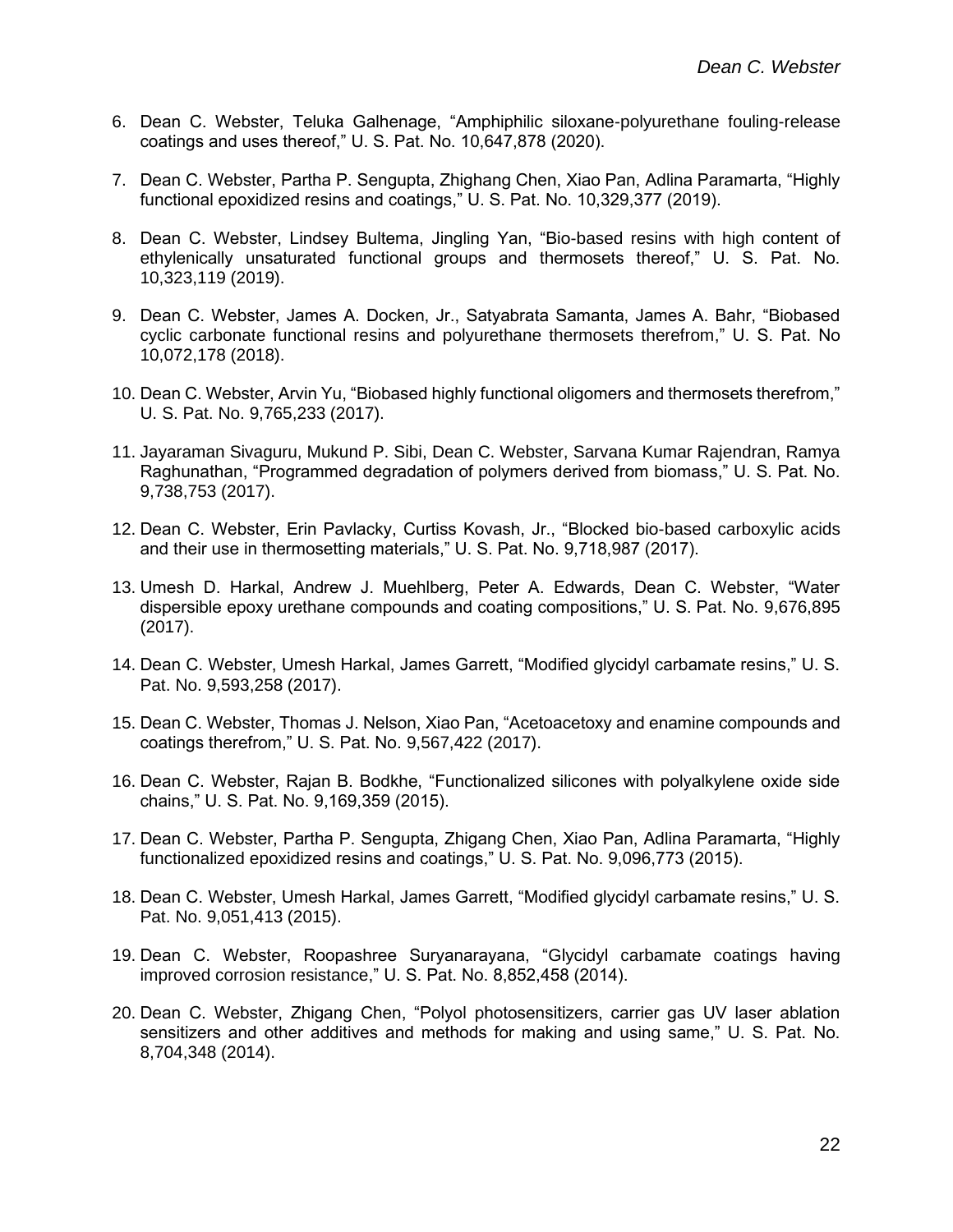6. Dean C. Webster, Teluka Galhenage, "Amphiphilic siloxane-polyurethane fouling-release coatings and uses thereof," U. S. Pat. No. 10,647,878 (2020).

7. Dean C. Webster, Partha P. Sengupta, Zhighang Chen, Xiao Pan, Adlina Paramarta, "Highly functional epoxidized resins and coatings," U. S. Pat. No. 10,329,377 (2019).

8. Dean C. Webster, Lindsey Bultema, Jingling Yan, "Bio-based resins with high content of ethylenically unsaturated functional groups and thermosets thereof," U. S. Pat. No. 10,323,119 (2019).

9. Dean C. Webster, James A. Docken, Jr., Satyabrata Samanta, James A. Bahr, "Biobased cyclic carbonate functional resins and polyurethane thermosets therefrom," U. S. Pat. No 10,072,178 (2018).

10. Dean C. Webster, Arvin Yu, "Biobased highly functional oligomers and thermosets therefrom," U. S. Pat. No. 9,765,233 (2017).

11. Jayaraman Sivaguru, Mukund P. Sibi, Dean C. Webster, Sarvana Kumar Rajendran, Ramya Raghunathan, "Programmed degradation of polymers derived from biomass," U. S. Pat. No. 9,738,753 (2017).

12. Dean C. Webster, Erin Pavlacky, Curtiss Kovash, Jr., "Blocked bio-based carboxylic acids and their use in thermosetting materials," U. S. Pat. No. 9,718,987 (2017).

13. Umesh D. Harkal, Andrew J. Muehlberg, Peter A. Edwards, Dean C. Webster, "Water dispersible epoxy urethane compounds and coating compositions," U. S. Pat. No. 9,676,895 (2017).

14. Dean C. Webster, Umesh Harkal, James Garrett, "Modified glycidyl carbamate resins," U. S. Pat. No. 9,593,258 (2017).

15. Dean C. Webster, Thomas J. Nelson, Xiao Pan, "Acetoacetoxy and enamine compounds and coatings therefrom," U. S. Pat. No. 9,567,422 (2017).

16. Dean C. Webster, Rajan B. Bodkhe, "Functionalized silicones with polyalkylene oxide side chains," U. S. Pat. No. 9,169,359 (2015).

17. Dean C. Webster, Partha P. Sengupta, Zhigang Chen, Xiao Pan, Adlina Paramarta, "Highly functionalized epoxidized resins and coatings," U. S. Pat. No. 9,096,773 (2015).

18. Dean C. Webster, Umesh Harkal, James Garrett, "Modified glycidyl carbamate resins," U. S. Pat. No. 9,051,413 (2015).

19. Dean C. Webster, Roopashree Suryanarayana, "Glycidyl carbamate coatings having improved corrosion resistance," U. S. Pat. No. 8,852,458 (2014).

20. Dean C. Webster, Zhigang Chen, "Polyol photosensitizers, carrier gas UV laser ablation sensitizers and other additives and methods for making and using same," U. S. Pat. No. 8,704,348 (2014).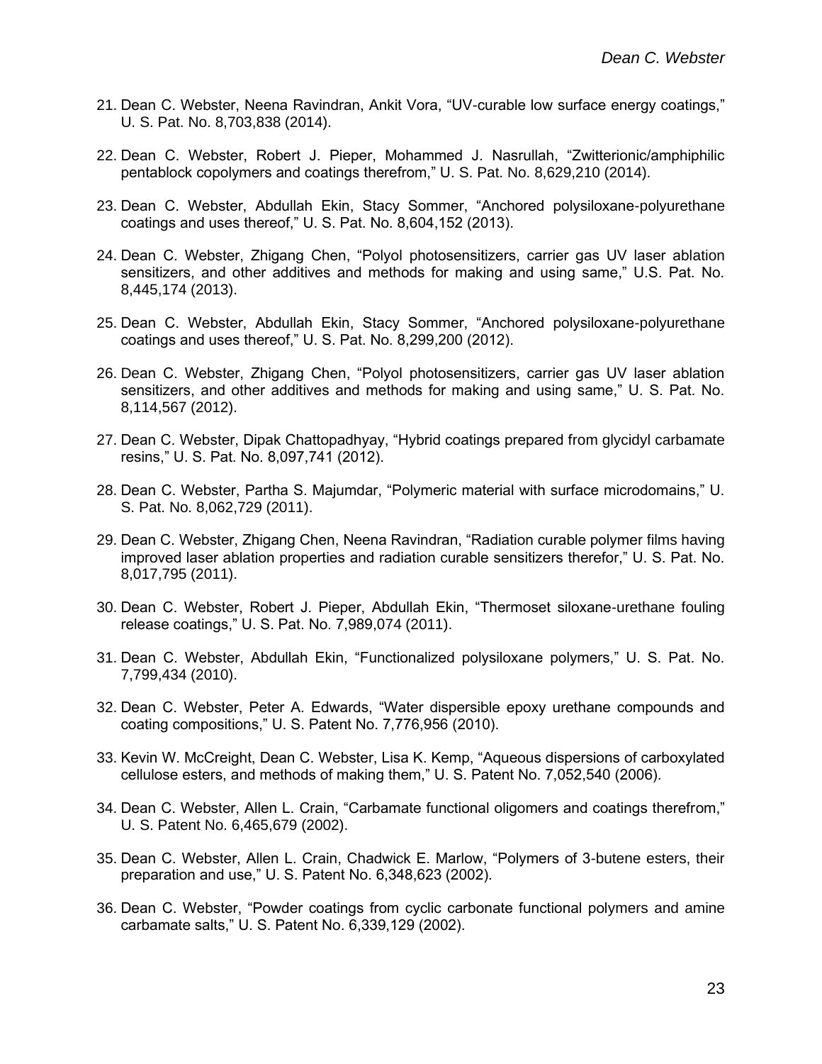21. Dean C. Webster, Neena Ravindran, Ankit Vora, “UV-curable low surface energy coatings,” U. S. Pat. No. 8,703,838 (2014).

22. Dean C. Webster, Robert J. Pieper, Mohammed J. Nasrullah, “Zwitterionic/amphiphilic pentablock copolymers and coatings therefrom,” U. S. Pat. No. 8,629,210 (2014).

23. Dean C. Webster, Abdullah Ekin, Stacy Sommer, “Anchored polysiloxane-polyurethane coatings and uses thereof,” U. S. Pat. No. 8,604,152 (2013).

24. Dean C. Webster, Zhigang Chen, “Polyol photosensitizers, carrier gas UV laser ablation sensitizers, and other additives and methods for making and using same,” U.S. Pat. No. 8,445,174 (2013).

25. Dean C. Webster, Abdullah Ekin, Stacy Sommer, “Anchored polysiloxane-polyurethane coatings and uses thereof,” U. S. Pat. No. 8,299,200 (2012).

26. Dean C. Webster, Zhigang Chen, “Polyol photosensitizers, carrier gas UV laser ablation sensitizers, and other additives and methods for making and using same,” U. S. Pat. No. 8,114,567 (2012).

27. Dean C. Webster, Dipak Chattopadhyay, “Hybrid coatings prepared from glycidyl carbamate resins,” U. S. Pat. No. 8,097,741 (2012).

28. Dean C. Webster, Partha S. Majumdar, “Polymeric material with surface microdomains,” U. S. Pat. No. 8,062,729 (2011).

29. Dean C. Webster, Zhigang Chen, Neena Ravindran, “Radiation curable polymer films having improved laser ablation properties and radiation curable sensitizers therefor,” U. S. Pat. No. 8,017,795 (2011).

30. Dean C. Webster, Robert J. Pieper, Abdullah Ekin, “Thermoset siloxane-urethane fouling release coatings,” U. S. Pat. No. 7,989,074 (2011).

31. Dean C. Webster, Abdullah Ekin, “Functionalized polysiloxane polymers,” U. S. Pat. No. 7,799,434 (2010).

32. Dean C. Webster, Peter A. Edwards, “Water dispersible epoxy urethane compounds and coating compositions,” U. S. Patent No. 7,776,956 (2010).

33. Kevin W. McCreight, Dean C. Webster, Lisa K. Kemp, “Aqueous dispersions of carboxylated cellulose esters, and methods of making them,” U. S. Patent No. 7,052,540 (2006).

34. Dean C. Webster, Allen L. Crain, “Carbamate functional oligomers and coatings therefrom,” U. S. Patent No. 6,465,679 (2002).

35. Dean C. Webster, Allen L. Crain, Chadwick E. Marlow, “Polymers of 3-butene esters, their preparation and use,” U. S. Patent No. 6,348,623 (2002).

36. Dean C. Webster, “Powder coatings from cyclic carbonate functional polymers and amine carbamate salts,” U. S. Patent No. 6,339,129 (2002).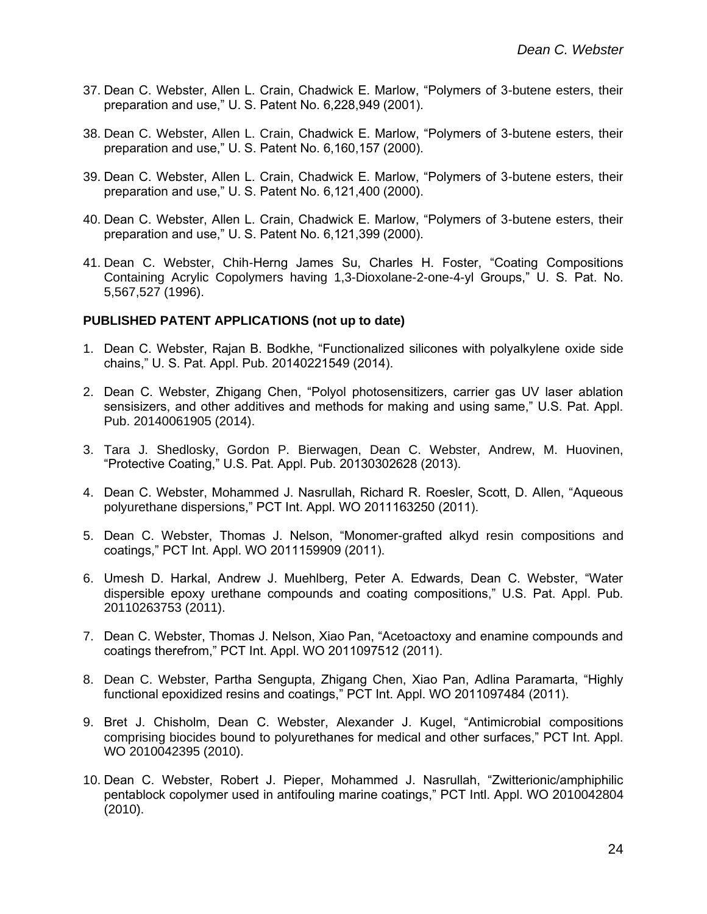37. Dean C. Webster, Allen L. Crain, Chadwick E. Marlow, “Polymers of 3-butene esters, their preparation and use,” U. S. Patent No. 6,228,949 (2001).

38. Dean C. Webster, Allen L. Crain, Chadwick E. Marlow, “Polymers of 3-butene esters, their preparation and use,” U. S. Patent No. 6,160,157 (2000).

39. Dean C. Webster, Allen L. Crain, Chadwick E. Marlow, “Polymers of 3-butene esters, their preparation and use,” U. S. Patent No. 6,121,400 (2000).

40. Dean C. Webster, Allen L. Crain, Chadwick E. Marlow, “Polymers of 3-butene esters, their preparation and use,” U. S. Patent No. 6,121,399 (2000).

41. Dean C. Webster, Chih-Herng James Su, Charles H. Foster, “Coating Compositions Containing Acrylic Copolymers having 1,3-Dioxolane-2-one-4-yl Groups,” U. S. Pat. No. 5,567,527 (1996).

**PUBLISHED PATENT APPLICATIONS (not up to date)**

1. Dean C. Webster, Rajan B. Bodkhe, “Functionalized silicones with polyalkylene oxide side chains,” U. S. Pat. Appl. Pub. 20140221549 (2014).

2. Dean C. Webster, Zhigang Chen, “Polyol photosensitizers, carrier gas UV laser ablation sensisizers, and other additives and methods for making and using same,” U.S. Pat. Appl. Pub. 20140061905 (2014).

3. Tara J. Shedlosky, Gordon P. Bierwagen, Dean C. Webster, Andrew, M. Huovinen, “Protective Coating,” U.S. Pat. Appl. Pub. 20130302628 (2013).

4. Dean C. Webster, Mohammed J. Nasrullah, Richard R. Roesler, Scott, D. Allen, “Aqueous polyurethane dispersions,” PCT Int. Appl. WO 2011163250 (2011).

5. Dean C. Webster, Thomas J. Nelson, “Monomer-grafted alkyd resin compositions and coatings,” PCT Int. Appl. WO 2011159909 (2011).

6. Umesh D. Harkal, Andrew J. Muehlberg, Peter A. Edwards, Dean C. Webster, “Water dispersible epoxy urethane compounds and coating compositions,” U.S. Pat. Appl. Pub. 20110263753 (2011).

7. Dean C. Webster, Thomas J. Nelson, Xiao Pan, “Acetoactoxy and enamine compounds and coatings therefrom,” PCT Int. Appl. WO 2011097512 (2011).

8. Dean C. Webster, Partha Sengupta, Zhigang Chen, Xiao Pan, Adlina Paramarta, “Highly functional epoxidized resins and coatings,” PCT Int. Appl. WO 2011097484 (2011).

9. Bret J. Chisholm, Dean C. Webster, Alexander J. Kugel, “Antimicrobial compositions comprising biocides bound to polyurethanes for medical and other surfaces,” PCT Int. Appl. WO 2010042395 (2010).

10. Dean C. Webster, Robert J. Pieper, Mohammed J. Nasrullah, “Zwitterionic/amphiphilic pentablock copolymer used in antifouling marine coatings,” PCT Intl. Appl. WO 2010042804 (2010).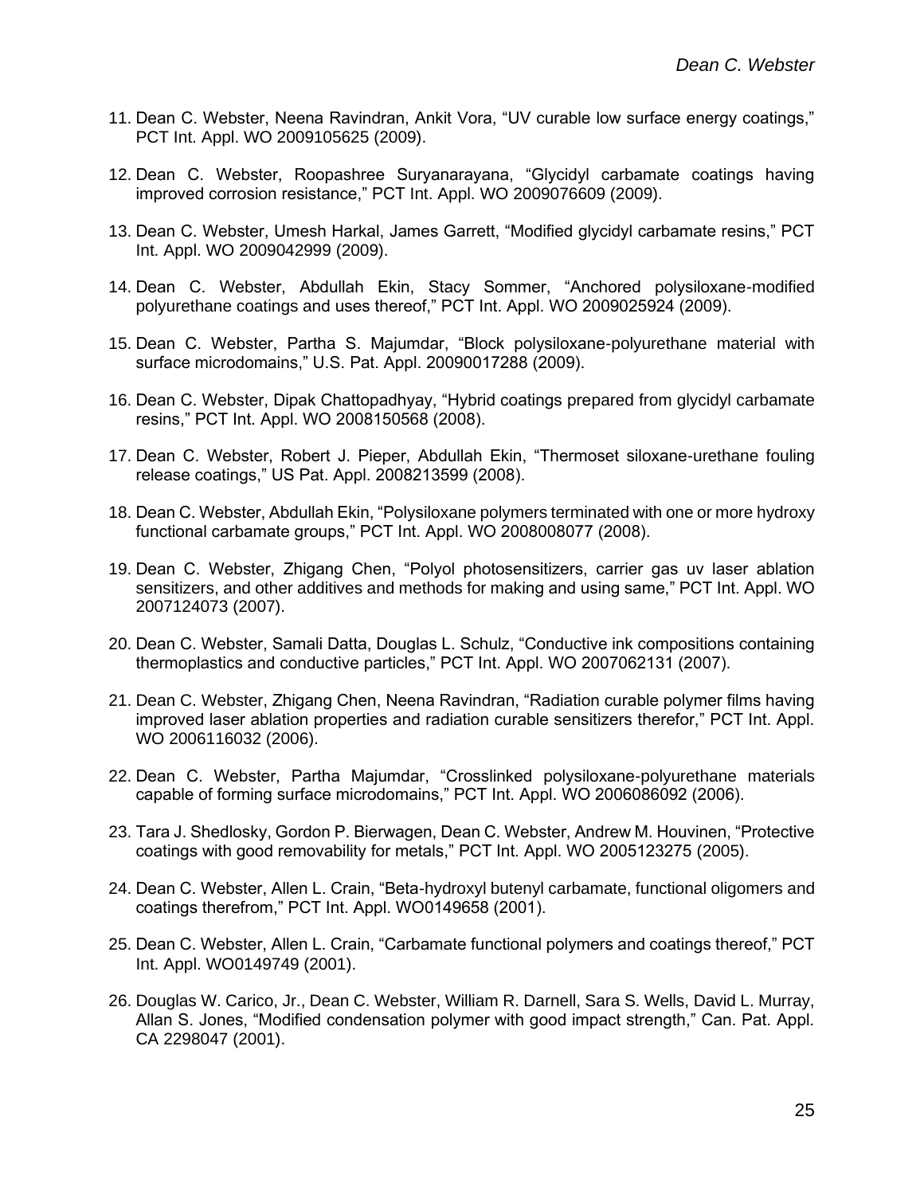11. Dean C. Webster, Neena Ravindran, Ankit Vora, “UV curable low surface energy coatings,” PCT Int. Appl. WO 2009105625 (2009).

12. Dean C. Webster, Roopashree Suryanarayana, “Glycidyl carbamate coatings having improved corrosion resistance,” PCT Int. Appl. WO 2009076609 (2009).

13. Dean C. Webster, Umesh Harkal, James Garrett, “Modified glycidyl carbamate resins,” PCT Int. Appl. WO 2009042999 (2009).

14. Dean C. Webster, Abdullah Ekin, Stacy Sommer, “Anchored polysiloxane-modified polyurethane coatings and uses thereof,” PCT Int. Appl. WO 2009025924 (2009).

15. Dean C. Webster, Partha S. Majumdar, “Block polysiloxane-polyurethane material with surface microdomains,” U.S. Pat. Appl. 20090017288 (2009).

16. Dean C. Webster, Dipak Chattopadhyay, “Hybrid coatings prepared from glycidyl carbamate resins,” PCT Int. Appl. WO 2008150568 (2008).

17. Dean C. Webster, Robert J. Pieper, Abdullah Ekin, “Thermoset siloxane-urethane fouling release coatings,” US Pat. Appl. 2008213599 (2008).

18. Dean C. Webster, Abdullah Ekin, “Polysiloxane polymers terminated with one or more hydroxy functional carbamate groups,” PCT Int. Appl. WO 2008008077 (2008).

19. Dean C. Webster, Zhigang Chen, “Polyol photosensitizers, carrier gas uv laser ablation sensitizers, and other additives and methods for making and using same,” PCT Int. Appl. WO 2007124073 (2007).

20. Dean C. Webster, Samali Datta, Douglas L. Schulz, “Conductive ink compositions containing thermoplastics and conductive particles,” PCT Int. Appl. WO 2007062131 (2007).

21. Dean C. Webster, Zhigang Chen, Neena Ravindran, “Radiation curable polymer films having improved laser ablation properties and radiation curable sensitizers therefor,” PCT Int. Appl. WO 2006116032 (2006).

22. Dean C. Webster, Partha Majumdar, “Crosslinked polysiloxane-polyurethane materials capable of forming surface microdomains,” PCT Int. Appl. WO 2006086092 (2006).

23. Tara J. Shedlosky, Gordon P. Bierwagen, Dean C. Webster, Andrew M. Houvinen, “Protective coatings with good removability for metals,” PCT Int. Appl. WO 2005123275 (2005).

24. Dean C. Webster, Allen L. Crain, “Beta-hydroxyl butenyl carbamate, functional oligomers and coatings therefrom,” PCT Int. Appl. WO0149658 (2001).

25. Dean C. Webster, Allen L. Crain, “Carbamate functional polymers and coatings thereof,” PCT Int. Appl. WO0149749 (2001).

26. Douglas W. Carico, Jr., Dean C. Webster, William R. Darnell, Sara S. Wells, David L. Murray, Allan S. Jones, “Modified condensation polymer with good impact strength,” Can. Pat. Appl. CA 2298047 (2001).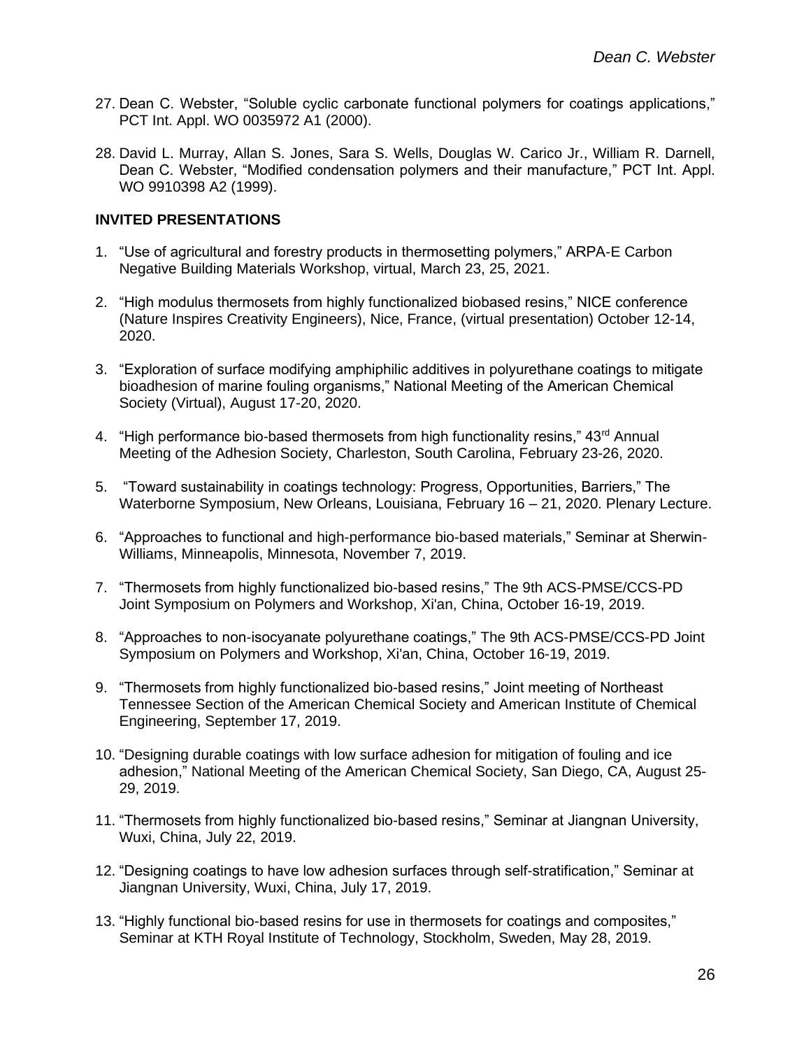27. Dean C. Webster, “Soluble cyclic carbonate functional polymers for coatings applications,” PCT Int. Appl. WO 0035972 A1 (2000).

28. David L. Murray, Allan S. Jones, Sara S. Wells, Douglas W. Carico Jr., William R. Darnell, Dean C. Webster, “Modified condensation polymers and their manufacture,” PCT Int. Appl. WO 9910398 A2 (1999).

**INVITED PRESENTATIONS**

1. “Use of agricultural and forestry products in thermosetting polymers,” ARPA-E Carbon Negative Building Materials Workshop, virtual, March 23, 25, 2021.

2. “High modulus thermosets from highly functionalized biobased resins,” NICE conference (Nature Inspires Creativity Engineers), Nice, France, (virtual presentation) October 12-14, 2020.

3. “Exploration of surface modifying amphiphilic additives in polyurethane coatings to mitigate bioadhesion of marine fouling organisms,” National Meeting of the American Chemical Society (Virtual), August 17-20, 2020.

4. “High performance bio-based thermosets from high functionality resins,” 43rd Annual Meeting of the Adhesion Society, Charleston, South Carolina, February 23-26, 2020.

5. “Toward sustainability in coatings technology: Progress, Opportunities, Barriers,” The Waterborne Symposium, New Orleans, Louisiana, February 16 – 21, 2020. Plenary Lecture.

6. “Approaches to functional and high-performance bio-based materials,” Seminar at Sherwin-Williams, Minneapolis, Minnesota, November 7, 2019.

7. “Thermosets from highly functionalized bio-based resins,” The 9th ACS-PMSE/CCS-PD Joint Symposium on Polymers and Workshop, Xi'an, China, October 16-19, 2019.

8. “Approaches to non-isocyanate polyurethane coatings,” The 9th ACS-PMSE/CCS-PD Joint Symposium on Polymers and Workshop, Xi'an, China, October 16-19, 2019.

9. “Thermosets from highly functionalized bio-based resins,” Joint meeting of Northeast Tennessee Section of the American Chemical Society and American Institute of Chemical Engineering, September 17, 2019.

10. “Designing durable coatings with low surface adhesion for mitigation of fouling and ice adhesion,” National Meeting of the American Chemical Society, San Diego, CA, August 25-29, 2019.

11. “Thermosets from highly functionalized bio-based resins,” Seminar at Jiangnan University, Wuxi, China, July 22, 2019.

12. “Designing coatings to have low adhesion surfaces through self-stratification,” Seminar at Jiangnan University, Wuxi, China, July 17, 2019.

13. “Highly functional bio-based resins for use in thermosets for coatings and composites,” Seminar at KTH Royal Institute of Technology, Stockholm, Sweden, May 28, 2019.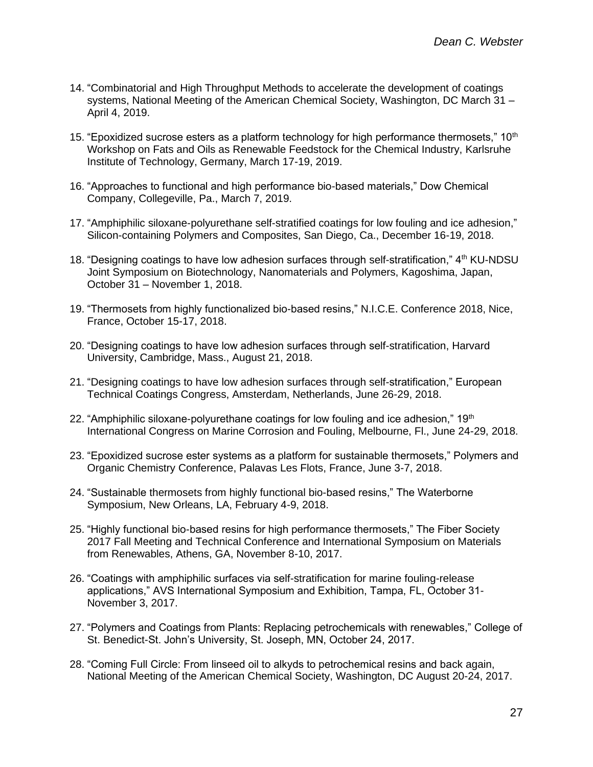14. “Combinatorial and High Throughput Methods to accelerate the development of coatings systems, National Meeting of the American Chemical Society, Washington, DC March 31 – April 4, 2019.

15. “Epoxidized sucrose esters as a platform technology for high performance thermosets,” 10th Workshop on Fats and Oils as Renewable Feedstock for the Chemical Industry, Karlsruhe Institute of Technology, Germany, March 17-19, 2019.

16. “Approaches to functional and high performance bio-based materials,” Dow Chemical Company, Collegeville, Pa., March 7, 2019.

17. “Amphiphilic siloxane-polyurethane self-stratified coatings for low fouling and ice adhesion,” Silicon-containing Polymers and Composites, San Diego, Ca., December 16-19, 2018.

18. “Designing coatings to have low adhesion surfaces through self-stratification,” 4th KU-NDSU Joint Symposium on Biotechnology, Nanomaterials and Polymers, Kagoshima, Japan, October 31 – November 1, 2018.

19. “Thermosets from highly functionalized bio-based resins,” N.I.C.E. Conference 2018, Nice, France, October 15-17, 2018.

20. “Designing coatings to have low adhesion surfaces through self-stratification, Harvard University, Cambridge, Mass., August 21, 2018.

21. “Designing coatings to have low adhesion surfaces through self-stratification,” European Technical Coatings Congress, Amsterdam, Netherlands, June 26-29, 2018.

22. “Amphiphilic siloxane-polyurethane coatings for low fouling and ice adhesion,” 19th International Congress on Marine Corrosion and Fouling, Melbourne, Fl., June 24-29, 2018.

23. “Epoxidized sucrose ester systems as a platform for sustainable thermosets,” Polymers and Organic Chemistry Conference, Palavas Les Flots, France, June 3-7, 2018.

24. “Sustainable thermosets from highly functional bio-based resins,” The Waterborne Symposium, New Orleans, LA, February 4-9, 2018.

25. “Highly functional bio-based resins for high performance thermosets,” The Fiber Society 2017 Fall Meeting and Technical Conference and International Symposium on Materials from Renewables, Athens, GA, November 8-10, 2017.

26. “Coatings with amphiphilic surfaces via self-stratification for marine fouling-release applications,” AVS International Symposium and Exhibition, Tampa, FL, October 31-November 3, 2017.

27. “Polymers and Coatings from Plants: Replacing petrochemicals with renewables,” College of St. Benedict-St. John’s University, St. Joseph, MN, October 24, 2017.

28. “Coming Full Circle: From linseed oil to alkyds to petrochemical resins and back again, National Meeting of the American Chemical Society, Washington, DC August 20-24, 2017.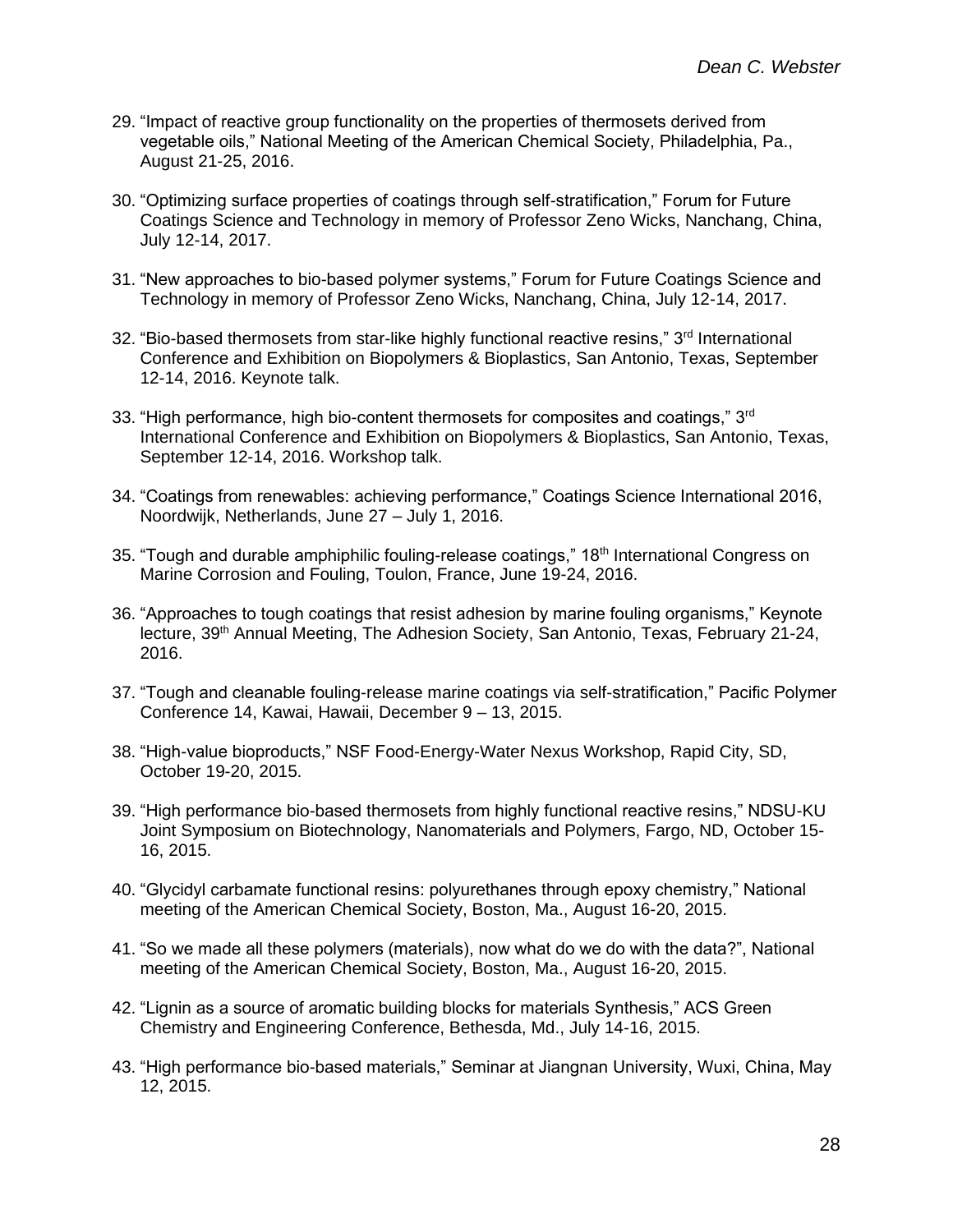29. "Impact of reactive group functionality on the properties of thermosets derived from vegetable oils," National Meeting of the American Chemical Society, Philadelphia, Pa., August 21-25, 2016.

30. "Optimizing surface properties of coatings through self-stratification," Forum for Future Coatings Science and Technology in memory of Professor Zeno Wicks, Nanchang, China, July 12-14, 2017.

31. "New approaches to bio-based polymer systems," Forum for Future Coatings Science and Technology in memory of Professor Zeno Wicks, Nanchang, China, July 12-14, 2017.

32. "Bio-based thermosets from star-like highly functional reactive resins," 3rd International Conference and Exhibition on Biopolymers & Bioplastics, San Antonio, Texas, September 12-14, 2016. Keynote talk.

33. "High performance, high bio-content thermosets for composites and coatings," 3rd International Conference and Exhibition on Biopolymers & Bioplastics, San Antonio, Texas, September 12-14, 2016. Workshop talk.

34. "Coatings from renewables: achieving performance," Coatings Science International 2016, Noordwijk, Netherlands, June 27 – July 1, 2016.

35. "Tough and durable amphiphilic fouling-release coatings," 18th International Congress on Marine Corrosion and Fouling, Toulon, France, June 19-24, 2016.

36. "Approaches to tough coatings that resist adhesion by marine fouling organisms," Keynote lecture, 39th Annual Meeting, The Adhesion Society, San Antonio, Texas, February 21-24, 2016.

37. "Tough and cleanable fouling-release marine coatings via self-stratification," Pacific Polymer Conference 14, Kawai, Hawaii, December 9 – 13, 2015.

38. "High-value bioproducts," NSF Food-Energy-Water Nexus Workshop, Rapid City, SD, October 19-20, 2015.

39. "High performance bio-based thermosets from highly functional reactive resins," NDSU-KU Joint Symposium on Biotechnology, Nanomaterials and Polymers, Fargo, ND, October 15-16, 2015.

40. "Glycidyl carbamate functional resins: polyurethanes through epoxy chemistry," National meeting of the American Chemical Society, Boston, Ma., August 16-20, 2015.

41. "So we made all these polymers (materials), now what do we do with the data?", National meeting of the American Chemical Society, Boston, Ma., August 16-20, 2015.

42. "Lignin as a source of aromatic building blocks for materials Synthesis," ACS Green Chemistry and Engineering Conference, Bethesda, Md., July 14-16, 2015.

43. "High performance bio-based materials," Seminar at Jiangnan University, Wuxi, China, May 12, 2015.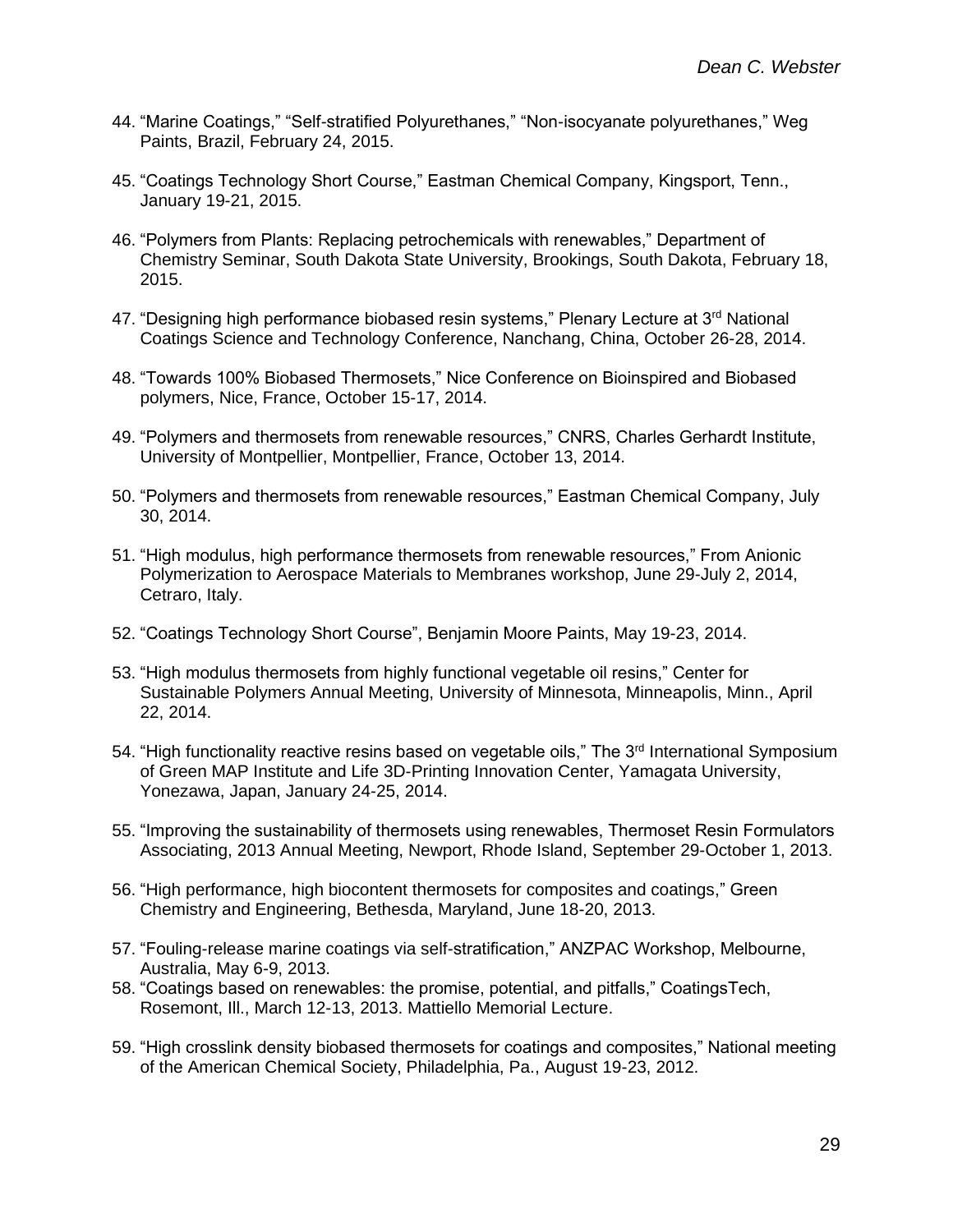44. "Marine Coatings," "Self-stratified Polyurethanes," "Non-isocyanate polyurethanes," Weg Paints, Brazil, February 24, 2015.

45. "Coatings Technology Short Course," Eastman Chemical Company, Kingsport, Tenn., January 19-21, 2015.

46. "Polymers from Plants: Replacing petrochemicals with renewables," Department of Chemistry Seminar, South Dakota State University, Brookings, South Dakota, February 18, 2015.

47. "Designing high performance biobased resin systems," Plenary Lecture at 3rd National Coatings Science and Technology Conference, Nanchang, China, October 26-28, 2014.

48. "Towards 100% Biobased Thermosets," Nice Conference on Bioinspired and Biobased polymers, Nice, France, October 15-17, 2014.

49. "Polymers and thermosets from renewable resources," CNRS, Charles Gerhardt Institute, University of Montpellier, Montpellier, France, October 13, 2014.

50. "Polymers and thermosets from renewable resources," Eastman Chemical Company, July 30, 2014.

51. "High modulus, high performance thermosets from renewable resources," From Anionic Polymerization to Aerospace Materials to Membranes workshop, June 29-July 2, 2014, Cetraro, Italy.

52. "Coatings Technology Short Course", Benjamin Moore Paints, May 19-23, 2014.

53. "High modulus thermosets from highly functional vegetable oil resins," Center for Sustainable Polymers Annual Meeting, University of Minnesota, Minneapolis, Minn., April 22, 2014.

54. "High functionality reactive resins based on vegetable oils," The 3rd International Symposium of Green MAP Institute and Life 3D-Printing Innovation Center, Yamagata University, Yonezawa, Japan, January 24-25, 2014.

55. "Improving the sustainability of thermosets using renewables, Thermoset Resin Formulators Associating, 2013 Annual Meeting, Newport, Rhode Island, September 29-October 1, 2013.

56. "High performance, high biocontent thermosets for composites and coatings," Green Chemistry and Engineering, Bethesda, Maryland, June 18-20, 2013.

57. "Fouling-release marine coatings via self-stratification," ANZPAC Workshop, Melbourne, Australia, May 6-9, 2013.

58. "Coatings based on renewables: the promise, potential, and pitfalls," CoatingsTech, Rosemont, Ill., March 12-13, 2013. Mattiello Memorial Lecture.

59. "High crosslink density biobased thermosets for coatings and composites," National meeting of the American Chemical Society, Philadelphia, Pa., August 19-23, 2012.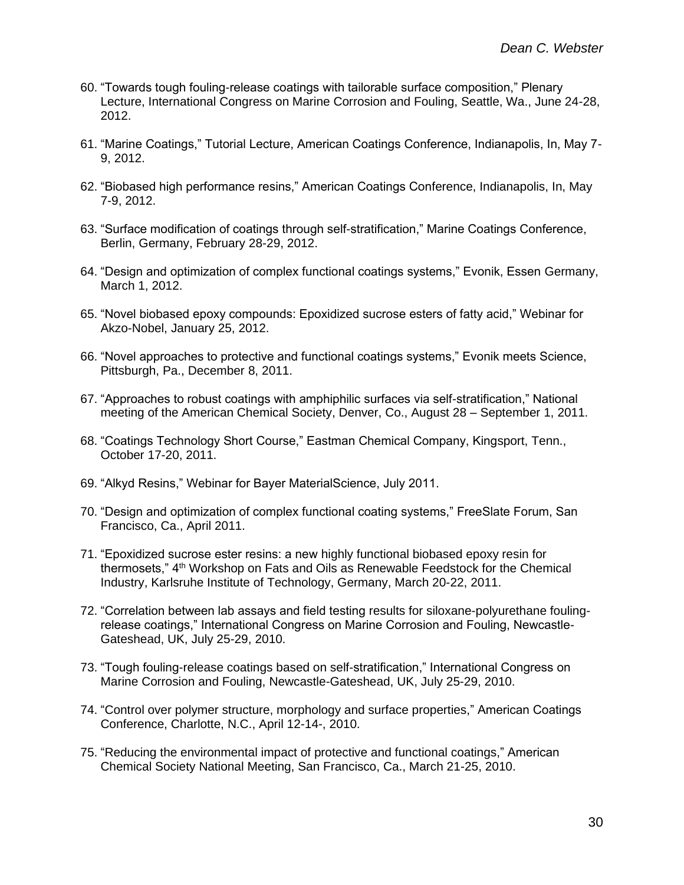60. "Towards tough fouling-release coatings with tailorable surface composition," Plenary Lecture, International Congress on Marine Corrosion and Fouling, Seattle, Wa., June 24-28, 2012.

61. "Marine Coatings," Tutorial Lecture, American Coatings Conference, Indianapolis, In, May 7-9, 2012.

62. "Biobased high performance resins," American Coatings Conference, Indianapolis, In, May 7-9, 2012.

63. "Surface modification of coatings through self-stratification," Marine Coatings Conference, Berlin, Germany, February 28-29, 2012.

64. "Design and optimization of complex functional coatings systems," Evonik, Essen Germany, March 1, 2012.

65. "Novel biobased epoxy compounds: Epoxidized sucrose esters of fatty acid," Webinar for Akzo-Nobel, January 25, 2012.

66. "Novel approaches to protective and functional coatings systems," Evonik meets Science, Pittsburgh, Pa., December 8, 2011.

67. "Approaches to robust coatings with amphiphilic surfaces via self-stratification," National meeting of the American Chemical Society, Denver, Co., August 28 – September 1, 2011.

68. "Coatings Technology Short Course," Eastman Chemical Company, Kingsport, Tenn., October 17-20, 2011.

69. "Alkyd Resins," Webinar for Bayer MaterialScience, July 2011.

70. "Design and optimization of complex functional coating systems," FreeSlate Forum, San Francisco, Ca., April 2011.

71. "Epoxidized sucrose ester resins: a new highly functional biobased epoxy resin for thermosets," 4th Workshop on Fats and Oils as Renewable Feedstock for the Chemical Industry, Karlsruhe Institute of Technology, Germany, March 20-22, 2011.

72. "Correlation between lab assays and field testing results for siloxane-polyurethane fouling-release coatings," International Congress on Marine Corrosion and Fouling, Newcastle-Gateshead, UK, July 25-29, 2010.

73. "Tough fouling-release coatings based on self-stratification," International Congress on Marine Corrosion and Fouling, Newcastle-Gateshead, UK, July 25-29, 2010.

74. "Control over polymer structure, morphology and surface properties," American Coatings Conference, Charlotte, N.C., April 12-14-, 2010.

75. "Reducing the environmental impact of protective and functional coatings," American Chemical Society National Meeting, San Francisco, Ca., March 21-25, 2010.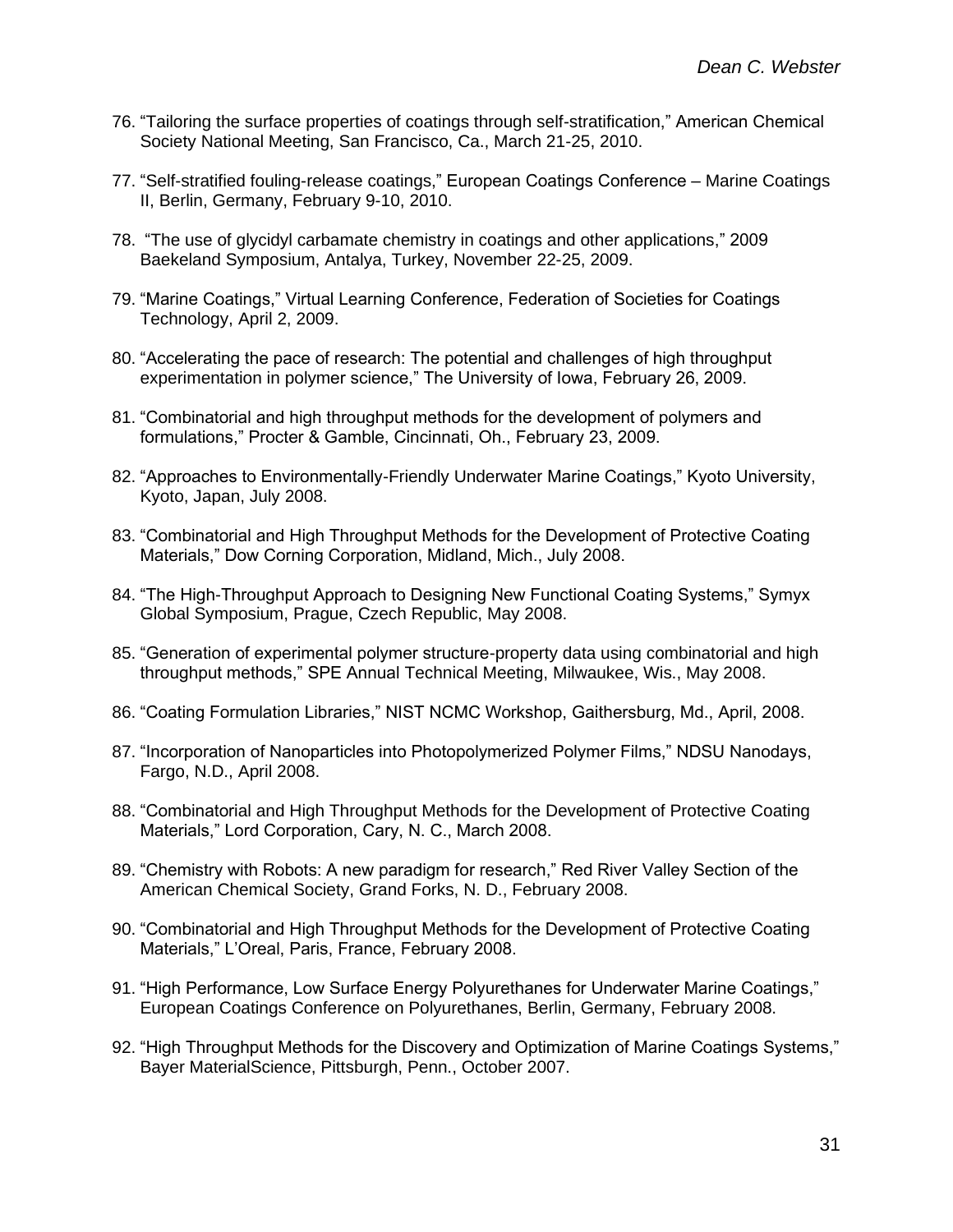76. "Tailoring the surface properties of coatings through self-stratification," American Chemical Society National Meeting, San Francisco, Ca., March 21-25, 2010.

77. "Self-stratified fouling-release coatings," European Coatings Conference – Marine Coatings II, Berlin, Germany, February 9-10, 2010.

78. "The use of glycidyl carbamate chemistry in coatings and other applications," 2009 Baekeland Symposium, Antalya, Turkey, November 22-25, 2009.

79. "Marine Coatings," Virtual Learning Conference, Federation of Societies for Coatings Technology, April 2, 2009.

80. "Accelerating the pace of research: The potential and challenges of high throughput experimentation in polymer science," The University of Iowa, February 26, 2009.

81. "Combinatorial and high throughput methods for the development of polymers and formulations," Procter & Gamble, Cincinnati, Oh., February 23, 2009.

82. "Approaches to Environmentally-Friendly Underwater Marine Coatings," Kyoto University, Kyoto, Japan, July 2008.

83. "Combinatorial and High Throughput Methods for the Development of Protective Coating Materials," Dow Corning Corporation, Midland, Mich., July 2008.

84. "The High-Throughput Approach to Designing New Functional Coating Systems," Symyx Global Symposium, Prague, Czech Republic, May 2008.

85. "Generation of experimental polymer structure-property data using combinatorial and high throughput methods," SPE Annual Technical Meeting, Milwaukee, Wis., May 2008.

86. "Coating Formulation Libraries," NIST NCMC Workshop, Gaithersburg, Md., April, 2008.

87. "Incorporation of Nanoparticles into Photopolymerized Polymer Films," NDSU Nanodays, Fargo, N.D., April 2008.

88. "Combinatorial and High Throughput Methods for the Development of Protective Coating Materials," Lord Corporation, Cary, N. C., March 2008.

89. "Chemistry with Robots: A new paradigm for research," Red River Valley Section of the American Chemical Society, Grand Forks, N. D., February 2008.

90. "Combinatorial and High Throughput Methods for the Development of Protective Coating Materials," L'Oreal, Paris, France, February 2008.

91. "High Performance, Low Surface Energy Polyurethanes for Underwater Marine Coatings," European Coatings Conference on Polyurethanes, Berlin, Germany, February 2008.

92. "High Throughput Methods for the Discovery and Optimization of Marine Coatings Systems," Bayer MaterialScience, Pittsburgh, Penn., October 2007.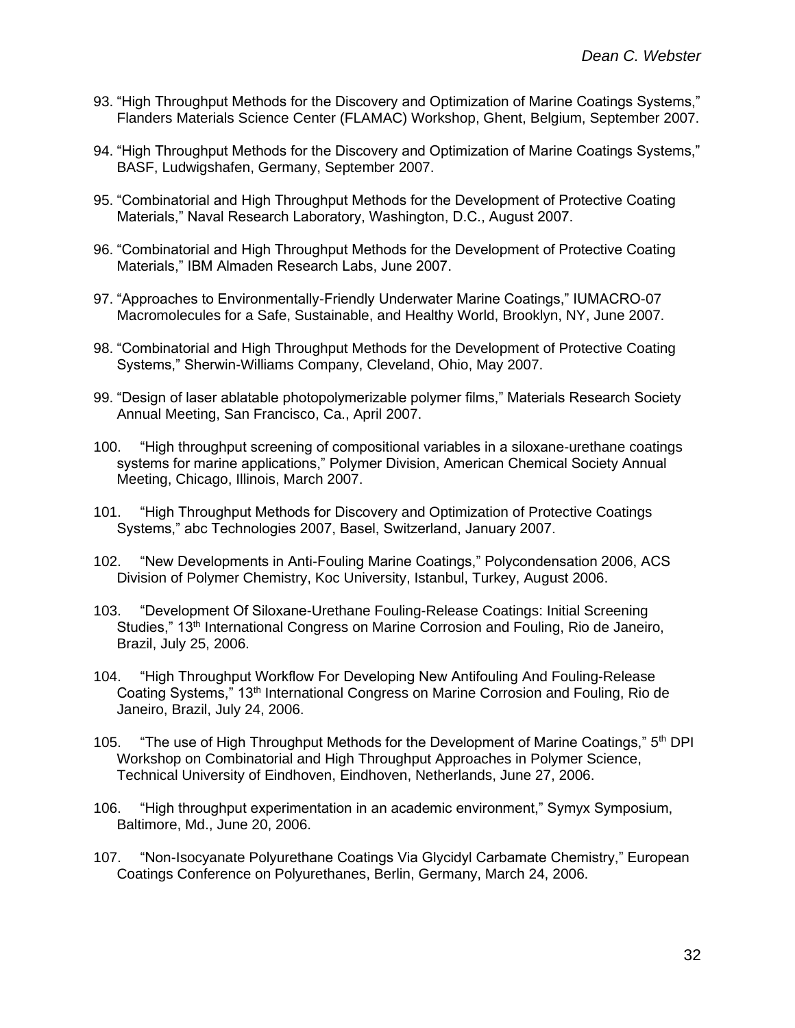93. "High Throughput Methods for the Discovery and Optimization of Marine Coatings Systems," Flanders Materials Science Center (FLAMAC) Workshop, Ghent, Belgium, September 2007.

94. "High Throughput Methods for the Discovery and Optimization of Marine Coatings Systems," BASF, Ludwigshafen, Germany, September 2007.

95. "Combinatorial and High Throughput Methods for the Development of Protective Coating Materials," Naval Research Laboratory, Washington, D.C., August 2007.

96. "Combinatorial and High Throughput Methods for the Development of Protective Coating Materials," IBM Almaden Research Labs, June 2007.

97. "Approaches to Environmentally-Friendly Underwater Marine Coatings," IUMACRO-07 Macromolecules for a Safe, Sustainable, and Healthy World, Brooklyn, NY, June 2007.

98. "Combinatorial and High Throughput Methods for the Development of Protective Coating Systems," Sherwin-Williams Company, Cleveland, Ohio, May 2007.

99. "Design of laser ablatable photopolymerizable polymer films," Materials Research Society Annual Meeting, San Francisco, Ca., April 2007.

100. "High throughput screening of compositional variables in a siloxane-urethane coatings systems for marine applications," Polymer Division, American Chemical Society Annual Meeting, Chicago, Illinois, March 2007.

101. "High Throughput Methods for Discovery and Optimization of Protective Coatings Systems," abc Technologies 2007, Basel, Switzerland, January 2007.

102. "New Developments in Anti-Fouling Marine Coatings," Polycondensation 2006, ACS Division of Polymer Chemistry, Koc University, Istanbul, Turkey, August 2006.

103. "Development Of Siloxane-Urethane Fouling-Release Coatings: Initial Screening Studies," 13th International Congress on Marine Corrosion and Fouling, Rio de Janeiro, Brazil, July 25, 2006.

104. "High Throughput Workflow For Developing New Antifouling And Fouling-Release Coating Systems," 13th International Congress on Marine Corrosion and Fouling, Rio de Janeiro, Brazil, July 24, 2006.

105. "The use of High Throughput Methods for the Development of Marine Coatings," 5th DPI Workshop on Combinatorial and High Throughput Approaches in Polymer Science, Technical University of Eindhoven, Eindhoven, Netherlands, June 27, 2006.

106. "High throughput experimentation in an academic environment," Symyx Symposium, Baltimore, Md., June 20, 2006.

107. "Non-Isocyanate Polyurethane Coatings Via Glycidyl Carbamate Chemistry," European Coatings Conference on Polyurethanes, Berlin, Germany, March 24, 2006.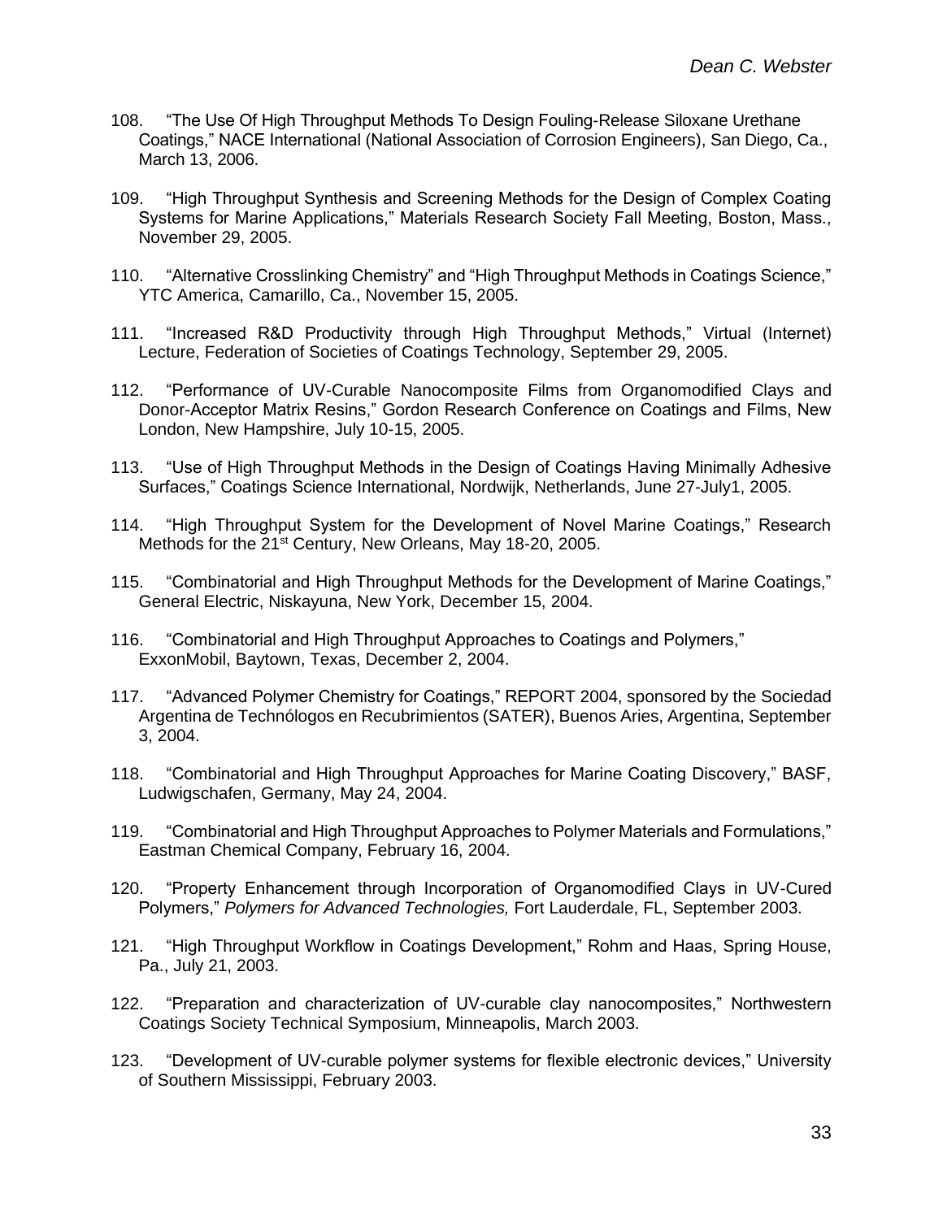108. "The Use Of High Throughput Methods To Design Fouling-Release Siloxane Urethane Coatings," NACE International (National Association of Corrosion Engineers), San Diego, Ca., March 13, 2006.

109. "High Throughput Synthesis and Screening Methods for the Design of Complex Coating Systems for Marine Applications," Materials Research Society Fall Meeting, Boston, Mass., November 29, 2005.

110. "Alternative Crosslinking Chemistry" and "High Throughput Methods in Coatings Science," YTC America, Camarillo, Ca., November 15, 2005.

111. "Increased R&D Productivity through High Throughput Methods," Virtual (Internet) Lecture, Federation of Societies of Coatings Technology, September 29, 2005.

112. "Performance of UV-Curable Nanocomposite Films from Organomodified Clays and Donor-Acceptor Matrix Resins," Gordon Research Conference on Coatings and Films, New London, New Hampshire, July 10-15, 2005.

113. "Use of High Throughput Methods in the Design of Coatings Having Minimally Adhesive Surfaces," Coatings Science International, Nordwijk, Netherlands, June 27-July1, 2005.

114. "High Throughput System for the Development of Novel Marine Coatings," Research Methods for the 21st Century, New Orleans, May 18-20, 2005.

115. "Combinatorial and High Throughput Methods for the Development of Marine Coatings," General Electric, Niskayuna, New York, December 15, 2004.

116. "Combinatorial and High Throughput Approaches to Coatings and Polymers," ExxonMobil, Baytown, Texas, December 2, 2004.

117. "Advanced Polymer Chemistry for Coatings," REPORT 2004, sponsored by the Sociedad Argentina de Technólogos en Recubrimientos (SATER), Buenos Aries, Argentina, September 3, 2004.

118. "Combinatorial and High Throughput Approaches for Marine Coating Discovery," BASF, Ludwigschafen, Germany, May 24, 2004.

119. "Combinatorial and High Throughput Approaches to Polymer Materials and Formulations," Eastman Chemical Company, February 16, 2004.

120. "Property Enhancement through Incorporation of Organomodified Clays in UV-Cured Polymers," *Polymers for Advanced Technologies,* Fort Lauderdale, FL, September 2003.

121. "High Throughput Workflow in Coatings Development," Rohm and Haas, Spring House, Pa., July 21, 2003.

122. "Preparation and characterization of UV-curable clay nanocomposites," Northwestern Coatings Society Technical Symposium, Minneapolis, March 2003.

123. "Development of UV-curable polymer systems for flexible electronic devices," University of Southern Mississippi, February 2003.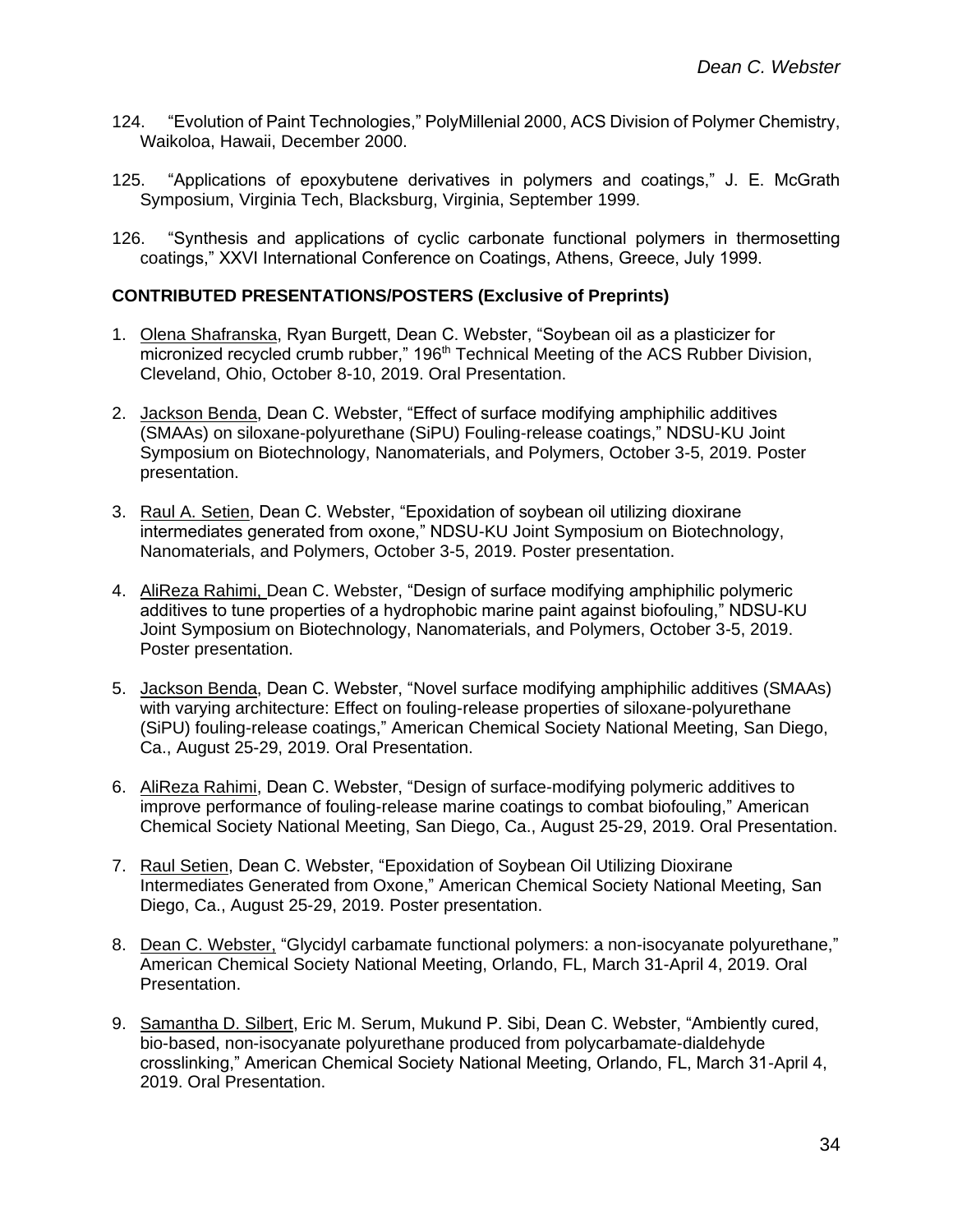124. "Evolution of Paint Technologies," PolyMillenial 2000, ACS Division of Polymer Chemistry, Waikoloa, Hawaii, December 2000.

125. "Applications of epoxybutene derivatives in polymers and coatings," J. E. McGrath Symposium, Virginia Tech, Blacksburg, Virginia, September 1999.

126. "Synthesis and applications of cyclic carbonate functional polymers in thermosetting coatings," XXVI International Conference on Coatings, Athens, Greece, July 1999.

**CONTRIBUTED PRESENTATIONS/POSTERS (Exclusive of Preprints)**

1. Olena Shafranska, Ryan Burgett, Dean C. Webster, "Soybean oil as a plasticizer for micronized recycled crumb rubber," 196th Technical Meeting of the ACS Rubber Division, Cleveland, Ohio, October 8-10, 2019. Oral Presentation.

2. Jackson Benda, Dean C. Webster, "Effect of surface modifying amphiphilic additives (SMAAs) on siloxane-polyurethane (SiPU) Fouling-release coatings," NDSU-KU Joint Symposium on Biotechnology, Nanomaterials, and Polymers, October 3-5, 2019. Poster presentation.

3. Raul A. Setien, Dean C. Webster, "Epoxidation of soybean oil utilizing dioxirane intermediates generated from oxone," NDSU-KU Joint Symposium on Biotechnology, Nanomaterials, and Polymers, October 3-5, 2019. Poster presentation.

4. AliReza Rahimi, Dean C. Webster, "Design of surface modifying amphiphilic polymeric additives to tune properties of a hydrophobic marine paint against biofouling," NDSU-KU Joint Symposium on Biotechnology, Nanomaterials, and Polymers, October 3-5, 2019. Poster presentation.

5. Jackson Benda, Dean C. Webster, "Novel surface modifying amphiphilic additives (SMAAs) with varying architecture: Effect on fouling-release properties of siloxane-polyurethane (SiPU) fouling-release coatings," American Chemical Society National Meeting, San Diego, Ca., August 25-29, 2019. Oral Presentation.

6. AliReza Rahimi, Dean C. Webster, "Design of surface-modifying polymeric additives to improve performance of fouling-release marine coatings to combat biofouling," American Chemical Society National Meeting, San Diego, Ca., August 25-29, 2019. Oral Presentation.

7. Raul Setien, Dean C. Webster, "Epoxidation of Soybean Oil Utilizing Dioxirane Intermediates Generated from Oxone," American Chemical Society National Meeting, San Diego, Ca., August 25-29, 2019. Poster presentation.

8. Dean C. Webster, "Glycidyl carbamate functional polymers: a non-isocyanate polyurethane," American Chemical Society National Meeting, Orlando, FL, March 31-April 4, 2019. Oral Presentation.

9. Samantha D. Silbert, Eric M. Serum, Mukund P. Sibi, Dean C. Webster, "Ambiently cured, bio-based, non-isocyanate polyurethane produced from polycarbamate-dialdehyde crosslinking," American Chemical Society National Meeting, Orlando, FL, March 31-April 4, 2019. Oral Presentation.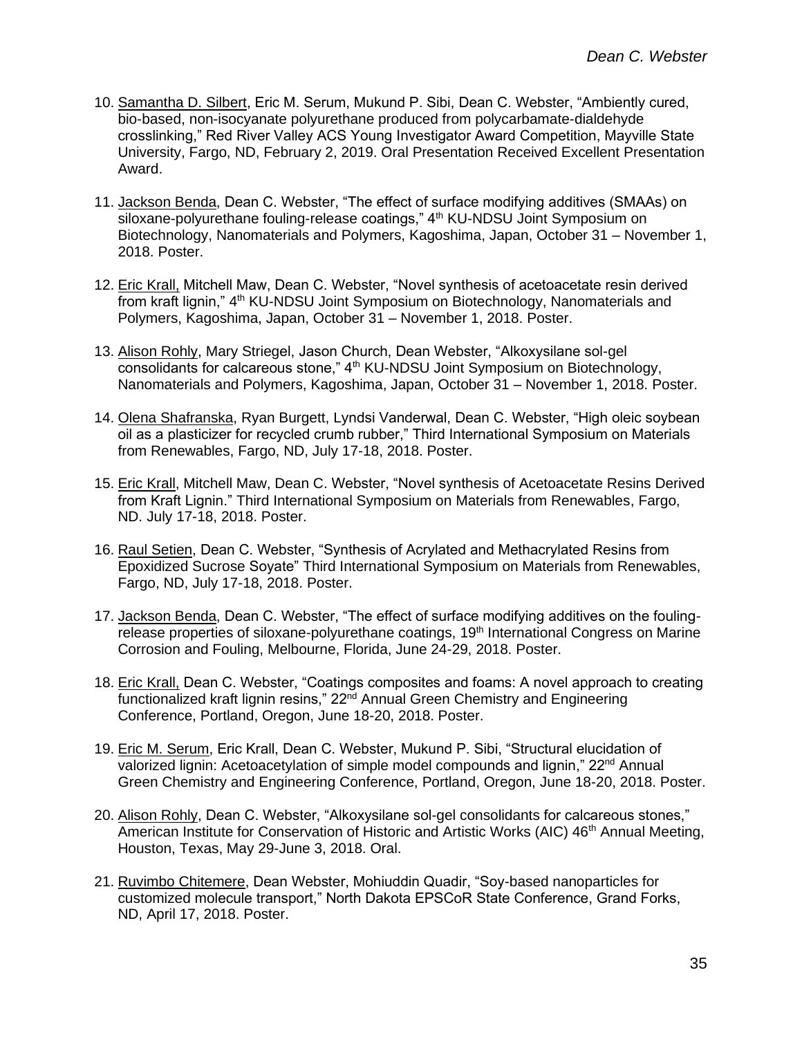10. <u>Samantha D. Silbert</u>, Eric M. Serum, Mukund P. Sibi, Dean C. Webster, "Ambiently cured, bio-based, non-isocyanate polyurethane produced from polycarbamate-dialdehyde crosslinking," Red River Valley ACS Young Investigator Award Competition, Mayville State University, Fargo, ND, February 2, 2019. Oral Presentation Received Excellent Presentation Award.

11. <u>Jackson Benda</u>, Dean C. Webster, "The effect of surface modifying additives (SMAAs) on siloxane-polyurethane fouling-release coatings," 4th KU-NDSU Joint Symposium on Biotechnology, Nanomaterials and Polymers, Kagoshima, Japan, October 31 – November 1, 2018. Poster.

12. <u>Eric Krall,</u> Mitchell Maw, Dean C. Webster, "Novel synthesis of acetoacetate resin derived from kraft lignin," 4th KU-NDSU Joint Symposium on Biotechnology, Nanomaterials and Polymers, Kagoshima, Japan, October 31 – November 1, 2018. Poster.

13. <u>Alison Rohly</u>, Mary Striegel, Jason Church, Dean Webster, "Alkoxysilane sol-gel consolidants for calcareous stone," 4th KU-NDSU Joint Symposium on Biotechnology, Nanomaterials and Polymers, Kagoshima, Japan, October 31 – November 1, 2018. Poster.

14. <u>Olena Shafranska</u>, Ryan Burgett, Lyndsi Vanderwal, Dean C. Webster, "High oleic soybean oil as a plasticizer for recycled crumb rubber," Third International Symposium on Materials from Renewables, Fargo, ND, July 17-18, 2018. Poster.

15. <u>Eric Krall</u>, Mitchell Maw, Dean C. Webster, "Novel synthesis of Acetoacetate Resins Derived from Kraft Lignin." Third International Symposium on Materials from Renewables, Fargo, ND. July 17-18, 2018. Poster.

16. <u>Raul Setien</u>, Dean C. Webster, "Synthesis of Acrylated and Methacrylated Resins from Epoxidized Sucrose Soyate" Third International Symposium on Materials from Renewables, Fargo, ND, July 17-18, 2018. Poster.

17. <u>Jackson Benda</u>, Dean C. Webster, "The effect of surface modifying additives on the fouling-release properties of siloxane-polyurethane coatings, 19th International Congress on Marine Corrosion and Fouling, Melbourne, Florida, June 24-29, 2018. Poster.

18. <u>Eric Krall,</u> Dean C. Webster, "Coatings composites and foams: A novel approach to creating functionalized kraft lignin resins," 22nd Annual Green Chemistry and Engineering Conference, Portland, Oregon, June 18-20, 2018. Poster.

19. <u>Eric M. Serum</u>, Eric Krall, Dean C. Webster, Mukund P. Sibi, "Structural elucidation of valorized lignin: Acetoacetylation of simple model compounds and lignin," 22nd Annual Green Chemistry and Engineering Conference, Portland, Oregon, June 18-20, 2018. Poster.

20. <u>Alison Rohly</u>, Dean C. Webster, "Alkoxysilane sol-gel consolidants for calcareous stones," American Institute for Conservation of Historic and Artistic Works (AIC) 46th Annual Meeting, Houston, Texas, May 29-June 3, 2018. Oral.

21. <u>Ruvimbo Chitemere</u>, Dean Webster, Mohiuddin Quadir, "Soy-based nanoparticles for customized molecule transport," North Dakota EPSCoR State Conference, Grand Forks, ND, April 17, 2018. Poster.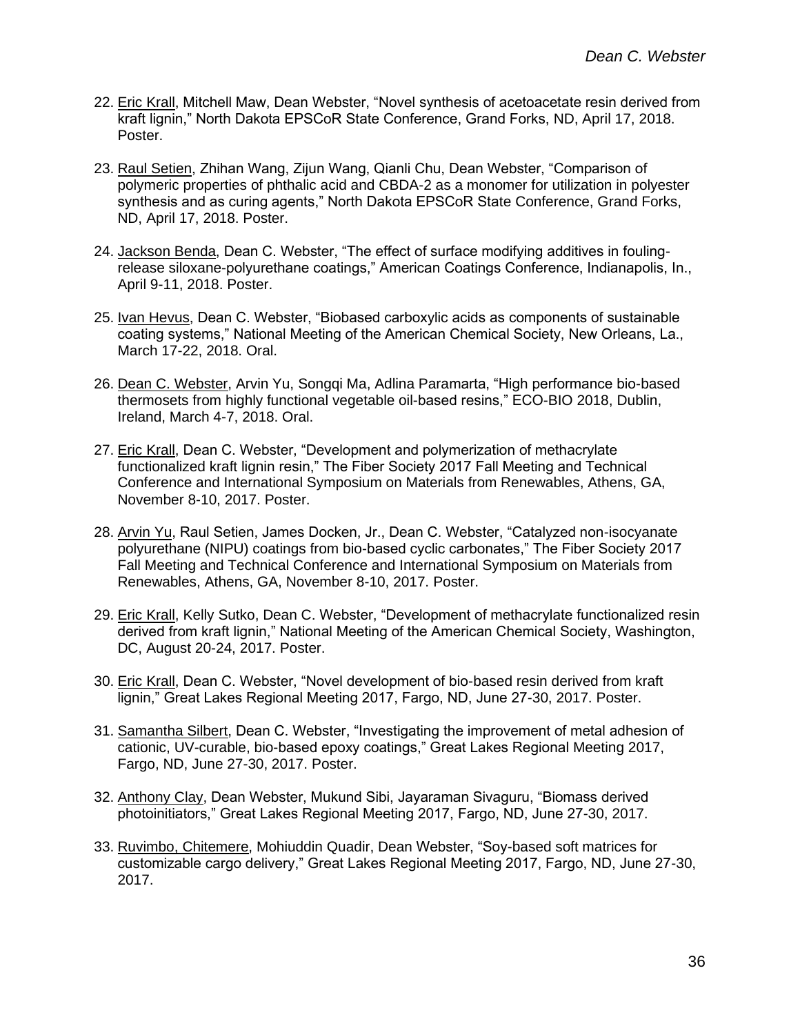22. Eric Krall, Mitchell Maw, Dean Webster, “Novel synthesis of acetoacetate resin derived from kraft lignin,” North Dakota EPSCoR State Conference, Grand Forks, ND, April 17, 2018. Poster.

23. Raul Setien, Zhihan Wang, Zijun Wang, Qianli Chu, Dean Webster, “Comparison of polymeric properties of phthalic acid and CBDA-2 as a monomer for utilization in polyester synthesis and as curing agents,” North Dakota EPSCoR State Conference, Grand Forks, ND, April 17, 2018. Poster.

24. Jackson Benda, Dean C. Webster, “The effect of surface modifying additives in fouling-release siloxane-polyurethane coatings,” American Coatings Conference, Indianapolis, In., April 9-11, 2018. Poster.

25. Ivan Hevus, Dean C. Webster, “Biobased carboxylic acids as components of sustainable coating systems,” National Meeting of the American Chemical Society, New Orleans, La., March 17-22, 2018. Oral.

26. Dean C. Webster, Arvin Yu, Songqi Ma, Adlina Paramarta, “High performance bio-based thermosets from highly functional vegetable oil-based resins,” ECO-BIO 2018, Dublin, Ireland, March 4-7, 2018. Oral.

27. Eric Krall, Dean C. Webster, “Development and polymerization of methacrylate functionalized kraft lignin resin,” The Fiber Society 2017 Fall Meeting and Technical Conference and International Symposium on Materials from Renewables, Athens, GA, November 8-10, 2017. Poster.

28. Arvin Yu, Raul Setien, James Docken, Jr., Dean C. Webster, “Catalyzed non-isocyanate polyurethane (NIPU) coatings from bio-based cyclic carbonates,” The Fiber Society 2017 Fall Meeting and Technical Conference and International Symposium on Materials from Renewables, Athens, GA, November 8-10, 2017. Poster.

29. Eric Krall, Kelly Sutko, Dean C. Webster, “Development of methacrylate functionalized resin derived from kraft lignin,” National Meeting of the American Chemical Society, Washington, DC, August 20-24, 2017. Poster.

30. Eric Krall, Dean C. Webster, “Novel development of bio-based resin derived from kraft lignin,” Great Lakes Regional Meeting 2017, Fargo, ND, June 27-30, 2017. Poster.

31. Samantha Silbert, Dean C. Webster, “Investigating the improvement of metal adhesion of cationic, UV-curable, bio-based epoxy coatings,” Great Lakes Regional Meeting 2017, Fargo, ND, June 27-30, 2017. Poster.

32. Anthony Clay, Dean Webster, Mukund Sibi, Jayaraman Sivaguru, “Biomass derived photoinitiators,” Great Lakes Regional Meeting 2017, Fargo, ND, June 27-30, 2017.

33. Ruvimbo, Chitemere, Mohiuddin Quadir, Dean Webster, “Soy-based soft matrices for customizable cargo delivery,” Great Lakes Regional Meeting 2017, Fargo, ND, June 27-30, 2017.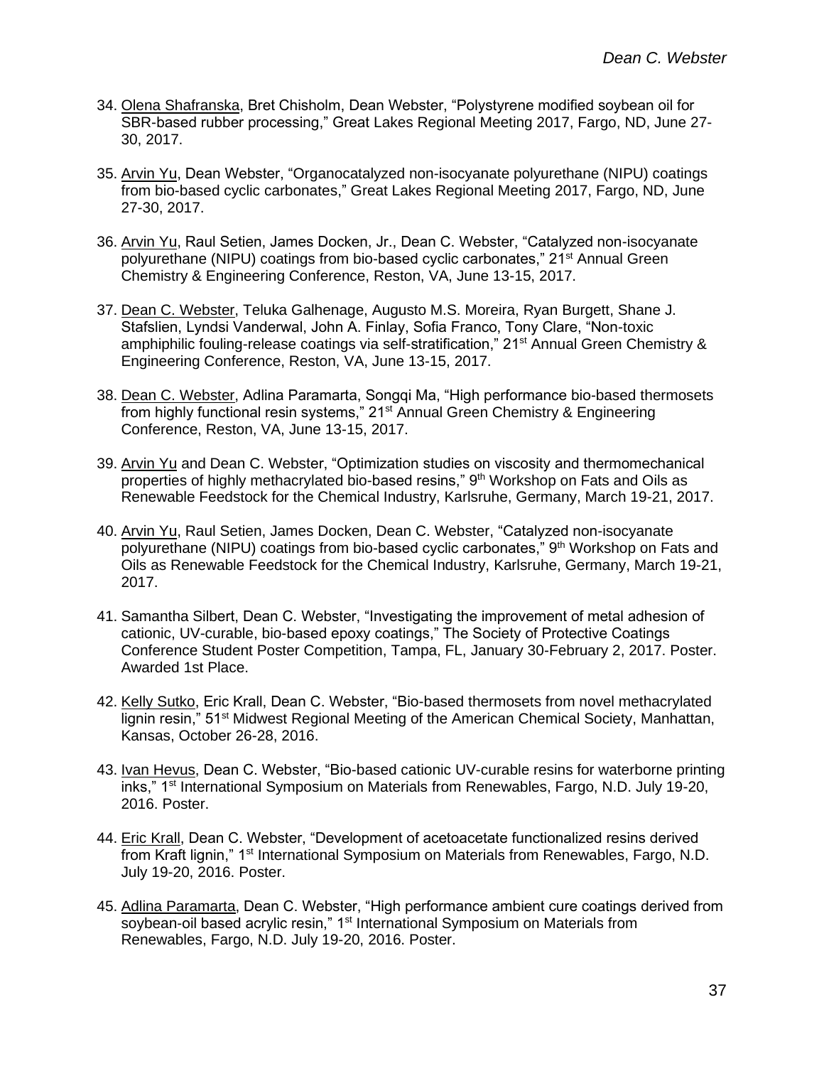34. <u>Olena Shafranska</u>, Bret Chisholm, Dean Webster, "Polystyrene modified soybean oil for SBR-based rubber processing," Great Lakes Regional Meeting 2017, Fargo, ND, June 27-30, 2017.

35. <u>Arvin Yu</u>, Dean Webster, "Organocatalyzed non-isocyanate polyurethane (NIPU) coatings from bio-based cyclic carbonates," Great Lakes Regional Meeting 2017, Fargo, ND, June 27-30, 2017.

36. <u>Arvin Yu</u>, Raul Setien, James Docken, Jr., Dean C. Webster, "Catalyzed non-isocyanate polyurethane (NIPU) coatings from bio-based cyclic carbonates," 21st Annual Green Chemistry & Engineering Conference, Reston, VA, June 13-15, 2017.

37. <u>Dean C. Webster</u>, Teluka Galhenage, Augusto M.S. Moreira, Ryan Burgett, Shane J. Stafslien, Lyndsi Vanderwal, John A. Finlay, Sofia Franco, Tony Clare, "Non-toxic amphiphilic fouling-release coatings via self-stratification," 21st Annual Green Chemistry & Engineering Conference, Reston, VA, June 13-15, 2017.

38. <u>Dean C. Webster</u>, Adlina Paramarta, Songqi Ma, "High performance bio-based thermosets from highly functional resin systems," 21st Annual Green Chemistry & Engineering Conference, Reston, VA, June 13-15, 2017.

39. <u>Arvin Yu</u> and Dean C. Webster, "Optimization studies on viscosity and thermomechanical properties of highly methacrylated bio-based resins," 9th Workshop on Fats and Oils as Renewable Feedstock for the Chemical Industry, Karlsruhe, Germany, March 19-21, 2017.

40. <u>Arvin Yu</u>, Raul Setien, James Docken, Dean C. Webster, "Catalyzed non-isocyanate polyurethane (NIPU) coatings from bio-based cyclic carbonates," 9th Workshop on Fats and Oils as Renewable Feedstock for the Chemical Industry, Karlsruhe, Germany, March 19-21, 2017.

41. Samantha Silbert, Dean C. Webster, "Investigating the improvement of metal adhesion of cationic, UV-curable, bio-based epoxy coatings," The Society of Protective Coatings Conference Student Poster Competition, Tampa, FL, January 30-February 2, 2017. Poster. Awarded 1st Place.

42. <u>Kelly Sutko</u>, Eric Krall, Dean C. Webster, "Bio-based thermosets from novel methacrylated lignin resin," 51st Midwest Regional Meeting of the American Chemical Society, Manhattan, Kansas, October 26-28, 2016.

43. <u>Ivan Hevus</u>, Dean C. Webster, "Bio-based cationic UV-curable resins for waterborne printing inks," 1st International Symposium on Materials from Renewables, Fargo, N.D. July 19-20, 2016. Poster.

44. <u>Eric Krall</u>, Dean C. Webster, "Development of acetoacetate functionalized resins derived from Kraft lignin," 1st International Symposium on Materials from Renewables, Fargo, N.D. July 19-20, 2016. Poster.

45. <u>Adlina Paramarta</u>, Dean C. Webster, "High performance ambient cure coatings derived from soybean-oil based acrylic resin," 1st International Symposium on Materials from Renewables, Fargo, N.D. July 19-20, 2016. Poster.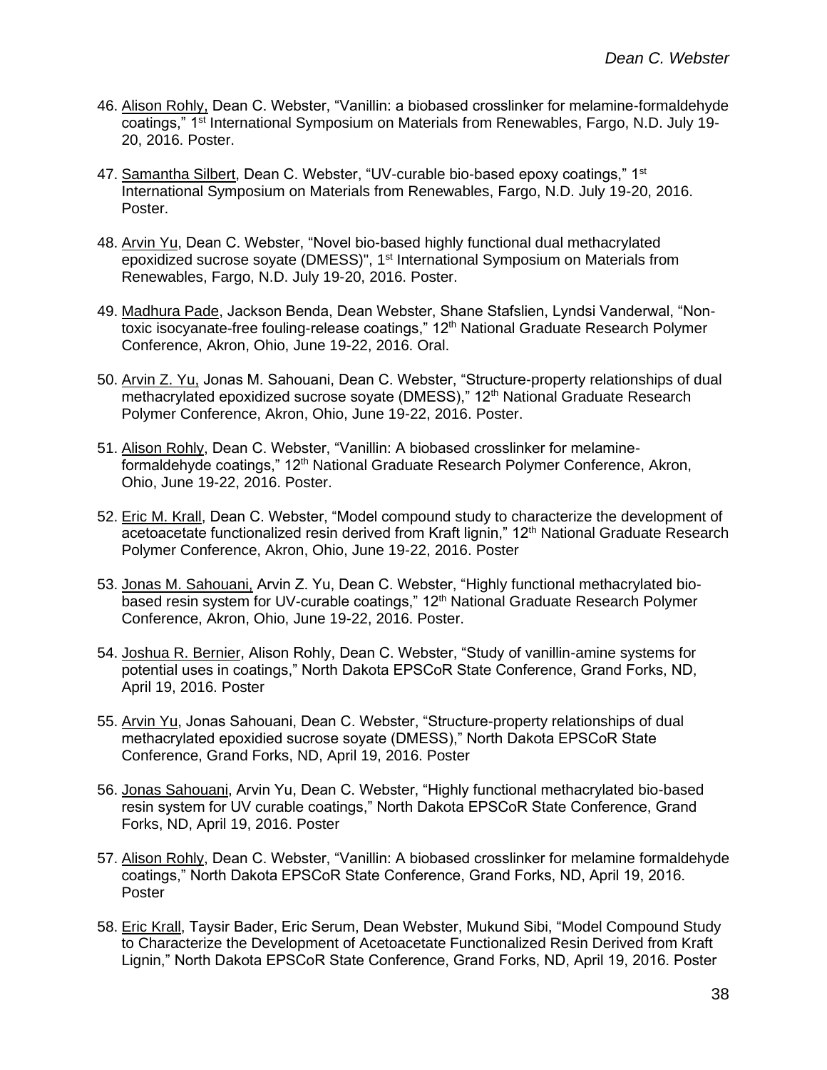46. Alison Rohly, Dean C. Webster, "Vanillin: a biobased crosslinker for melamine-formaldehyde coatings," 1st International Symposium on Materials from Renewables, Fargo, N.D. July 19-20, 2016. Poster.

47. Samantha Silbert, Dean C. Webster, "UV-curable bio-based epoxy coatings," 1st International Symposium on Materials from Renewables, Fargo, N.D. July 19-20, 2016. Poster.

48. Arvin Yu, Dean C. Webster, "Novel bio-based highly functional dual methacrylated epoxidized sucrose soyate (DMESS)", 1st International Symposium on Materials from Renewables, Fargo, N.D. July 19-20, 2016. Poster.

49. Madhura Pade, Jackson Benda, Dean Webster, Shane Stafslien, Lyndsi Vanderwal, "Non-toxic isocyanate-free fouling-release coatings," 12th National Graduate Research Polymer Conference, Akron, Ohio, June 19-22, 2016. Oral.

50. Arvin Z. Yu, Jonas M. Sahouani, Dean C. Webster, "Structure-property relationships of dual methacrylated epoxidized sucrose soyate (DMESS)," 12th National Graduate Research Polymer Conference, Akron, Ohio, June 19-22, 2016. Poster.

51. Alison Rohly, Dean C. Webster, "Vanillin: A biobased crosslinker for melamine-formaldehyde coatings," 12th National Graduate Research Polymer Conference, Akron, Ohio, June 19-22, 2016. Poster.

52. Eric M. Krall, Dean C. Webster, "Model compound study to characterize the development of acetoacetate functionalized resin derived from Kraft lignin," 12th National Graduate Research Polymer Conference, Akron, Ohio, June 19-22, 2016. Poster

53. Jonas M. Sahouani, Arvin Z. Yu, Dean C. Webster, "Highly functional methacrylated bio-based resin system for UV-curable coatings," 12th National Graduate Research Polymer Conference, Akron, Ohio, June 19-22, 2016. Poster.

54. Joshua R. Bernier, Alison Rohly, Dean C. Webster, "Study of vanillin-amine systems for potential uses in coatings," North Dakota EPSCoR State Conference, Grand Forks, ND, April 19, 2016. Poster

55. Arvin Yu, Jonas Sahouani, Dean C. Webster, "Structure-property relationships of dual methacrylated epoxidied sucrose soyate (DMESS)," North Dakota EPSCoR State Conference, Grand Forks, ND, April 19, 2016. Poster

56. Jonas Sahouani, Arvin Yu, Dean C. Webster, "Highly functional methacrylated bio-based resin system for UV curable coatings," North Dakota EPSCoR State Conference, Grand Forks, ND, April 19, 2016. Poster

57. Alison Rohly, Dean C. Webster, "Vanillin: A biobased crosslinker for melamine formaldehyde coatings," North Dakota EPSCoR State Conference, Grand Forks, ND, April 19, 2016. Poster

58. Eric Krall, Taysir Bader, Eric Serum, Dean Webster, Mukund Sibi, "Model Compound Study to Characterize the Development of Acetoacetate Functionalized Resin Derived from Kraft Lignin," North Dakota EPSCoR State Conference, Grand Forks, ND, April 19, 2016. Poster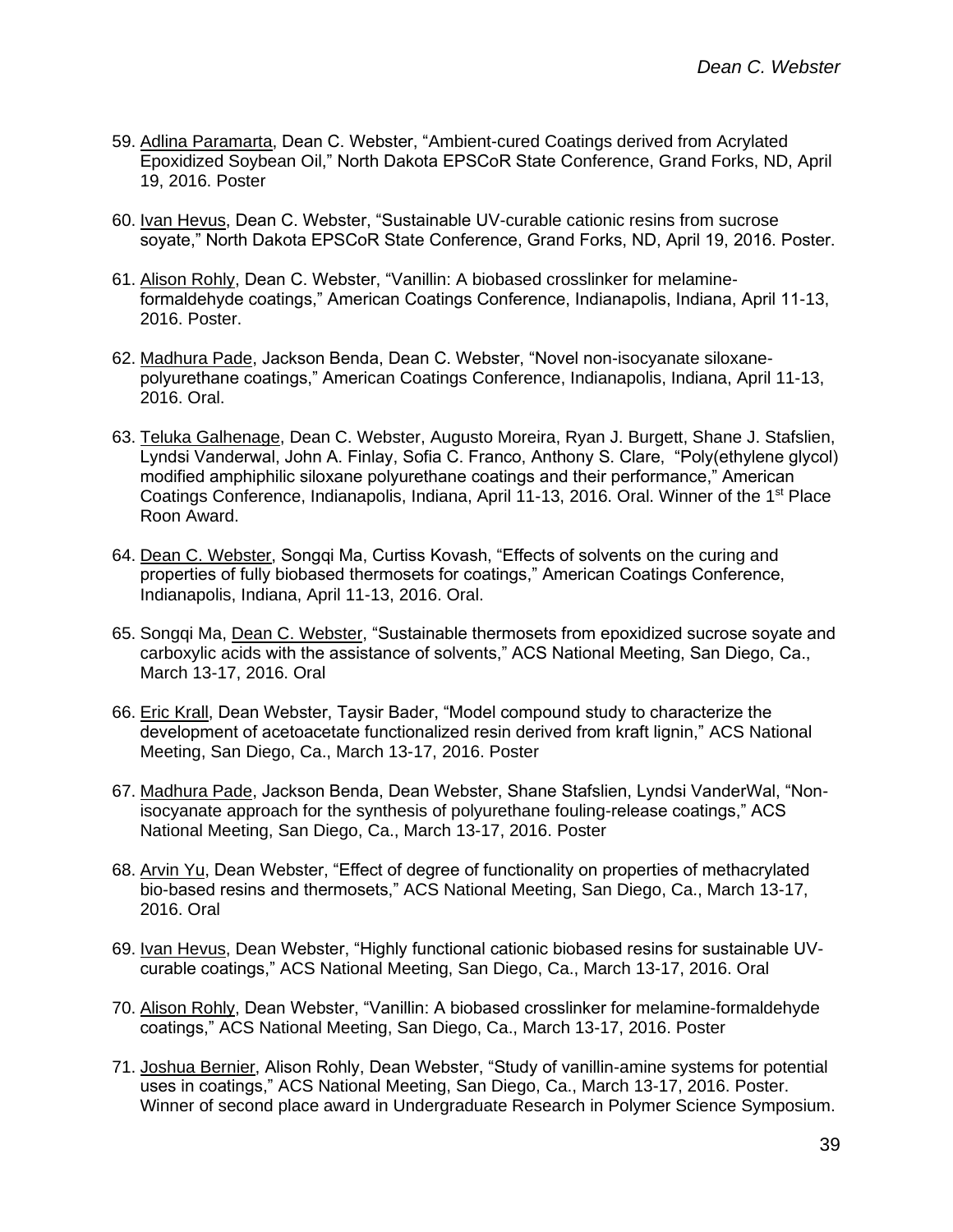59. Adlina Paramarta, Dean C. Webster, “Ambient-cured Coatings derived from Acrylated Epoxidized Soybean Oil,” North Dakota EPSCoR State Conference, Grand Forks, ND, April 19, 2016. Poster

60. Ivan Hevus, Dean C. Webster, “Sustainable UV-curable cationic resins from sucrose soyate,” North Dakota EPSCoR State Conference, Grand Forks, ND, April 19, 2016. Poster.

61. Alison Rohly, Dean C. Webster, “Vanillin: A biobased crosslinker for melamine-formaldehyde coatings,” American Coatings Conference, Indianapolis, Indiana, April 11-13, 2016. Poster.

62. Madhura Pade, Jackson Benda, Dean C. Webster, “Novel non-isocyanate siloxane-polyurethane coatings,” American Coatings Conference, Indianapolis, Indiana, April 11-13, 2016. Oral.

63. Teluka Galhenage, Dean C. Webster, Augusto Moreira, Ryan J. Burgett, Shane J. Stafslien, Lyndsi Vanderwal, John A. Finlay, Sofia C. Franco, Anthony S. Clare, “Poly(ethylene glycol) modified amphiphilic siloxane polyurethane coatings and their performance,” American Coatings Conference, Indianapolis, Indiana, April 11-13, 2016. Oral. Winner of the 1st Place Roon Award.

64. Dean C. Webster, Songqi Ma, Curtiss Kovash, “Effects of solvents on the curing and properties of fully biobased thermosets for coatings,” American Coatings Conference, Indianapolis, Indiana, April 11-13, 2016. Oral.

65. Songqi Ma, Dean C. Webster, “Sustainable thermosets from epoxidized sucrose soyate and carboxylic acids with the assistance of solvents,” ACS National Meeting, San Diego, Ca., March 13-17, 2016. Oral

66. Eric Krall, Dean Webster, Taysir Bader, “Model compound study to characterize the development of acetoacetate functionalized resin derived from kraft lignin,” ACS National Meeting, San Diego, Ca., March 13-17, 2016. Poster

67. Madhura Pade, Jackson Benda, Dean Webster, Shane Stafslien, Lyndsi VanderWal, “Non-isocyanate approach for the synthesis of polyurethane fouling-release coatings,” ACS National Meeting, San Diego, Ca., March 13-17, 2016. Poster

68. Arvin Yu, Dean Webster, “Effect of degree of functionality on properties of methacrylated bio-based resins and thermosets,” ACS National Meeting, San Diego, Ca., March 13-17, 2016. Oral

69. Ivan Hevus, Dean Webster, “Highly functional cationic biobased resins for sustainable UV-curable coatings,” ACS National Meeting, San Diego, Ca., March 13-17, 2016. Oral

70. Alison Rohly, Dean Webster, “Vanillin: A biobased crosslinker for melamine-formaldehyde coatings,” ACS National Meeting, San Diego, Ca., March 13-17, 2016. Poster

71. Joshua Bernier, Alison Rohly, Dean Webster, “Study of vanillin-amine systems for potential uses in coatings,” ACS National Meeting, San Diego, Ca., March 13-17, 2016. Poster. Winner of second place award in Undergraduate Research in Polymer Science Symposium.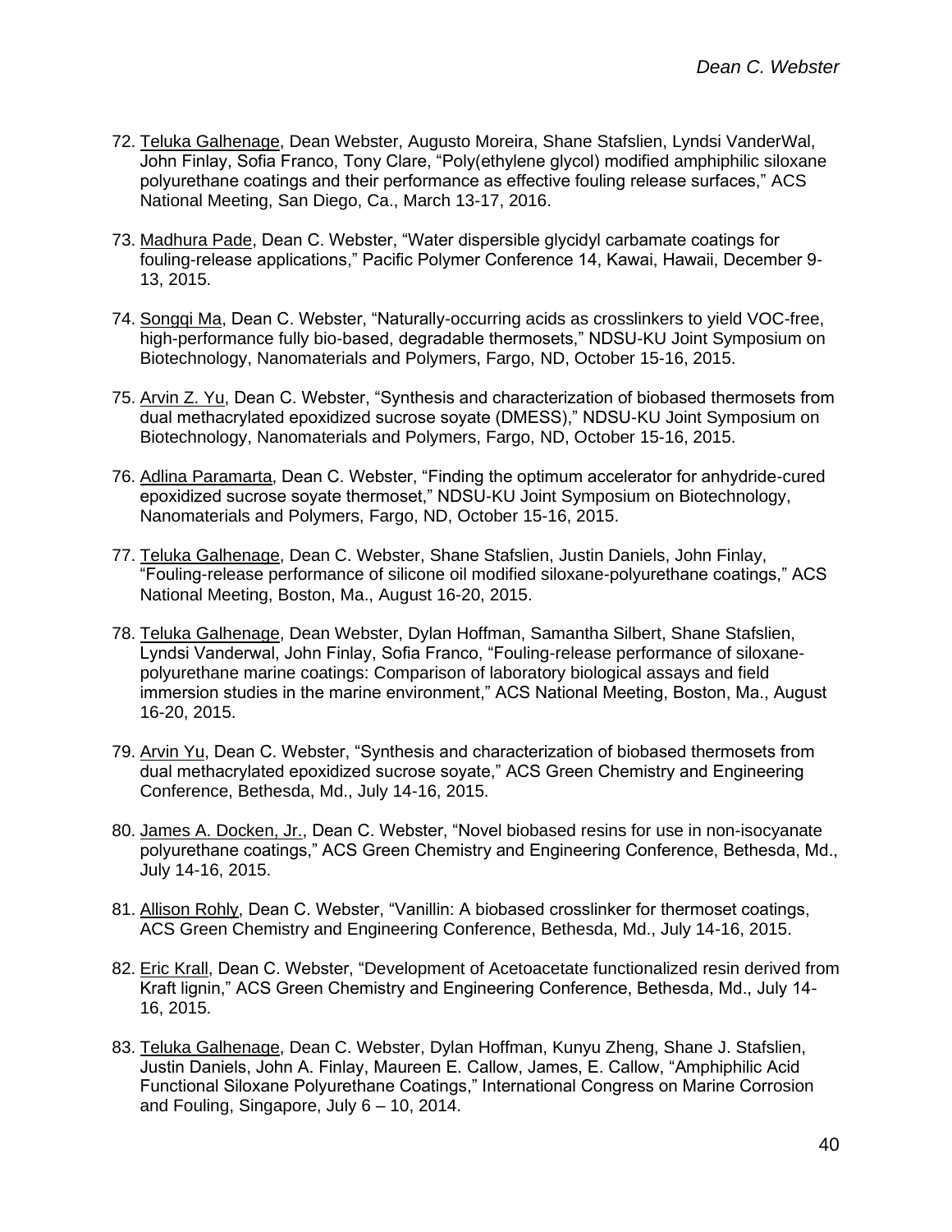72. <u>Teluka Galhenage</u>, Dean Webster, Augusto Moreira, Shane Stafslien, Lyndsi VanderWal, John Finlay, Sofia Franco, Tony Clare, "Poly(ethylene glycol) modified amphiphilic siloxane polyurethane coatings and their performance as effective fouling release surfaces," ACS National Meeting, San Diego, Ca., March 13-17, 2016.

73. <u>Madhura Pade</u>, Dean C. Webster, "Water dispersible glycidyl carbamate coatings for fouling-release applications," Pacific Polymer Conference 14, Kawai, Hawaii, December 9-13, 2015.

74. <u>Songqi Ma</u>, Dean C. Webster, "Naturally-occurring acids as crosslinkers to yield VOC-free, high-performance fully bio-based, degradable thermosets," NDSU-KU Joint Symposium on Biotechnology, Nanomaterials and Polymers, Fargo, ND, October 15-16, 2015.

75. <u>Arvin Z. Yu</u>, Dean C. Webster, "Synthesis and characterization of biobased thermosets from dual methacrylated epoxidized sucrose soyate (DMESS)," NDSU-KU Joint Symposium on Biotechnology, Nanomaterials and Polymers, Fargo, ND, October 15-16, 2015.

76. <u>Adlina Paramarta</u>, Dean C. Webster, "Finding the optimum accelerator for anhydride-cured epoxidized sucrose soyate thermoset," NDSU-KU Joint Symposium on Biotechnology, Nanomaterials and Polymers, Fargo, ND, October 15-16, 2015.

77. <u>Teluka Galhenage</u>, Dean C. Webster, Shane Stafslien, Justin Daniels, John Finlay, "Fouling-release performance of silicone oil modified siloxane-polyurethane coatings," ACS National Meeting, Boston, Ma., August 16-20, 2015.

78. <u>Teluka Galhenage</u>, Dean Webster, Dylan Hoffman, Samantha Silbert, Shane Stafslien, Lyndsi Vanderwal, John Finlay, Sofia Franco, "Fouling-release performance of siloxane-polyurethane marine coatings: Comparison of laboratory biological assays and field immersion studies in the marine environment," ACS National Meeting, Boston, Ma., August 16-20, 2015.

79. <u>Arvin Yu</u>, Dean C. Webster, "Synthesis and characterization of biobased thermosets from dual methacrylated epoxidized sucrose soyate," ACS Green Chemistry and Engineering Conference, Bethesda, Md., July 14-16, 2015.

80. <u>James A. Docken, Jr.</u>, Dean C. Webster, "Novel biobased resins for use in non-isocyanate polyurethane coatings," ACS Green Chemistry and Engineering Conference, Bethesda, Md., July 14-16, 2015.

81. <u>Allison Rohly</u>, Dean C. Webster, "Vanillin: A biobased crosslinker for thermoset coatings, ACS Green Chemistry and Engineering Conference, Bethesda, Md., July 14-16, 2015.

82. <u>Eric Krall</u>, Dean C. Webster, "Development of Acetoacetate functionalized resin derived from Kraft lignin," ACS Green Chemistry and Engineering Conference, Bethesda, Md., July 14-16, 2015.

83. <u>Teluka Galhenage</u>, Dean C. Webster, Dylan Hoffman, Kunyu Zheng, Shane J. Stafslien, Justin Daniels, John A. Finlay, Maureen E. Callow, James, E. Callow, "Amphiphilic Acid Functional Siloxane Polyurethane Coatings," International Congress on Marine Corrosion and Fouling, Singapore, July 6 – 10, 2014.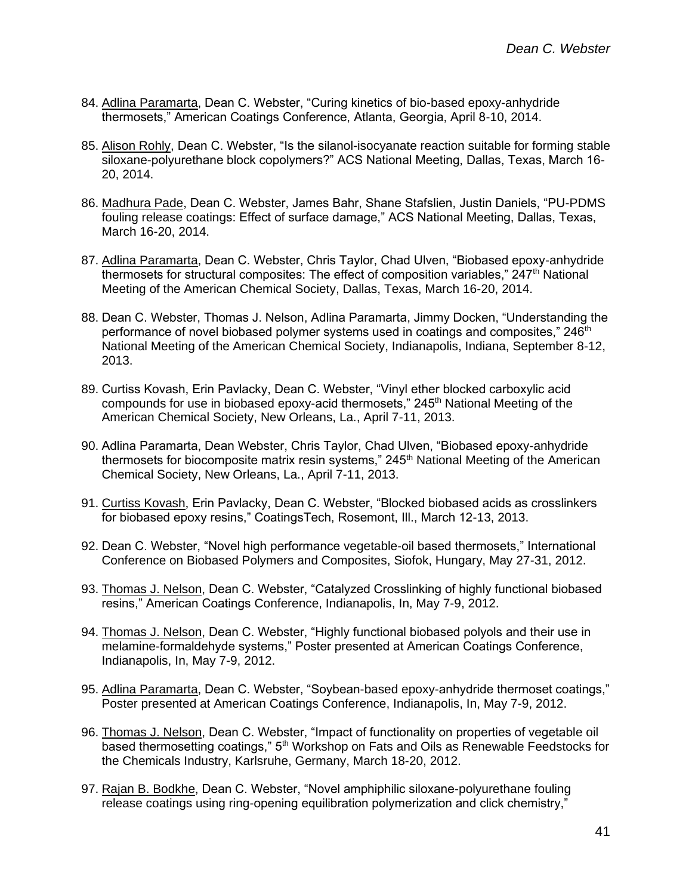84. <u>Adlina Paramarta</u>, Dean C. Webster, "Curing kinetics of bio-based epoxy-anhydride thermosets," American Coatings Conference, Atlanta, Georgia, April 8-10, 2014.

85. <u>Alison Rohly</u>, Dean C. Webster, "Is the silanol-isocyanate reaction suitable for forming stable siloxane-polyurethane block copolymers?" ACS National Meeting, Dallas, Texas, March 16-20, 2014.

86. <u>Madhura Pade</u>, Dean C. Webster, James Bahr, Shane Stafslien, Justin Daniels, "PU-PDMS fouling release coatings: Effect of surface damage," ACS National Meeting, Dallas, Texas, March 16-20, 2014.

87. <u>Adlina Paramarta</u>, Dean C. Webster, Chris Taylor, Chad Ulven, "Biobased epoxy-anhydride thermosets for structural composites: The effect of composition variables," 247th National Meeting of the American Chemical Society, Dallas, Texas, March 16-20, 2014.

88. Dean C. Webster, Thomas J. Nelson, Adlina Paramarta, Jimmy Docken, "Understanding the performance of novel biobased polymer systems used in coatings and composites," 246th National Meeting of the American Chemical Society, Indianapolis, Indiana, September 8-12, 2013.

89. Curtiss Kovash, Erin Pavlacky, Dean C. Webster, "Vinyl ether blocked carboxylic acid compounds for use in biobased epoxy-acid thermosets," 245th National Meeting of the American Chemical Society, New Orleans, La., April 7-11, 2013.

90. Adlina Paramarta, Dean Webster, Chris Taylor, Chad Ulven, "Biobased epoxy-anhydride thermosets for biocomposite matrix resin systems," 245th National Meeting of the American Chemical Society, New Orleans, La., April 7-11, 2013.

91. <u>Curtiss Kovash</u>, Erin Pavlacky, Dean C. Webster, "Blocked biobased acids as crosslinkers for biobased epoxy resins," CoatingsTech, Rosemont, Ill., March 12-13, 2013.

92. Dean C. Webster, "Novel high performance vegetable-oil based thermosets," International Conference on Biobased Polymers and Composites, Siofok, Hungary, May 27-31, 2012.

93. <u>Thomas J. Nelson</u>, Dean C. Webster, "Catalyzed Crosslinking of highly functional biobased resins," American Coatings Conference, Indianapolis, In, May 7-9, 2012.

94. <u>Thomas J. Nelson</u>, Dean C. Webster, "Highly functional biobased polyols and their use in melamine-formaldehyde systems," Poster presented at American Coatings Conference, Indianapolis, In, May 7-9, 2012.

95. <u>Adlina Paramarta</u>, Dean C. Webster, "Soybean-based epoxy-anhydride thermoset coatings," Poster presented at American Coatings Conference, Indianapolis, In, May 7-9, 2012.

96. <u>Thomas J. Nelson</u>, Dean C. Webster, "Impact of functionality on properties of vegetable oil based thermosetting coatings," 5th Workshop on Fats and Oils as Renewable Feedstocks for the Chemicals Industry, Karlsruhe, Germany, March 18-20, 2012.

97. <u>Rajan B. Bodkhe</u>, Dean C. Webster, "Novel amphiphilic siloxane-polyurethane fouling release coatings using ring-opening equilibration polymerization and click chemistry,"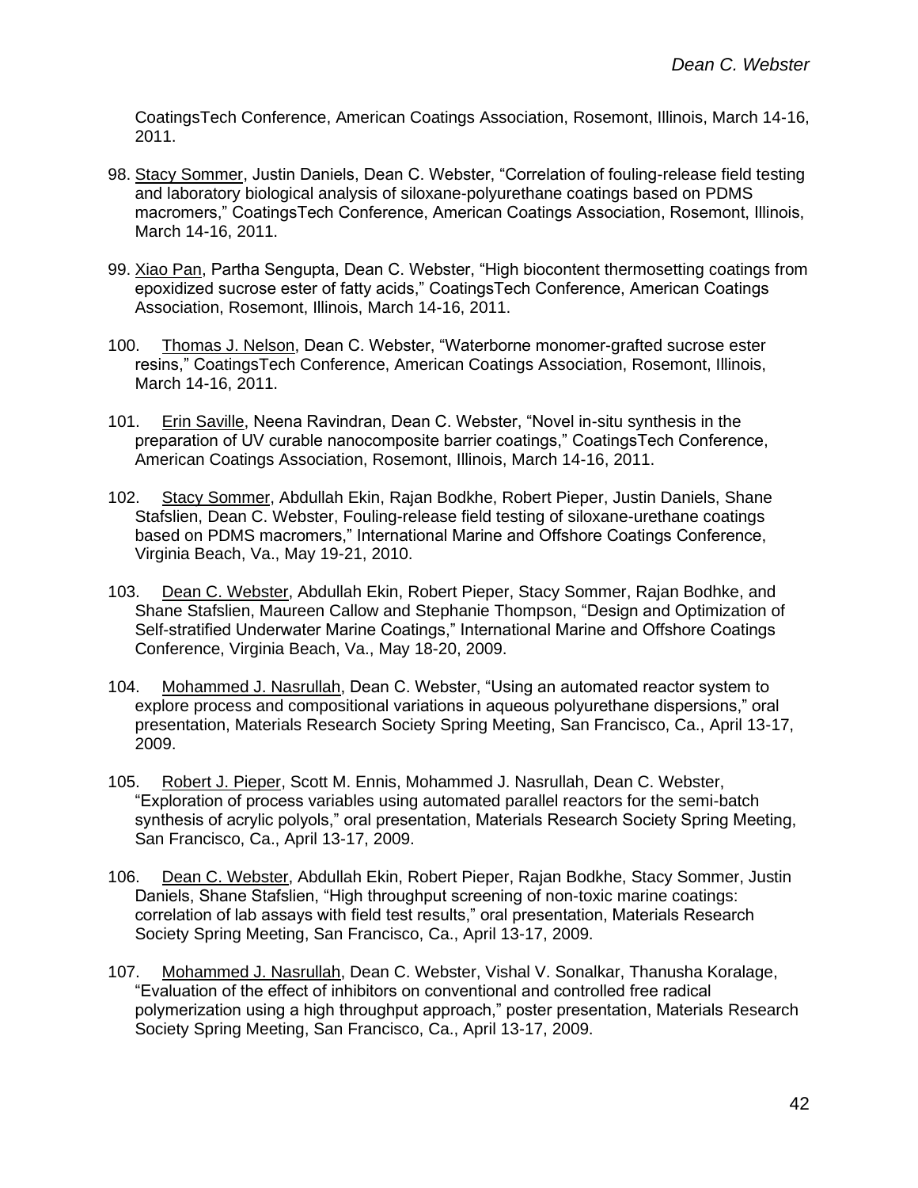CoatingsTech Conference, American Coatings Association, Rosemont, Illinois, March 14-16, 2011.

98. <u>Stacy Sommer</u>, Justin Daniels, Dean C. Webster, "Correlation of fouling-release field testing and laboratory biological analysis of siloxane-polyurethane coatings based on PDMS macromers," CoatingsTech Conference, American Coatings Association, Rosemont, Illinois, March 14-16, 2011.

99. <u>Xiao Pan</u>, Partha Sengupta, Dean C. Webster, "High biocontent thermosetting coatings from epoxidized sucrose ester of fatty acids," CoatingsTech Conference, American Coatings Association, Rosemont, Illinois, March 14-16, 2011.

100. <u>Thomas J. Nelson</u>, Dean C. Webster, "Waterborne monomer-grafted sucrose ester resins," CoatingsTech Conference, American Coatings Association, Rosemont, Illinois, March 14-16, 2011.

101. <u>Erin Saville</u>, Neena Ravindran, Dean C. Webster, "Novel in-situ synthesis in the preparation of UV curable nanocomposite barrier coatings," CoatingsTech Conference, American Coatings Association, Rosemont, Illinois, March 14-16, 2011.

102. <u>Stacy Sommer</u>, Abdullah Ekin, Rajan Bodkhe, Robert Pieper, Justin Daniels, Shane Stafslien, Dean C. Webster, Fouling-release field testing of siloxane-urethane coatings based on PDMS macromers," International Marine and Offshore Coatings Conference, Virginia Beach, Va., May 19-21, 2010.

103. <u>Dean C. Webster</u>, Abdullah Ekin, Robert Pieper, Stacy Sommer, Rajan Bodhke, and Shane Stafslien, Maureen Callow and Stephanie Thompson, "Design and Optimization of Self-stratified Underwater Marine Coatings," International Marine and Offshore Coatings Conference, Virginia Beach, Va., May 18-20, 2009.

104. <u>Mohammed J. Nasrullah</u>, Dean C. Webster, "Using an automated reactor system to explore process and compositional variations in aqueous polyurethane dispersions," oral presentation, Materials Research Society Spring Meeting, San Francisco, Ca., April 13-17, 2009.

105. <u>Robert J. Pieper</u>, Scott M. Ennis, Mohammed J. Nasrullah, Dean C. Webster, "Exploration of process variables using automated parallel reactors for the semi-batch synthesis of acrylic polyols," oral presentation, Materials Research Society Spring Meeting, San Francisco, Ca., April 13-17, 2009.

106. <u>Dean C. Webster</u>, Abdullah Ekin, Robert Pieper, Rajan Bodkhe, Stacy Sommer, Justin Daniels, Shane Stafslien, "High throughput screening of non-toxic marine coatings: correlation of lab assays with field test results," oral presentation, Materials Research Society Spring Meeting, San Francisco, Ca., April 13-17, 2009.

107. <u>Mohammed J. Nasrullah</u>, Dean C. Webster, Vishal V. Sonalkar, Thanusha Koralage, "Evaluation of the effect of inhibitors on conventional and controlled free radical polymerization using a high throughput approach," poster presentation, Materials Research Society Spring Meeting, San Francisco, Ca., April 13-17, 2009.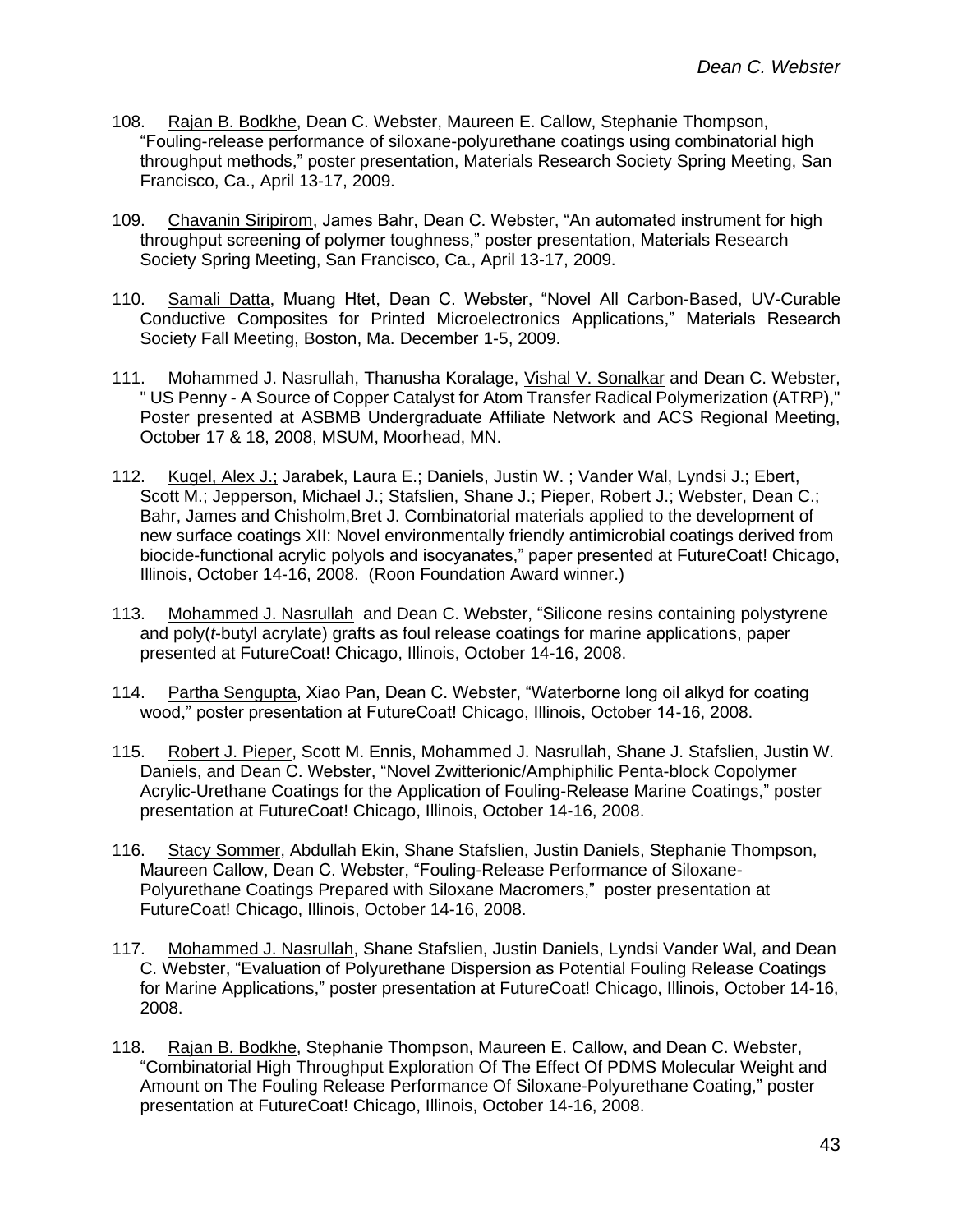108. Rajan B. Bodkhe, Dean C. Webster, Maureen E. Callow, Stephanie Thompson, "Fouling-release performance of siloxane-polyurethane coatings using combinatorial high throughput methods," poster presentation, Materials Research Society Spring Meeting, San Francisco, Ca., April 13-17, 2009.

109. Chavanin Siripirom, James Bahr, Dean C. Webster, "An automated instrument for high throughput screening of polymer toughness," poster presentation, Materials Research Society Spring Meeting, San Francisco, Ca., April 13-17, 2009.

110. Samali Datta, Muang Htet, Dean C. Webster, "Novel All Carbon-Based, UV-Curable Conductive Composites for Printed Microelectronics Applications," Materials Research Society Fall Meeting, Boston, Ma. December 1-5, 2009.

111. Mohammed J. Nasrullah, Thanusha Koralage, Vishal V. Sonalkar and Dean C. Webster, " US Penny - A Source of Copper Catalyst for Atom Transfer Radical Polymerization (ATRP)," Poster presented at ASBMB Undergraduate Affiliate Network and ACS Regional Meeting, October 17 & 18, 2008, MSUM, Moorhead, MN.

112. Kugel, Alex J.; Jarabek, Laura E.; Daniels, Justin W. ; Vander Wal, Lyndsi J.; Ebert, Scott M.; Jepperson, Michael J.; Stafslien, Shane J.; Pieper, Robert J.; Webster, Dean C.; Bahr, James and Chisholm,Bret J. Combinatorial materials applied to the development of new surface coatings XII: Novel environmentally friendly antimicrobial coatings derived from biocide-functional acrylic polyols and isocyanates," paper presented at FutureCoat! Chicago, Illinois, October 14-16, 2008. (Roon Foundation Award winner.)

113. Mohammed J. Nasrullah and Dean C. Webster, "Silicone resins containing polystyrene and poly(*t*-butyl acrylate) grafts as foul release coatings for marine applications, paper presented at FutureCoat! Chicago, Illinois, October 14-16, 2008.

114. Partha Sengupta, Xiao Pan, Dean C. Webster, "Waterborne long oil alkyd for coating wood," poster presentation at FutureCoat! Chicago, Illinois, October 14-16, 2008.

115. Robert J. Pieper, Scott M. Ennis, Mohammed J. Nasrullah, Shane J. Stafslien, Justin W. Daniels, and Dean C. Webster, "Novel Zwitterionic/Amphiphilic Penta-block Copolymer Acrylic-Urethane Coatings for the Application of Fouling-Release Marine Coatings," poster presentation at FutureCoat! Chicago, Illinois, October 14-16, 2008.

116. Stacy Sommer, Abdullah Ekin, Shane Stafslien, Justin Daniels, Stephanie Thompson, Maureen Callow, Dean C. Webster, "Fouling-Release Performance of Siloxane-Polyurethane Coatings Prepared with Siloxane Macromers," poster presentation at FutureCoat! Chicago, Illinois, October 14-16, 2008.

117. Mohammed J. Nasrullah, Shane Stafslien, Justin Daniels, Lyndsi Vander Wal, and Dean C. Webster, "Evaluation of Polyurethane Dispersion as Potential Fouling Release Coatings for Marine Applications," poster presentation at FutureCoat! Chicago, Illinois, October 14-16, 2008.

118. Rajan B. Bodkhe, Stephanie Thompson, Maureen E. Callow, and Dean C. Webster, "Combinatorial High Throughput Exploration Of The Effect Of PDMS Molecular Weight and Amount on The Fouling Release Performance Of Siloxane-Polyurethane Coating," poster presentation at FutureCoat! Chicago, Illinois, October 14-16, 2008.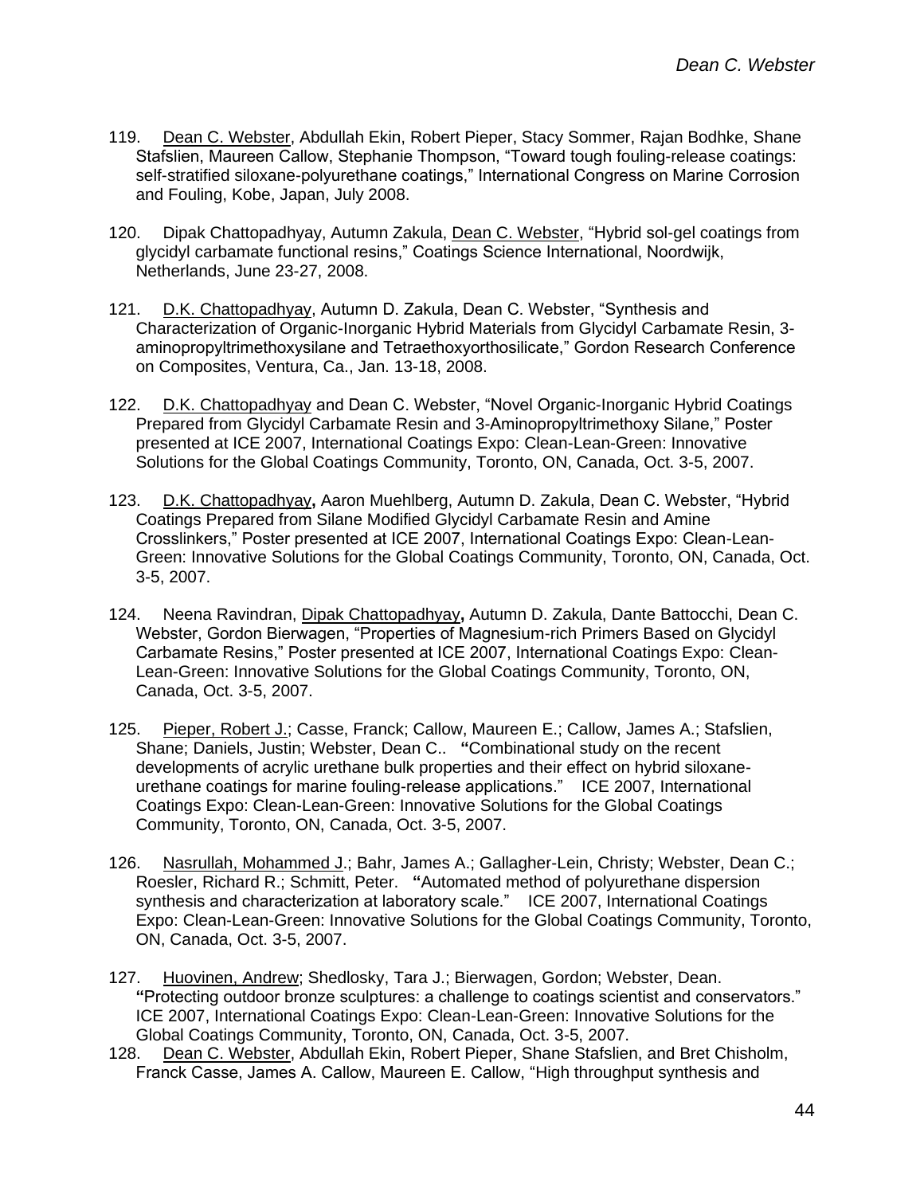119. Dean C. Webster, Abdullah Ekin, Robert Pieper, Stacy Sommer, Rajan Bodhke, Shane Stafslien, Maureen Callow, Stephanie Thompson, "Toward tough fouling-release coatings: self-stratified siloxane-polyurethane coatings," International Congress on Marine Corrosion and Fouling, Kobe, Japan, July 2008.

120. Dipak Chattopadhyay, Autumn Zakula, Dean C. Webster, "Hybrid sol-gel coatings from glycidyl carbamate functional resins," Coatings Science International, Noordwijk, Netherlands, June 23-27, 2008.

121. D.K. Chattopadhyay, Autumn D. Zakula, Dean C. Webster, "Synthesis and Characterization of Organic-Inorganic Hybrid Materials from Glycidyl Carbamate Resin, 3-aminopropyltrimethoxysilane and Tetraethoxyorthosilicate," Gordon Research Conference on Composites, Ventura, Ca., Jan. 13-18, 2008.

122. D.K. Chattopadhyay and Dean C. Webster, "Novel Organic-Inorganic Hybrid Coatings Prepared from Glycidyl Carbamate Resin and 3-Aminopropyltrimethoxy Silane," Poster presented at ICE 2007, International Coatings Expo: Clean-Lean-Green: Innovative Solutions for the Global Coatings Community, Toronto, ON, Canada, Oct. 3-5, 2007.

123. D.K. Chattopadhyay**,** Aaron Muehlberg, Autumn D. Zakula, Dean C. Webster, "Hybrid Coatings Prepared from Silane Modified Glycidyl Carbamate Resin and Amine Crosslinkers," Poster presented at ICE 2007, International Coatings Expo: Clean-Lean-Green: Innovative Solutions for the Global Coatings Community, Toronto, ON, Canada, Oct. 3-5, 2007.

124. Neena Ravindran, Dipak Chattopadhyay**,** Autumn D. Zakula, Dante Battocchi, Dean C. Webster, Gordon Bierwagen, "Properties of Magnesium-rich Primers Based on Glycidyl Carbamate Resins," Poster presented at ICE 2007, International Coatings Expo: Clean-Lean-Green: Innovative Solutions for the Global Coatings Community, Toronto, ON, Canada, Oct. 3-5, 2007.

125. Pieper, Robert J.; Casse, Franck; Callow, Maureen E.; Callow, James A.; Stafslien, Shane; Daniels, Justin; Webster, Dean C.. **"**Combinational study on the recent developments of acrylic urethane bulk properties and their effect on hybrid siloxane-urethane coatings for marine fouling-release applications." ICE 2007, International Coatings Expo: Clean-Lean-Green: Innovative Solutions for the Global Coatings Community, Toronto, ON, Canada, Oct. 3-5, 2007.

126. Nasrullah, Mohammed J.; Bahr, James A.; Gallagher-Lein, Christy; Webster, Dean C.; Roesler, Richard R.; Schmitt, Peter. **"**Automated method of polyurethane dispersion synthesis and characterization at laboratory scale." ICE 2007, International Coatings Expo: Clean-Lean-Green: Innovative Solutions for the Global Coatings Community, Toronto, ON, Canada, Oct. 3-5, 2007.

127. Huovinen, Andrew; Shedlosky, Tara J.; Bierwagen, Gordon; Webster, Dean. **"**Protecting outdoor bronze sculptures: a challenge to coatings scientist and conservators." ICE 2007, International Coatings Expo: Clean-Lean-Green: Innovative Solutions for the Global Coatings Community, Toronto, ON, Canada, Oct. 3-5, 2007.

128. Dean C. Webster, Abdullah Ekin, Robert Pieper, Shane Stafslien, and Bret Chisholm, Franck Casse, James A. Callow, Maureen E. Callow, "High throughput synthesis and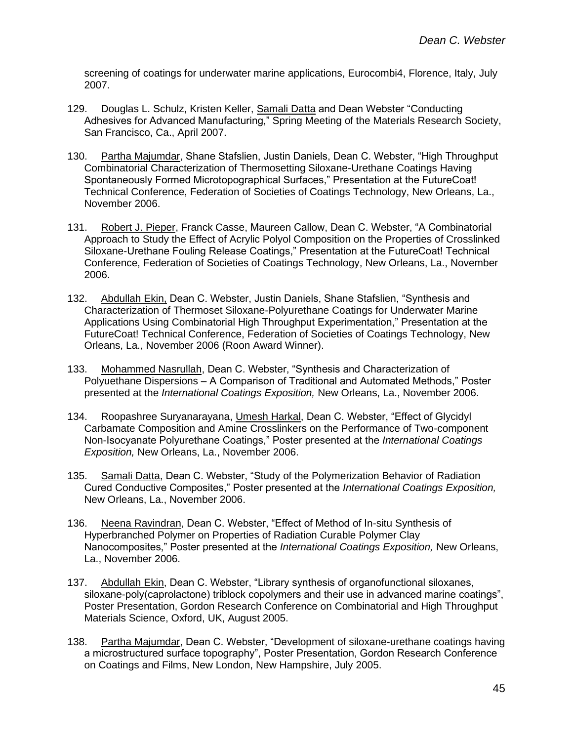screening of coatings for underwater marine applications, Eurocombi4, Florence, Italy, July 2007.

129. Douglas L. Schulz, Kristen Keller, <u>Samali Datta</u> and Dean Webster “Conducting Adhesives for Advanced Manufacturing,” Spring Meeting of the Materials Research Society, San Francisco, Ca., April 2007.

130. <u>Partha Majumdar</u>, Shane Stafslien, Justin Daniels, Dean C. Webster, “High Throughput Combinatorial Characterization of Thermosetting Siloxane-Urethane Coatings Having Spontaneously Formed Microtopographical Surfaces,” Presentation at the FutureCoat! Technical Conference, Federation of Societies of Coatings Technology, New Orleans, La., November 2006.

131. <u>Robert J. Pieper</u>, Franck Casse, Maureen Callow, Dean C. Webster, “A Combinatorial Approach to Study the Effect of Acrylic Polyol Composition on the Properties of Crosslinked Siloxane-Urethane Fouling Release Coatings,” Presentation at the FutureCoat! Technical Conference, Federation of Societies of Coatings Technology, New Orleans, La., November 2006.

132. <u>Abdullah Ekin,</u> Dean C. Webster, Justin Daniels, Shane Stafslien, “Synthesis and Characterization of Thermoset Siloxane-Polyurethane Coatings for Underwater Marine Applications Using Combinatorial High Throughput Experimentation,” Presentation at the FutureCoat! Technical Conference, Federation of Societies of Coatings Technology, New Orleans, La., November 2006 (Roon Award Winner).

133. <u>Mohammed Nasrullah</u>, Dean C. Webster, “Synthesis and Characterization of Polyuethane Dispersions – A Comparison of Traditional and Automated Methods,” Poster presented at the *International Coatings Exposition,* New Orleans, La., November 2006.

134. Roopashree Suryanarayana, <u>Umesh Harkal</u>, Dean C. Webster, “Effect of Glycidyl Carbamate Composition and Amine Crosslinkers on the Performance of Two-component Non-Isocyanate Polyurethane Coatings,” Poster presented at the *International Coatings Exposition,* New Orleans, La., November 2006.

135. <u>Samali Datta</u>, Dean C. Webster, “Study of the Polymerization Behavior of Radiation Cured Conductive Composites,” Poster presented at the *International Coatings Exposition,* New Orleans, La., November 2006.

136. <u>Neena Ravindran</u>, Dean C. Webster, “Effect of Method of In-situ Synthesis of Hyperbranched Polymer on Properties of Radiation Curable Polymer Clay Nanocomposites,” Poster presented at the *International Coatings Exposition,* New Orleans, La., November 2006.

137. <u>Abdullah Ekin</u>, Dean C. Webster, “Library synthesis of organofunctional siloxanes, siloxane-poly(caprolactone) triblock copolymers and their use in advanced marine coatings”, Poster Presentation, Gordon Research Conference on Combinatorial and High Throughput Materials Science, Oxford, UK, August 2005.

138. <u>Partha Majumdar</u>, Dean C. Webster, “Development of siloxane-urethane coatings having a microstructured surface topography”, Poster Presentation, Gordon Research Conference on Coatings and Films, New London, New Hampshire, July 2005.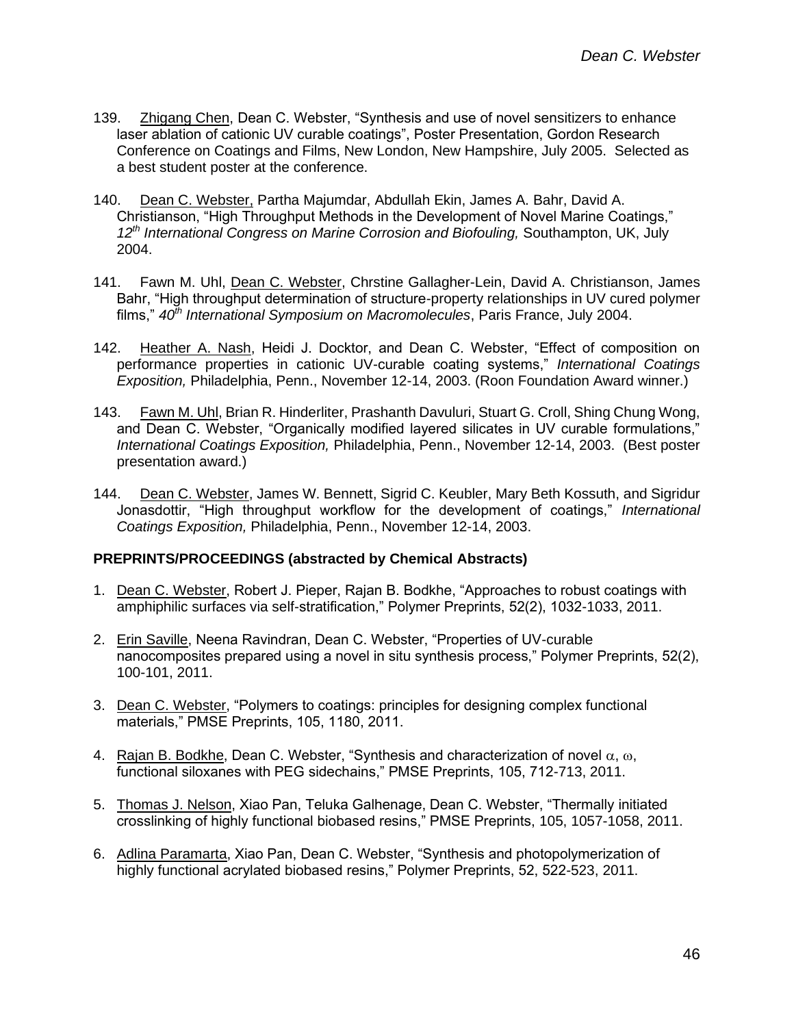139. <u>Zhigang Chen</u>, Dean C. Webster, "Synthesis and use of novel sensitizers to enhance laser ablation of cationic UV curable coatings", Poster Presentation, Gordon Research Conference on Coatings and Films, New London, New Hampshire, July 2005. Selected as a best student poster at the conference.

140. <u>Dean C. Webster,</u> Partha Majumdar, Abdullah Ekin, James A. Bahr, David A. Christianson, "High Throughput Methods in the Development of Novel Marine Coatings," *12th International Congress on Marine Corrosion and Biofouling,* Southampton, UK, July 2004.

141. Fawn M. Uhl, <u>Dean C. Webster</u>, Chrstine Gallagher-Lein, David A. Christianson, James Bahr, "High throughput determination of structure-property relationships in UV cured polymer films," *40th International Symposium on Macromolecules*, Paris France, July 2004.

142. <u>Heather A. Nash</u>, Heidi J. Docktor, and Dean C. Webster, "Effect of composition on performance properties in cationic UV-curable coating systems," *International Coatings Exposition,* Philadelphia, Penn., November 12-14, 2003. (Roon Foundation Award winner.)

143. <u>Fawn M. Uhl</u>, Brian R. Hinderliter, Prashanth Davuluri, Stuart G. Croll, Shing Chung Wong, and Dean C. Webster, "Organically modified layered silicates in UV curable formulations," *International Coatings Exposition,* Philadelphia, Penn., November 12-14, 2003. (Best poster presentation award.)

144. <u>Dean C. Webster</u>, James W. Bennett, Sigrid C. Keubler, Mary Beth Kossuth, and Sigridur Jonasdottir, "High throughput workflow for the development of coatings," *International Coatings Exposition,* Philadelphia, Penn., November 12-14, 2003.

**PREPRINTS/PROCEEDINGS (abstracted by Chemical Abstracts)**

1. <u>Dean C. Webster</u>, Robert J. Pieper, Rajan B. Bodkhe, "Approaches to robust coatings with amphiphilic surfaces via self-stratification," Polymer Preprints, 52(2), 1032-1033, 2011.

2. <u>Erin Saville</u>, Neena Ravindran, Dean C. Webster, "Properties of UV-curable nanocomposites prepared using a novel in situ synthesis process," Polymer Preprints, 52(2), 100-101, 2011.

3. <u>Dean C. Webster</u>, "Polymers to coatings: principles for designing complex functional materials," PMSE Preprints, 105, 1180, 2011.

4. <u>Rajan B. Bodkhe</u>, Dean C. Webster, "Synthesis and characterization of novel $\alpha$, $\omega$, functional siloxanes with PEG sidechains," PMSE Preprints, 105, 712-713, 2011.

5. <u>Thomas J. Nelson</u>, Xiao Pan, Teluka Galhenage, Dean C. Webster, "Thermally initiated crosslinking of highly functional biobased resins," PMSE Preprints, 105, 1057-1058, 2011.

6. <u>Adlina Paramarta</u>, Xiao Pan, Dean C. Webster, "Synthesis and photopolymerization of highly functional acrylated biobased resins," Polymer Preprints, 52, 522-523, 2011.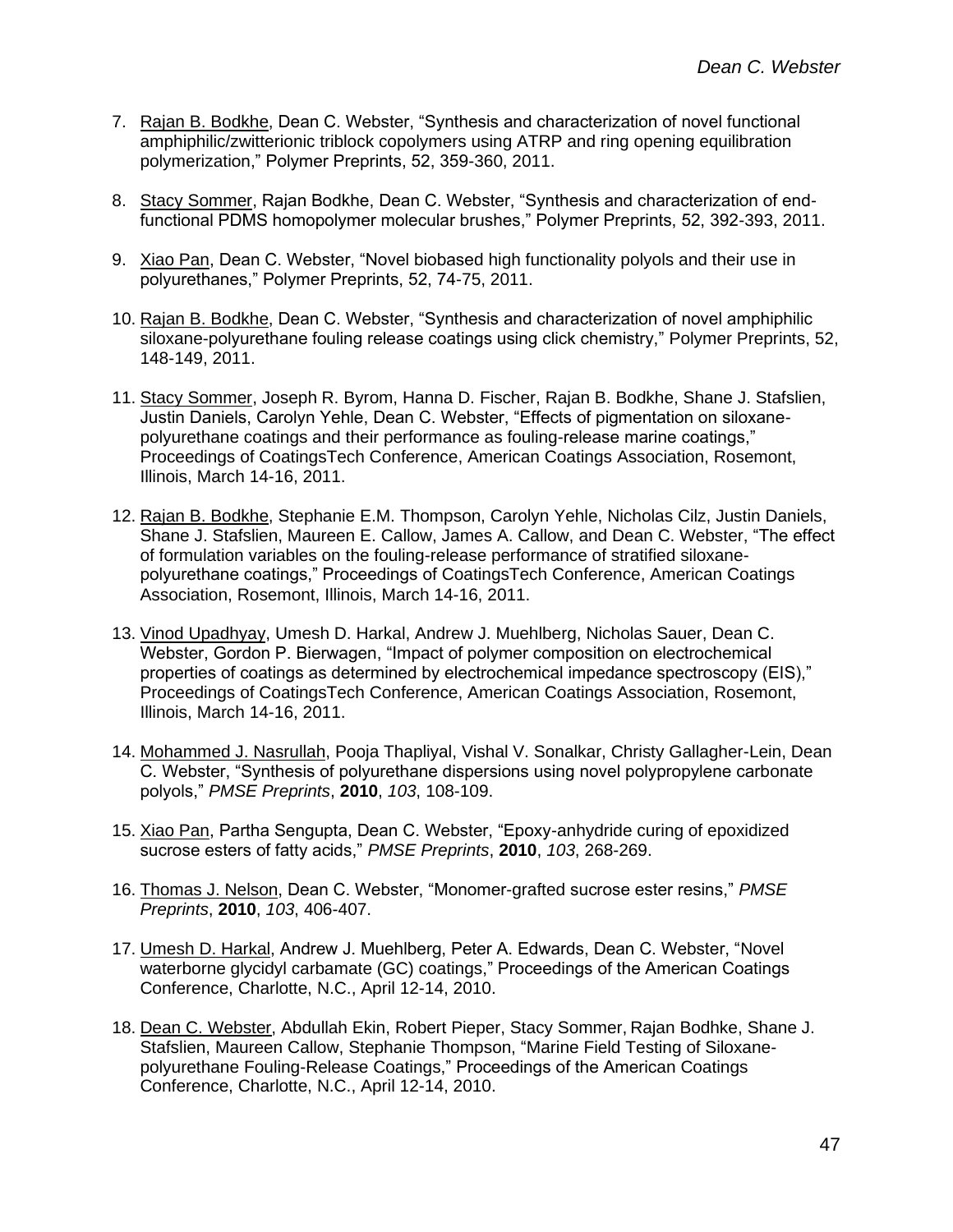7. Rajan B. Bodkhe, Dean C. Webster, "Synthesis and characterization of novel functional amphiphilic/zwitterionic triblock copolymers using ATRP and ring opening equilibration polymerization," Polymer Preprints, 52, 359-360, 2011.

8. Stacy Sommer, Rajan Bodkhe, Dean C. Webster, "Synthesis and characterization of end-functional PDMS homopolymer molecular brushes," Polymer Preprints, 52, 392-393, 2011.

9. Xiao Pan, Dean C. Webster, "Novel biobased high functionality polyols and their use in polyurethanes," Polymer Preprints, 52, 74-75, 2011.

10. Rajan B. Bodkhe, Dean C. Webster, "Synthesis and characterization of novel amphiphilic siloxane-polyurethane fouling release coatings using click chemistry," Polymer Preprints, 52, 148-149, 2011.

11. Stacy Sommer, Joseph R. Byrom, Hanna D. Fischer, Rajan B. Bodkhe, Shane J. Stafslien, Justin Daniels, Carolyn Yehle, Dean C. Webster, "Effects of pigmentation on siloxane-polyurethane coatings and their performance as fouling-release marine coatings," Proceedings of CoatingsTech Conference, American Coatings Association, Rosemont, Illinois, March 14-16, 2011.

12. Rajan B. Bodkhe, Stephanie E.M. Thompson, Carolyn Yehle, Nicholas Cilz, Justin Daniels, Shane J. Stafslien, Maureen E. Callow, James A. Callow, and Dean C. Webster, "The effect of formulation variables on the fouling-release performance of stratified siloxane-polyurethane coatings," Proceedings of CoatingsTech Conference, American Coatings Association, Rosemont, Illinois, March 14-16, 2011.

13. Vinod Upadhyay, Umesh D. Harkal, Andrew J. Muehlberg, Nicholas Sauer, Dean C. Webster, Gordon P. Bierwagen, "Impact of polymer composition on electrochemical properties of coatings as determined by electrochemical impedance spectroscopy (EIS)," Proceedings of CoatingsTech Conference, American Coatings Association, Rosemont, Illinois, March 14-16, 2011.

14. Mohammed J. Nasrullah, Pooja Thapliyal, Vishal V. Sonalkar, Christy Gallagher-Lein, Dean C. Webster, "Synthesis of polyurethane dispersions using novel polypropylene carbonate polyols," *PMSE Preprints*, **2010**, *103*, 108-109.

15. Xiao Pan, Partha Sengupta, Dean C. Webster, "Epoxy-anhydride curing of epoxidized sucrose esters of fatty acids," *PMSE Preprints*, **2010**, *103*, 268-269.

16. Thomas J. Nelson, Dean C. Webster, "Monomer-grafted sucrose ester resins," *PMSE Preprints*, **2010**, *103*, 406-407.

17. Umesh D. Harkal, Andrew J. Muehlberg, Peter A. Edwards, Dean C. Webster, "Novel waterborne glycidyl carbamate (GC) coatings," Proceedings of the American Coatings Conference, Charlotte, N.C., April 12-14, 2010.

18. Dean C. Webster, Abdullah Ekin, Robert Pieper, Stacy Sommer, Rajan Bodhke, Shane J. Stafslien, Maureen Callow, Stephanie Thompson, "Marine Field Testing of Siloxane-polyurethane Fouling-Release Coatings," Proceedings of the American Coatings Conference, Charlotte, N.C., April 12-14, 2010.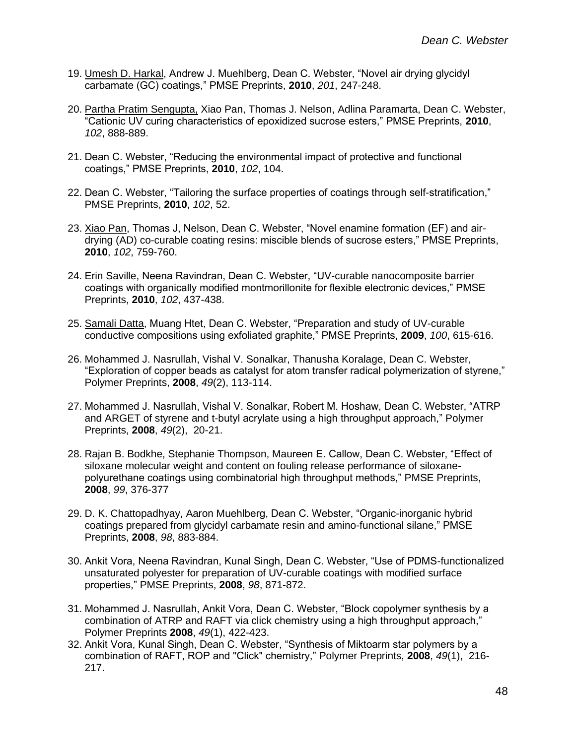19. <u>Umesh D. Harkal</u>, Andrew J. Muehlberg, Dean C. Webster, “Novel air drying glycidyl carbamate (GC) coatings,” PMSE Preprints, **2010**, *201*, 247-248.

20. <u>Partha Pratim Sengupta,</u> Xiao Pan, Thomas J. Nelson, Adlina Paramarta, Dean C. Webster, “Cationic UV curing characteristics of epoxidized sucrose esters,” PMSE Preprints, **2010**, *102*, 888-889.

21. Dean C. Webster, “Reducing the environmental impact of protective and functional coatings,” PMSE Preprints, **2010**, *102*, 104.

22. Dean C. Webster, “Tailoring the surface properties of coatings through self-stratification,” PMSE Preprints, **2010**, *102*, 52.

23. <u>Xiao Pan</u>, Thomas J, Nelson, Dean C. Webster, “Novel enamine formation (EF) and air-drying (AD) co-curable coating resins: miscible blends of sucrose esters,” PMSE Preprints, **2010**, *102*, 759-760.

24. <u>Erin Saville</u>, Neena Ravindran, Dean C. Webster, “UV-curable nanocomposite barrier coatings with organically modified montmorillonite for flexible electronic devices,” PMSE Preprints, **2010**, *102*, 437-438.

25. <u>Samali Datta</u>, Muang Htet, Dean C. Webster, “Preparation and study of UV-curable conductive compositions using exfoliated graphite,” PMSE Preprints, **2009**, *100*, 615-616.

26. Mohammed J. Nasrullah, Vishal V. Sonalkar, Thanusha Koralage, Dean C. Webster, “Exploration of copper beads as catalyst for atom transfer radical polymerization of styrene,” Polymer Preprints, **2008**, *49*(2), 113-114.

27. Mohammed J. Nasrullah, Vishal V. Sonalkar, Robert M. Hoshaw, Dean C. Webster, “ATRP and ARGET of styrene and t-butyl acrylate using a high throughput approach,” Polymer Preprints, **2008**, *49*(2), 20-21.

28. Rajan B. Bodkhe, Stephanie Thompson, Maureen E. Callow, Dean C. Webster, “Effect of siloxane molecular weight and content on fouling release performance of siloxane-polyurethane coatings using combinatorial high throughput methods,” PMSE Preprints, **2008**, *99*, 376-377

29. D. K. Chattopadhyay, Aaron Muehlberg, Dean C. Webster, “Organic-inorganic hybrid coatings prepared from glycidyl carbamate resin and amino-functional silane,” PMSE Preprints, **2008**, *98*, 883-884.

30. Ankit Vora, Neena Ravindran, Kunal Singh, Dean C. Webster, “Use of PDMS-functionalized unsaturated polyester for preparation of UV-curable coatings with modified surface properties,” PMSE Preprints, **2008**, *98*, 871-872.

31. Mohammed J. Nasrullah, Ankit Vora, Dean C. Webster, “Block copolymer synthesis by a combination of ATRP and RAFT via click chemistry using a high throughput approach,” Polymer Preprints **2008**, *49*(1), 422-423.

32. Ankit Vora, Kunal Singh, Dean C. Webster, “Synthesis of Miktoarm star polymers by a combination of RAFT, ROP and "Click" chemistry,” Polymer Preprints, **2008**, *49*(1), 216-217.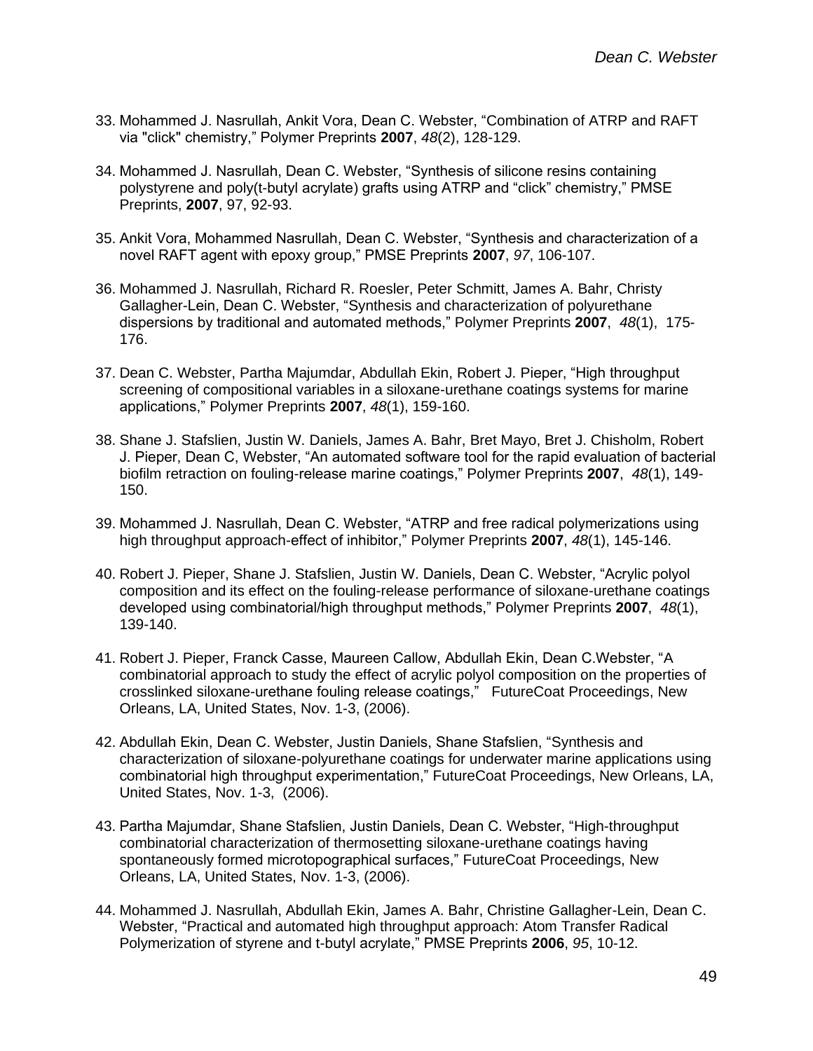33. Mohammed J. Nasrullah, Ankit Vora, Dean C. Webster, "Combination of ATRP and RAFT via "click" chemistry," Polymer Preprints **2007**, *48*(2), 128-129.

34. Mohammed J. Nasrullah, Dean C. Webster, "Synthesis of silicone resins containing polystyrene and poly(t-butyl acrylate) grafts using ATRP and "click" chemistry," PMSE Preprints, **2007**, 97, 92-93.

35. Ankit Vora, Mohammed Nasrullah, Dean C. Webster, "Synthesis and characterization of a novel RAFT agent with epoxy group," PMSE Preprints **2007**, *97*, 106-107.

36. Mohammed J. Nasrullah, Richard R. Roesler, Peter Schmitt, James A. Bahr, Christy Gallagher-Lein, Dean C. Webster, "Synthesis and characterization of polyurethane dispersions by traditional and automated methods," Polymer Preprints **2007**, *48*(1), 175-176.

37. Dean C. Webster, Partha Majumdar, Abdullah Ekin, Robert J. Pieper, "High throughput screening of compositional variables in a siloxane-urethane coatings systems for marine applications," Polymer Preprints **2007**, *48*(1), 159-160.

38. Shane J. Stafslien, Justin W. Daniels, James A. Bahr, Bret Mayo, Bret J. Chisholm, Robert J. Pieper, Dean C, Webster, "An automated software tool for the rapid evaluation of bacterial biofilm retraction on fouling-release marine coatings," Polymer Preprints **2007**, *48*(1), 149-150.

39. Mohammed J. Nasrullah, Dean C. Webster, "ATRP and free radical polymerizations using high throughput approach-effect of inhibitor," Polymer Preprints **2007**, *48*(1), 145-146.

40. Robert J. Pieper, Shane J. Stafslien, Justin W. Daniels, Dean C. Webster, "Acrylic polyol composition and its effect on the fouling-release performance of siloxane-urethane coatings developed using combinatorial/high throughput methods," Polymer Preprints **2007**, *48*(1), 139-140.

41. Robert J. Pieper, Franck Casse, Maureen Callow, Abdullah Ekin, Dean C.Webster, "A combinatorial approach to study the effect of acrylic polyol composition on the properties of crosslinked siloxane-urethane fouling release coatings," FutureCoat Proceedings, New Orleans, LA, United States, Nov. 1-3, (2006).

42. Abdullah Ekin, Dean C. Webster, Justin Daniels, Shane Stafslien, "Synthesis and characterization of siloxane-polyurethane coatings for underwater marine applications using combinatorial high throughput experimentation," FutureCoat Proceedings, New Orleans, LA, United States, Nov. 1-3, (2006).

43. Partha Majumdar, Shane Stafslien, Justin Daniels, Dean C. Webster, "High-throughput combinatorial characterization of thermosetting siloxane-urethane coatings having spontaneously formed microtopographical surfaces," FutureCoat Proceedings, New Orleans, LA, United States, Nov. 1-3, (2006).

44. Mohammed J. Nasrullah, Abdullah Ekin, James A. Bahr, Christine Gallagher-Lein, Dean C. Webster, "Practical and automated high throughput approach: Atom Transfer Radical Polymerization of styrene and t-butyl acrylate," PMSE Preprints **2006**, *95*, 10-12.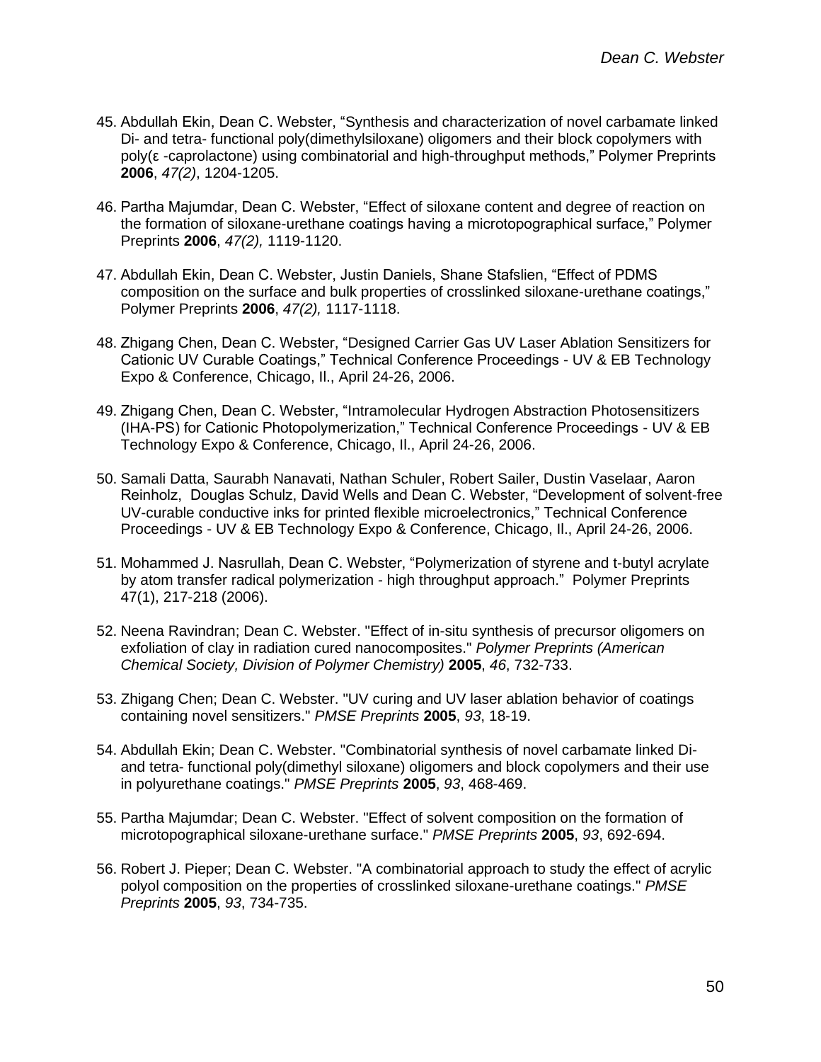45. Abdullah Ekin, Dean C. Webster, "Synthesis and characterization of novel carbamate linked Di- and tetra- functional poly(dimethylsiloxane) oligomers and their block copolymers with poly(ε -caprolactone) using combinatorial and high-throughput methods," Polymer Preprints **2006**, *47(2)*, 1204-1205.

46. Partha Majumdar, Dean C. Webster, "Effect of siloxane content and degree of reaction on the formation of siloxane-urethane coatings having a microtopographical surface," Polymer Preprints **2006**, *47(2),* 1119-1120.

47. Abdullah Ekin, Dean C. Webster, Justin Daniels, Shane Stafslien, "Effect of PDMS composition on the surface and bulk properties of crosslinked siloxane-urethane coatings," Polymer Preprints **2006**, *47(2),* 1117-1118.

48. Zhigang Chen, Dean C. Webster, "Designed Carrier Gas UV Laser Ablation Sensitizers for Cationic UV Curable Coatings," Technical Conference Proceedings - UV & EB Technology Expo & Conference, Chicago, Il., April 24-26, 2006.

49. Zhigang Chen, Dean C. Webster, "Intramolecular Hydrogen Abstraction Photosensitizers (IHA-PS) for Cationic Photopolymerization," Technical Conference Proceedings - UV & EB Technology Expo & Conference, Chicago, Il., April 24-26, 2006.

50. Samali Datta, Saurabh Nanavati, Nathan Schuler, Robert Sailer, Dustin Vaselaar, Aaron Reinholz, Douglas Schulz, David Wells and Dean C. Webster, "Development of solvent-free UV-curable conductive inks for printed flexible microelectronics," Technical Conference Proceedings - UV & EB Technology Expo & Conference, Chicago, Il., April 24-26, 2006.

51. Mohammed J. Nasrullah, Dean C. Webster, "Polymerization of styrene and t-butyl acrylate by atom transfer radical polymerization - high throughput approach." Polymer Preprints 47(1), 217-218 (2006).

52. Neena Ravindran; Dean C. Webster. "Effect of in-situ synthesis of precursor oligomers on exfoliation of clay in radiation cured nanocomposites." *Polymer Preprints (American Chemical Society, Division of Polymer Chemistry)* **2005**, *46*, 732-733.

53. Zhigang Chen; Dean C. Webster. "UV curing and UV laser ablation behavior of coatings containing novel sensitizers." *PMSE Preprints* **2005**, *93*, 18-19.

54. Abdullah Ekin; Dean C. Webster. "Combinatorial synthesis of novel carbamate linked Di- and tetra- functional poly(dimethyl siloxane) oligomers and block copolymers and their use in polyurethane coatings." *PMSE Preprints* **2005**, *93*, 468-469.

55. Partha Majumdar; Dean C. Webster. "Effect of solvent composition on the formation of microtopographical siloxane-urethane surface." *PMSE Preprints* **2005**, *93*, 692-694.

56. Robert J. Pieper; Dean C. Webster. "A combinatorial approach to study the effect of acrylic polyol composition on the properties of crosslinked siloxane-urethane coatings." *PMSE Preprints* **2005**, *93*, 734-735.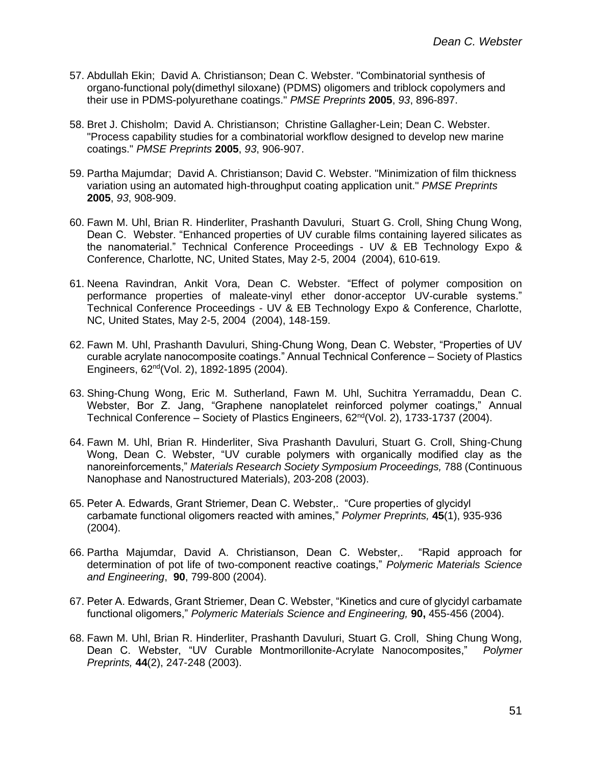57. Abdullah Ekin; David A. Christianson; Dean C. Webster. "Combinatorial synthesis of organo-functional poly(dimethyl siloxane) (PDMS) oligomers and triblock copolymers and their use in PDMS-polyurethane coatings." *PMSE Preprints* **2005**, *93*, 896-897.

58. Bret J. Chisholm; David A. Christianson; Christine Gallagher-Lein; Dean C. Webster. "Process capability studies for a combinatorial workflow designed to develop new marine coatings." *PMSE Preprints* **2005**, *93*, 906-907.

59. Partha Majumdar; David A. Christianson; David C. Webster. "Minimization of film thickness variation using an automated high-throughput coating application unit." *PMSE Preprints* **2005**, *93*, 908-909.

60. Fawn M. Uhl, Brian R. Hinderliter, Prashanth Davuluri, Stuart G. Croll, Shing Chung Wong, Dean C. Webster. "Enhanced properties of UV curable films containing layered silicates as the nanomaterial." Technical Conference Proceedings - UV & EB Technology Expo & Conference, Charlotte, NC, United States, May 2-5, 2004 (2004), 610-619.

61. Neena Ravindran, Ankit Vora, Dean C. Webster. "Effect of polymer composition on performance properties of maleate-vinyl ether donor-acceptor UV-curable systems." Technical Conference Proceedings - UV & EB Technology Expo & Conference, Charlotte, NC, United States, May 2-5, 2004 (2004), 148-159.

62. Fawn M. Uhl, Prashanth Davuluri, Shing-Chung Wong, Dean C. Webster, "Properties of UV curable acrylate nanocomposite coatings." Annual Technical Conference – Society of Plastics Engineers, 62nd(Vol. 2), 1892-1895 (2004).

63. Shing-Chung Wong, Eric M. Sutherland, Fawn M. Uhl, Suchitra Yerramaddu, Dean C. Webster, Bor Z. Jang, "Graphene nanoplatelet reinforced polymer coatings," Annual Technical Conference – Society of Plastics Engineers, 62nd(Vol. 2), 1733-1737 (2004).

64. Fawn M. Uhl, Brian R. Hinderliter, Siva Prashanth Davuluri, Stuart G. Croll, Shing-Chung Wong, Dean C. Webster, "UV curable polymers with organically modified clay as the nanoreinforcements," *Materials Research Society Symposium Proceedings,* 788 (Continuous Nanophase and Nanostructured Materials), 203-208 (2003).

65. Peter A. Edwards, Grant Striemer, Dean C. Webster,. "Cure properties of glycidyl carbamate functional oligomers reacted with amines," *Polymer Preprints,* **45**(1), 935-936 (2004).

66. Partha Majumdar, David A. Christianson, Dean C. Webster,. "Rapid approach for determination of pot life of two-component reactive coatings," *Polymeric Materials Science and Engineering*, **90**, 799-800 (2004).

67. Peter A. Edwards, Grant Striemer, Dean C. Webster, "Kinetics and cure of glycidyl carbamate functional oligomers," *Polymeric Materials Science and Engineering,* **90,** 455-456 (2004).

68. Fawn M. Uhl, Brian R. Hinderliter, Prashanth Davuluri, Stuart G. Croll, Shing Chung Wong, Dean C. Webster, "UV Curable Montmorillonite-Acrylate Nanocomposites," *Polymer Preprints,* **44**(2), 247-248 (2003).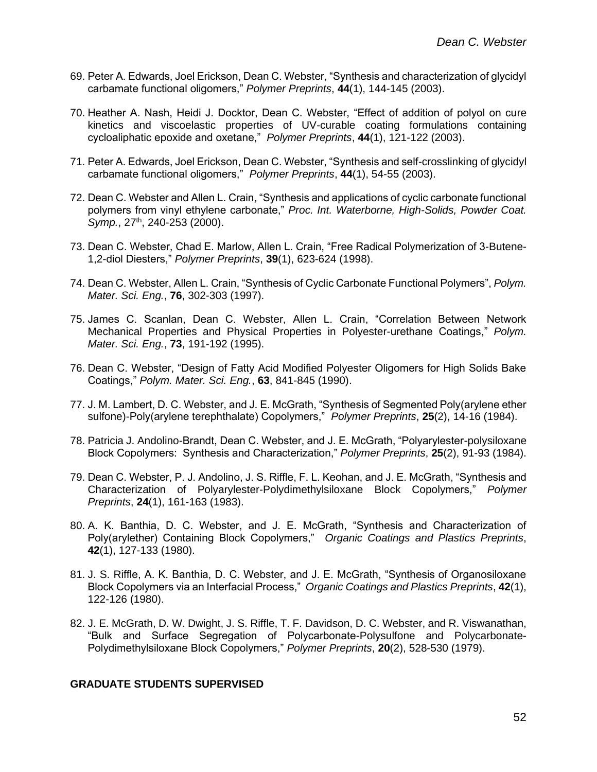69. Peter A. Edwards, Joel Erickson, Dean C. Webster, “Synthesis and characterization of glycidyl carbamate functional oligomers,” *Polymer Preprints*, **44**(1), 144-145 (2003).

70. Heather A. Nash, Heidi J. Docktor, Dean C. Webster, “Effect of addition of polyol on cure kinetics and viscoelastic properties of UV-curable coating formulations containing cycloaliphatic epoxide and oxetane,” *Polymer Preprints*, **44**(1), 121-122 (2003).

71. Peter A. Edwards, Joel Erickson, Dean C. Webster, “Synthesis and self-crosslinking of glycidyl carbamate functional oligomers,” *Polymer Preprints*, **44**(1), 54-55 (2003).

72. Dean C. Webster and Allen L. Crain, “Synthesis and applications of cyclic carbonate functional polymers from vinyl ethylene carbonate,” *Proc. Int. Waterborne, High-Solids, Powder Coat. Symp.*, 27th, 240-253 (2000).

73. Dean C. Webster, Chad E. Marlow, Allen L. Crain, “Free Radical Polymerization of 3-Butene-1,2-diol Diesters,” *Polymer Preprints*, **39**(1), 623-624 (1998).

74. Dean C. Webster, Allen L. Crain, “Synthesis of Cyclic Carbonate Functional Polymers”, *Polym. Mater. Sci. Eng.*, **76**, 302-303 (1997).

75. James C. Scanlan, Dean C. Webster, Allen L. Crain, “Correlation Between Network Mechanical Properties and Physical Properties in Polyester-urethane Coatings,” *Polym. Mater. Sci. Eng.*, **73**, 191-192 (1995).

76. Dean C. Webster, “Design of Fatty Acid Modified Polyester Oligomers for High Solids Bake Coatings,” *Polym. Mater. Sci. Eng.*, **63**, 841-845 (1990).

77. J. M. Lambert, D. C. Webster, and J. E. McGrath, “Synthesis of Segmented Poly(arylene ether sulfone)-Poly(arylene terephthalate) Copolymers,” *Polymer Preprints*, **25**(2), 14-16 (1984).

78. Patricia J. Andolino-Brandt, Dean C. Webster, and J. E. McGrath, “Polyarylester-polysiloxane Block Copolymers: Synthesis and Characterization,” *Polymer Preprints*, **25**(2), 91-93 (1984).

79. Dean C. Webster, P. J. Andolino, J. S. Riffle, F. L. Keohan, and J. E. McGrath, “Synthesis and Characterization of Polyarylester-Polydimethylsiloxane Block Copolymers,” *Polymer Preprints*, **24**(1), 161-163 (1983).

80. A. K. Banthia, D. C. Webster, and J. E. McGrath, “Synthesis and Characterization of Poly(arylether) Containing Block Copolymers,” *Organic Coatings and Plastics Preprints*, **42**(1), 127-133 (1980).

81. J. S. Riffle, A. K. Banthia, D. C. Webster, and J. E. McGrath, “Synthesis of Organosiloxane Block Copolymers via an Interfacial Process,” *Organic Coatings and Plastics Preprints*, **42**(1), 122-126 (1980).

82. J. E. McGrath, D. W. Dwight, J. S. Riffle, T. F. Davidson, D. C. Webster, and R. Viswanathan, “Bulk and Surface Segregation of Polycarbonate-Polysulfone and Polycarbonate-Polydimethylsiloxane Block Copolymers,” *Polymer Preprints*, **20**(2), 528-530 (1979).

**GRADUATE STUDENTS SUPERVISED**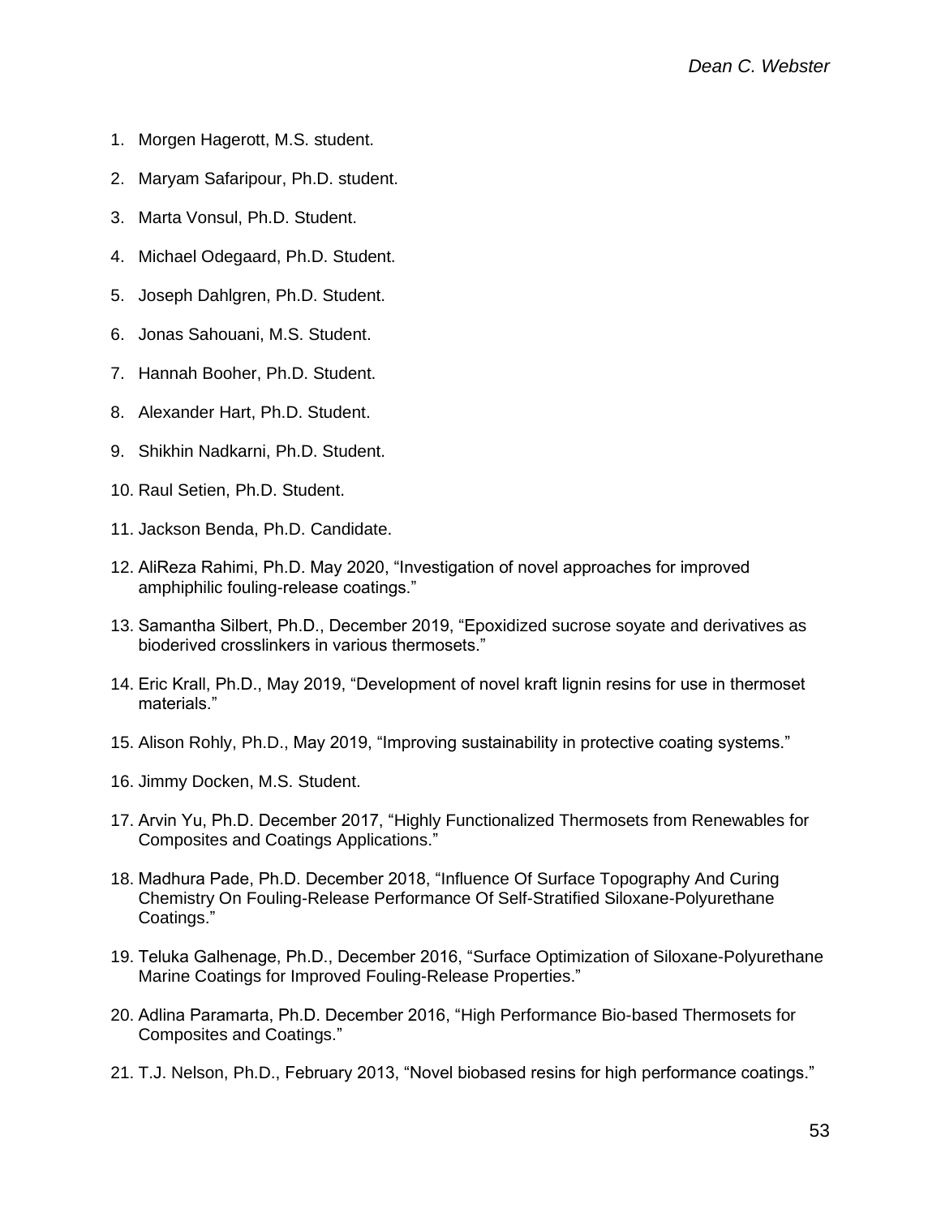1. Morgen Hagerott, M.S. student.
2. Maryam Safaripour, Ph.D. student.
3. Marta Vonsul, Ph.D. Student.
4. Michael Odegaard, Ph.D. Student.
5. Joseph Dahlgren, Ph.D. Student.
6. Jonas Sahouani, M.S. Student.
7. Hannah Booher, Ph.D. Student.
8. Alexander Hart, Ph.D. Student.
9. Shikhin Nadkarni, Ph.D. Student.
10. Raul Setien, Ph.D. Student.
11. Jackson Benda, Ph.D. Candidate.
12. AliReza Rahimi, Ph.D. May 2020, "Investigation of novel approaches for improved amphiphilic fouling-release coatings."
13. Samantha Silbert, Ph.D., December 2019, "Epoxidized sucrose soyate and derivatives as bioderived crosslinkers in various thermosets."
14. Eric Krall, Ph.D., May 2019, "Development of novel kraft lignin resins for use in thermoset materials."
15. Alison Rohly, Ph.D., May 2019, "Improving sustainability in protective coating systems."
16. Jimmy Docken, M.S. Student.
17. Arvin Yu, Ph.D. December 2017, "Highly Functionalized Thermosets from Renewables for Composites and Coatings Applications."
18. Madhura Pade, Ph.D. December 2018, "Influence Of Surface Topography And Curing Chemistry On Fouling-Release Performance Of Self-Stratified Siloxane-Polyurethane Coatings."
19. Teluka Galhenage, Ph.D., December 2016, "Surface Optimization of Siloxane-Polyurethane Marine Coatings for Improved Fouling-Release Properties."
20. Adlina Paramarta, Ph.D. December 2016, "High Performance Bio-based Thermosets for Composites and Coatings."
21. T.J. Nelson, Ph.D., February 2013, "Novel biobased resins for high performance coatings."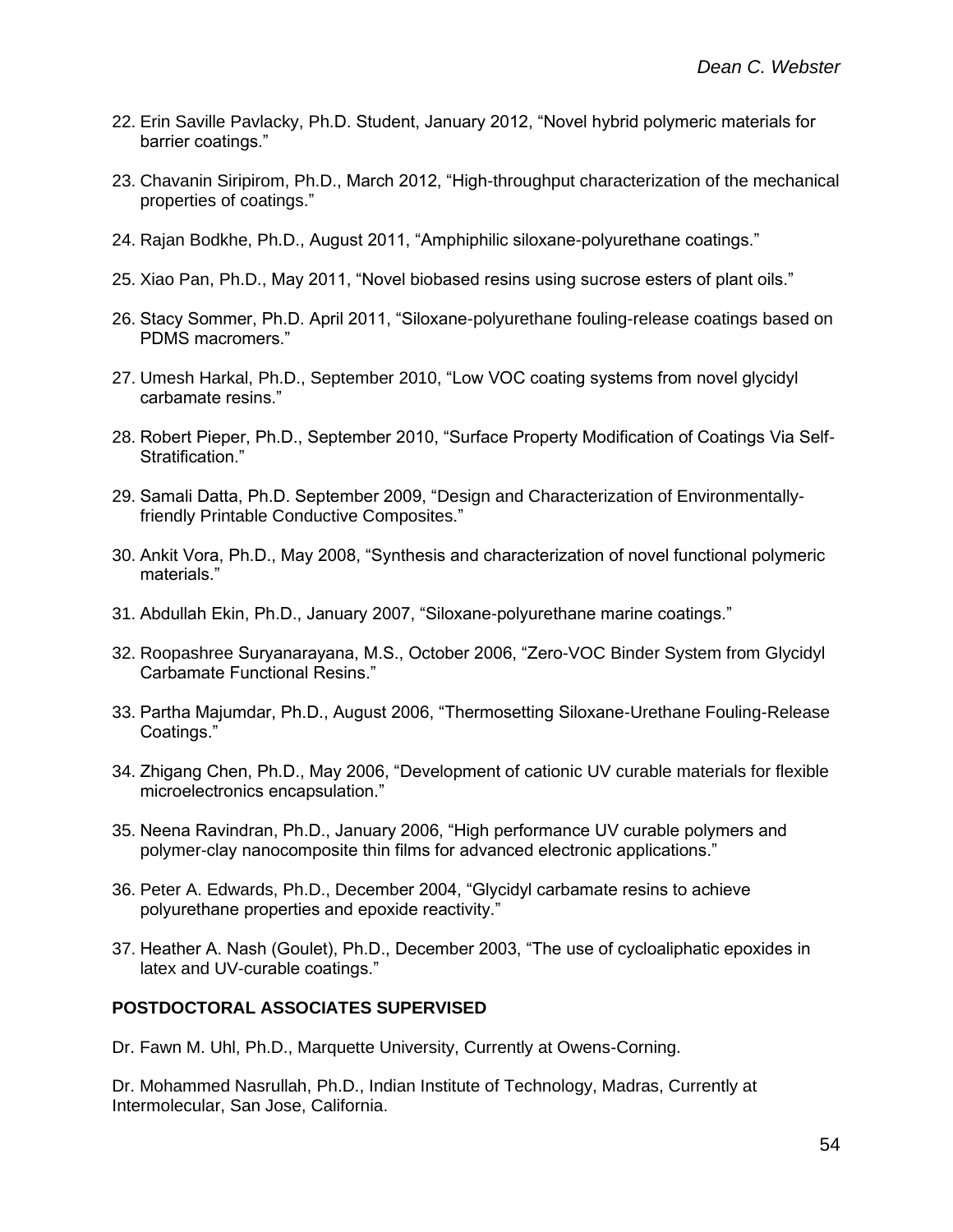22. Erin Saville Pavlacky, Ph.D. Student, January 2012, “Novel hybrid polymeric materials for barrier coatings.”

23. Chavanin Siripirom, Ph.D., March 2012, “High-throughput characterization of the mechanical properties of coatings.”

24. Rajan Bodkhe, Ph.D., August 2011, “Amphiphilic siloxane-polyurethane coatings.”

25. Xiao Pan, Ph.D., May 2011, “Novel biobased resins using sucrose esters of plant oils.”

26. Stacy Sommer, Ph.D. April 2011, “Siloxane-polyurethane fouling-release coatings based on PDMS macromers.”

27. Umesh Harkal, Ph.D., September 2010, “Low VOC coating systems from novel glycidyl carbamate resins.”

28. Robert Pieper, Ph.D., September 2010, “Surface Property Modification of Coatings Via Self-Stratification.”

29. Samali Datta, Ph.D. September 2009, “Design and Characterization of Environmentally-friendly Printable Conductive Composites.”

30. Ankit Vora, Ph.D., May 2008, “Synthesis and characterization of novel functional polymeric materials.”

31. Abdullah Ekin, Ph.D., January 2007, “Siloxane-polyurethane marine coatings.”

32. Roopashree Suryanarayana, M.S., October 2006, “Zero-VOC Binder System from Glycidyl Carbamate Functional Resins.”

33. Partha Majumdar, Ph.D., August 2006, “Thermosetting Siloxane-Urethane Fouling-Release Coatings.”

34. Zhigang Chen, Ph.D., May 2006, “Development of cationic UV curable materials for flexible microelectronics encapsulation.”

35. Neena Ravindran, Ph.D., January 2006, “High performance UV curable polymers and polymer-clay nanocomposite thin films for advanced electronic applications.”

36. Peter A. Edwards, Ph.D., December 2004, “Glycidyl carbamate resins to achieve polyurethane properties and epoxide reactivity.”

37. Heather A. Nash (Goulet), Ph.D., December 2003, “The use of cycloaliphatic epoxides in latex and UV-curable coatings.”

**POSTDOCTORAL ASSOCIATES SUPERVISED**

Dr. Fawn M. Uhl, Ph.D., Marquette University, Currently at Owens-Corning.

Dr. Mohammed Nasrullah, Ph.D., Indian Institute of Technology, Madras, Currently at Intermolecular, San Jose, California.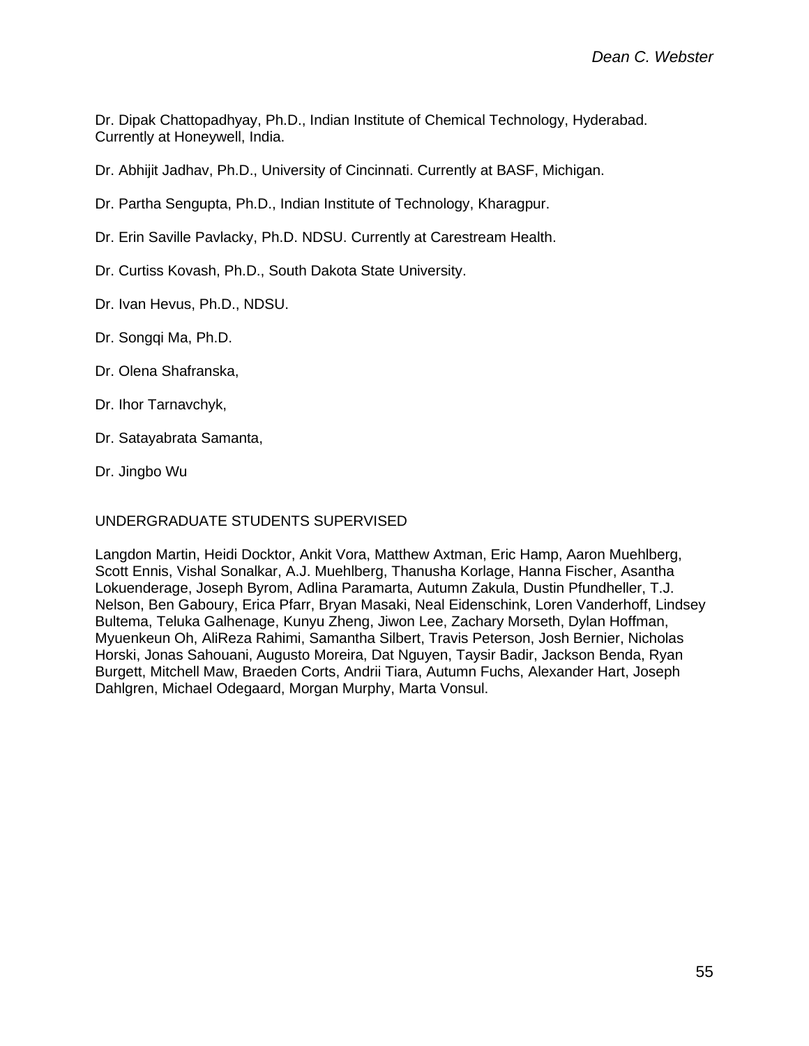Dr. Dipak Chattopadhyay, Ph.D., Indian Institute of Chemical Technology, Hyderabad. Currently at Honeywell, India.

Dr. Abhijit Jadhav, Ph.D., University of Cincinnati. Currently at BASF, Michigan.

Dr. Partha Sengupta, Ph.D., Indian Institute of Technology, Kharagpur.

Dr. Erin Saville Pavlacky, Ph.D. NDSU. Currently at Carestream Health.

Dr. Curtiss Kovash, Ph.D., South Dakota State University.

Dr. Ivan Hevus, Ph.D., NDSU.

Dr. Songqi Ma, Ph.D.

Dr. Olena Shafranska,

Dr. Ihor Tarnavchyk,

Dr. Satayabrata Samanta,

Dr. Jingbo Wu

UNDERGRADUATE STUDENTS SUPERVISED

Langdon Martin, Heidi Docktor, Ankit Vora, Matthew Axtman, Eric Hamp, Aaron Muehlberg, Scott Ennis, Vishal Sonalkar, A.J. Muehlberg, Thanusha Korlage, Hanna Fischer, Asantha Lokuenderage, Joseph Byrom, Adlina Paramarta, Autumn Zakula, Dustin Pfundheller, T.J. Nelson, Ben Gaboury, Erica Pfarr, Bryan Masaki, Neal Eidenschink, Loren Vanderhoff, Lindsey Bultema, Teluka Galhenage, Kunyu Zheng, Jiwon Lee, Zachary Morseth, Dylan Hoffman, Myuenkeun Oh, AliReza Rahimi, Samantha Silbert, Travis Peterson, Josh Bernier, Nicholas Horski, Jonas Sahouani, Augusto Moreira, Dat Nguyen, Taysir Badir, Jackson Benda, Ryan Burgett, Mitchell Maw, Braeden Corts, Andrii Tiara, Autumn Fuchs, Alexander Hart, Joseph Dahlgren, Michael Odegaard, Morgan Murphy, Marta Vonsul.